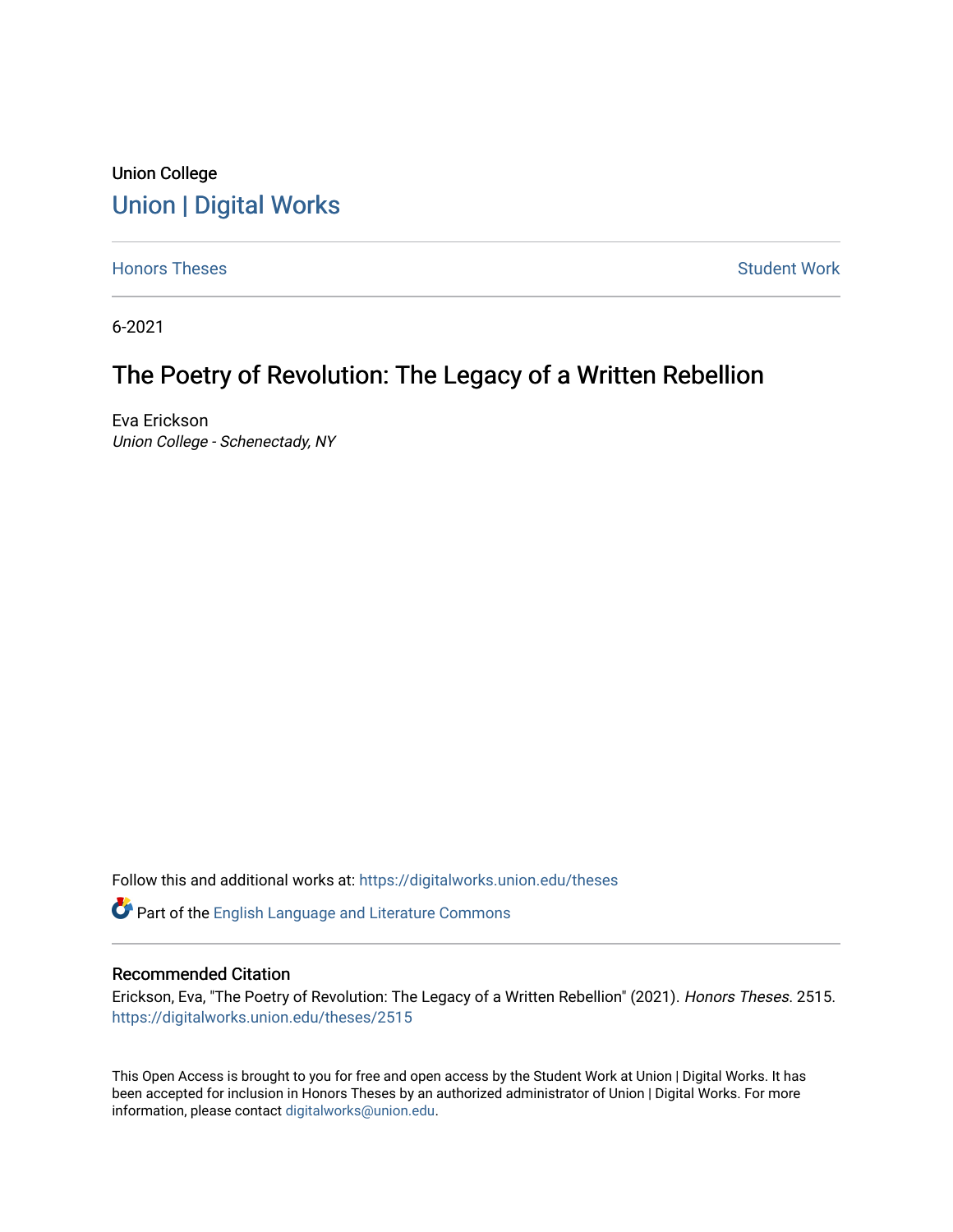Union College

# Union | Digital Works

Honors Theses

Student Work

6-2021

## The Poetry of Revolution: The Legacy of a Written Rebellion

Eva Erickson

*Union College - Schenectady, NY*

Follow this and additional works at: https://digitalworks.union.edu/theses

Part of the English Language and Literature Commons

### Recommended Citation

Erickson, Eva, "The Poetry of Revolution: The Legacy of a Written Rebellion" (2021). *Honors Theses*. 2515.
https://digitalworks.union.edu/theses/2515

This Open Access is brought to you for free and open access by the Student Work at Union | Digital Works. It has been accepted for inclusion in Honors Theses by an authorized administrator of Union | Digital Works. For more information, please contact digitalworks@union.edu.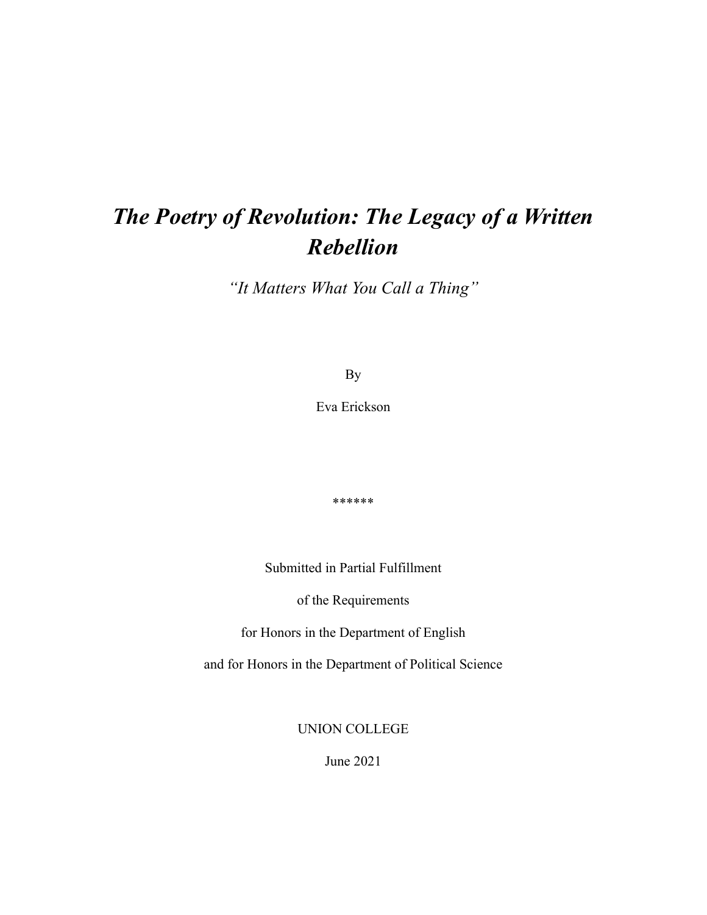# *The Poetry of Revolution: The Legacy of a Written Rebellion*

*"It Matters What You Call a Thing"*

By

Eva Erickson

******

Submitted in Partial Fulfillment

of the Requirements

for Honors in the Department of English

and for Honors in the Department of Political Science

UNION COLLEGE

June 2021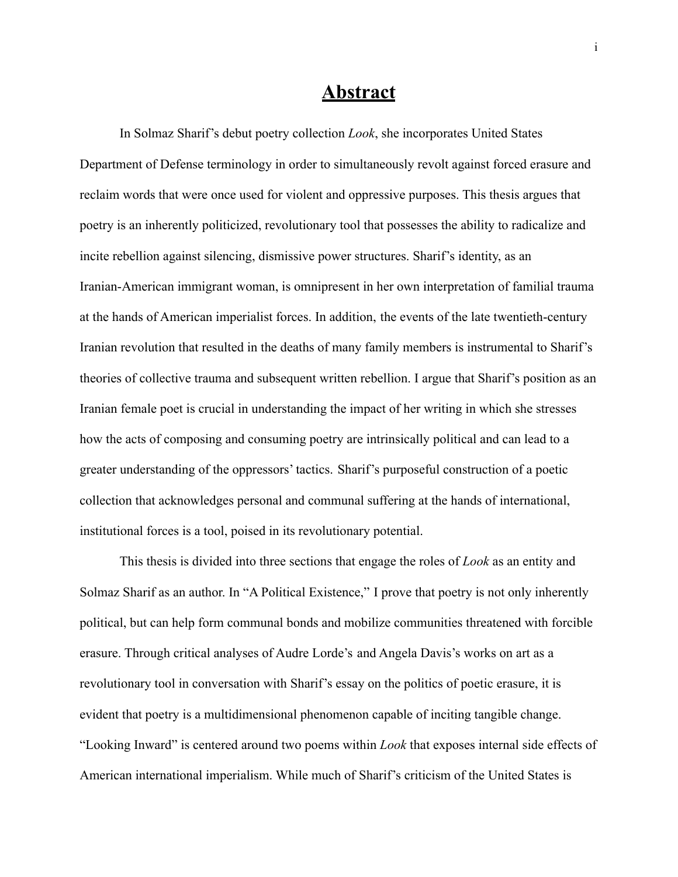# Abstract

In Solmaz Sharif's debut poetry collection *Look*, she incorporates United States Department of Defense terminology in order to simultaneously revolt against forced erasure and reclaim words that were once used for violent and oppressive purposes. This thesis argues that poetry is an inherently politicized, revolutionary tool that possesses the ability to radicalize and incite rebellion against silencing, dismissive power structures. Sharif's identity, as an Iranian-American immigrant woman, is omnipresent in her own interpretation of familial trauma at the hands of American imperialist forces. In addition, the events of the late twentieth-century Iranian revolution that resulted in the deaths of many family members is instrumental to Sharif's theories of collective trauma and subsequent written rebellion. I argue that Sharif's position as an Iranian female poet is crucial in understanding the impact of her writing in which she stresses how the acts of composing and consuming poetry are intrinsically political and can lead to a greater understanding of the oppressors' tactics. Sharif's purposeful construction of a poetic collection that acknowledges personal and communal suffering at the hands of international, institutional forces is a tool, poised in its revolutionary potential.

This thesis is divided into three sections that engage the roles of *Look* as an entity and Solmaz Sharif as an author. In "A Political Existence," I prove that poetry is not only inherently political, but can help form communal bonds and mobilize communities threatened with forcible erasure. Through critical analyses of Audre Lorde's and Angela Davis's works on art as a revolutionary tool in conversation with Sharif's essay on the politics of poetic erasure, it is evident that poetry is a multidimensional phenomenon capable of inciting tangible change. "Looking Inward" is centered around two poems within *Look* that exposes internal side effects of American international imperialism. While much of Sharif's criticism of the United States is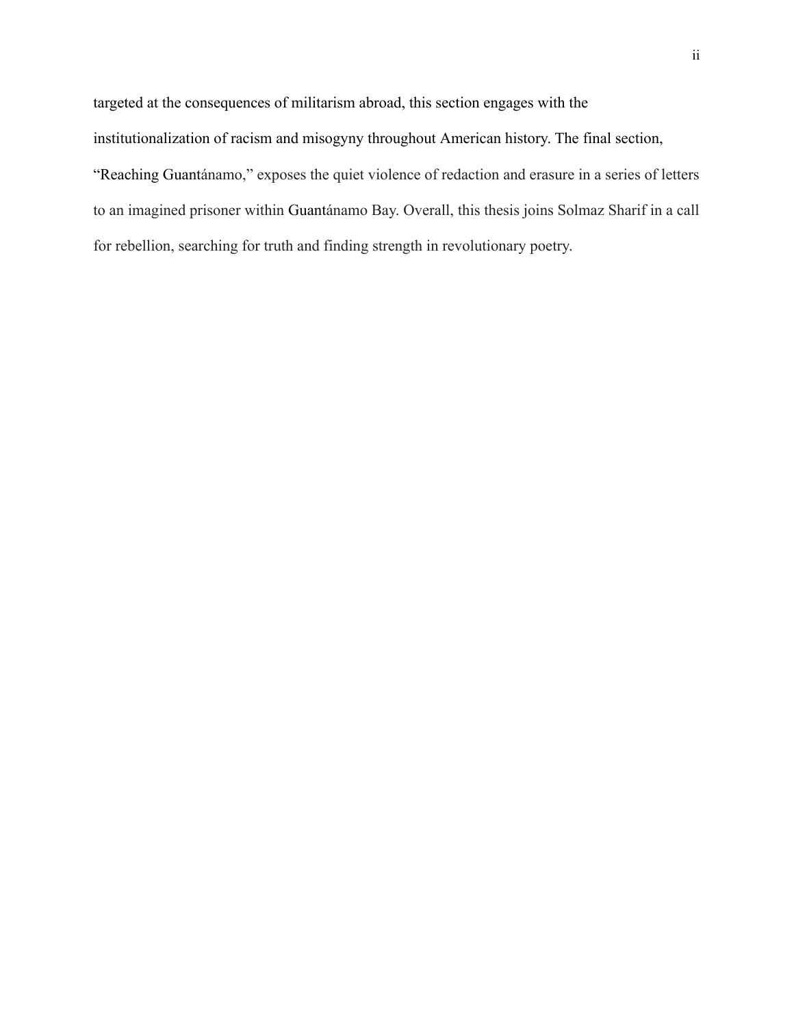targeted at the consequences of militarism abroad, this section engages with the institutionalization of racism and misogyny throughout American history. The final section, "Reaching Guantánamo," exposes the quiet violence of redaction and erasure in a series of letters to an imagined prisoner within Guantánamo Bay. Overall, this thesis joins Solmaz Sharif in a call for rebellion, searching for truth and finding strength in revolutionary poetry.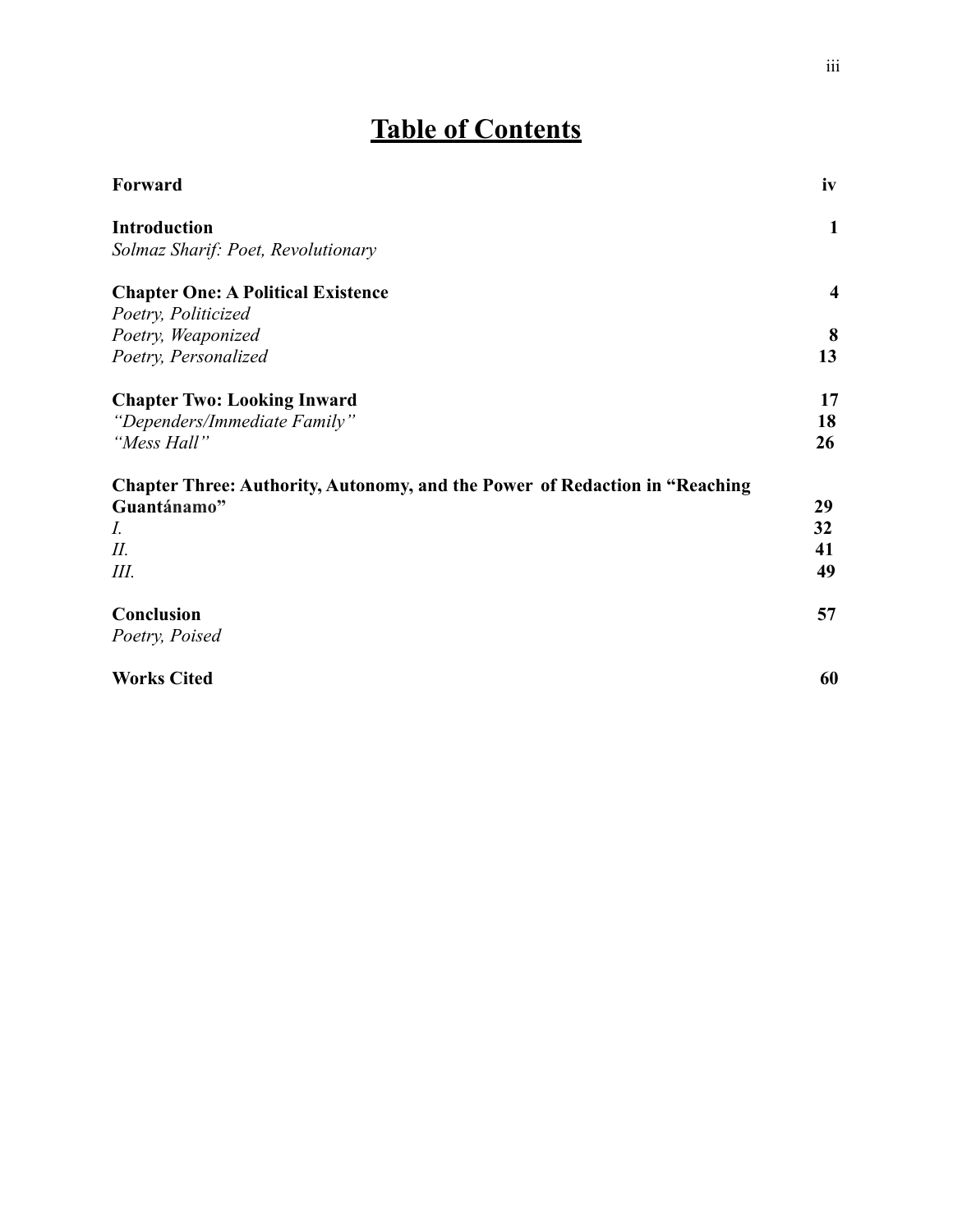# Table of Contents

| | |
|---|---|
| **Forward** | **iv** |
| **Introduction** | **1** |
| *Solmaz Sharif: Poet, Revolutionary* | |
| **Chapter One: A Political Existence** | **4** |
| *Poetry, Politicized* | |
| *Poetry, Weaponized* | **8** |
| *Poetry, Personalized* | **13** |
| **Chapter Two: Looking Inward** | **17** |
| *"Dependers/Immediate Family"* | **18** |
| *"Mess Hall"* | **26** |
| **Chapter Three: Authority, Autonomy, and the Power of Redaction in "Reaching Guantánamo"** | **29** |
| *I.* | **32** |
| *II.* | **41** |
| *III.* | **49** |
| **Conclusion** | **57** |
| *Poetry, Poised* | |
| **Works Cited** | **60** |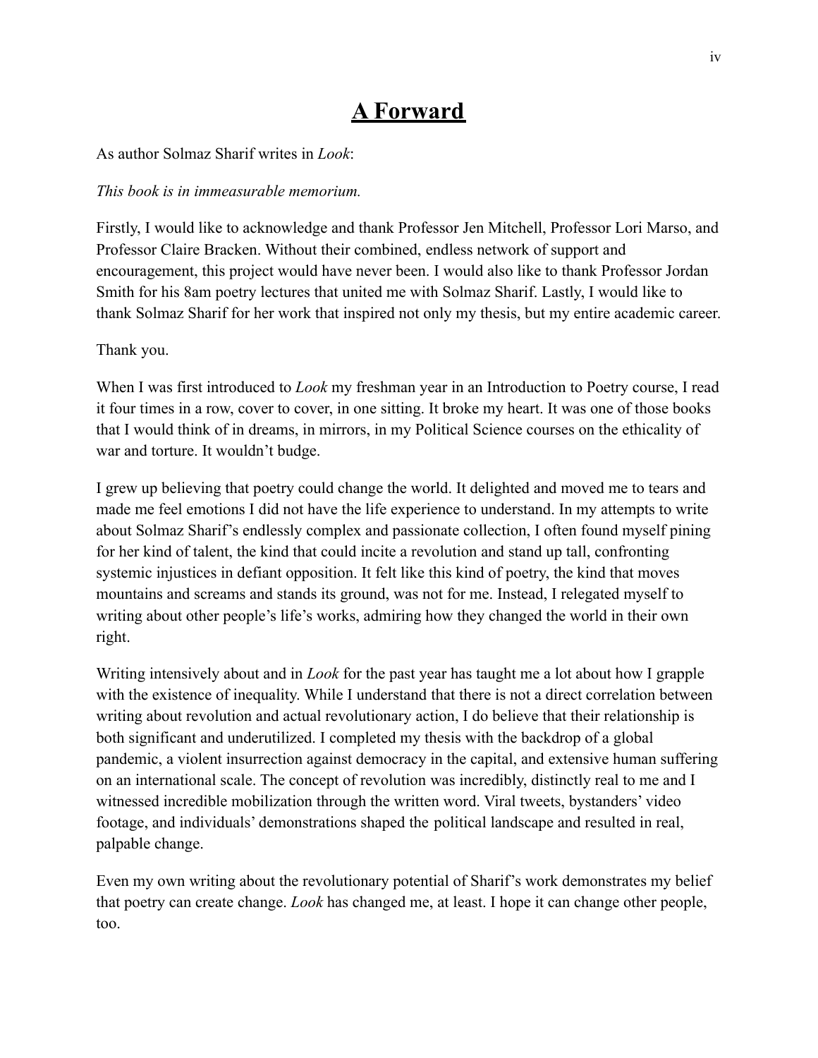# A Forward

As author Solmaz Sharif writes in *Look*:

*This book is in immeasurable memorium.*

Firstly, I would like to acknowledge and thank Professor Jen Mitchell, Professor Lori Marso, and Professor Claire Bracken. Without their combined, endless network of support and encouragement, this project would have never been. I would also like to thank Professor Jordan Smith for his 8am poetry lectures that united me with Solmaz Sharif. Lastly, I would like to thank Solmaz Sharif for her work that inspired not only my thesis, but my entire academic career.

Thank you.

When I was first introduced to *Look* my freshman year in an Introduction to Poetry course, I read it four times in a row, cover to cover, in one sitting. It broke my heart. It was one of those books that I would think of in dreams, in mirrors, in my Political Science courses on the ethicality of war and torture. It wouldn't budge.

I grew up believing that poetry could change the world. It delighted and moved me to tears and made me feel emotions I did not have the life experience to understand. In my attempts to write about Solmaz Sharif's endlessly complex and passionate collection, I often found myself pining for her kind of talent, the kind that could incite a revolution and stand up tall, confronting systemic injustices in defiant opposition. It felt like this kind of poetry, the kind that moves mountains and screams and stands its ground, was not for me. Instead, I relegated myself to writing about other people's life's works, admiring how they changed the world in their own right.

Writing intensively about and in *Look* for the past year has taught me a lot about how I grapple with the existence of inequality. While I understand that there is not a direct correlation between writing about revolution and actual revolutionary action, I do believe that their relationship is both significant and underutilized. I completed my thesis with the backdrop of a global pandemic, a violent insurrection against democracy in the capital, and extensive human suffering on an international scale. The concept of revolution was incredibly, distinctly real to me and I witnessed incredible mobilization through the written word. Viral tweets, bystanders' video footage, and individuals' demonstrations shaped the political landscape and resulted in real, palpable change.

Even my own writing about the revolutionary potential of Sharif's work demonstrates my belief that poetry can create change. *Look* has changed me, at least. I hope it can change other people, too.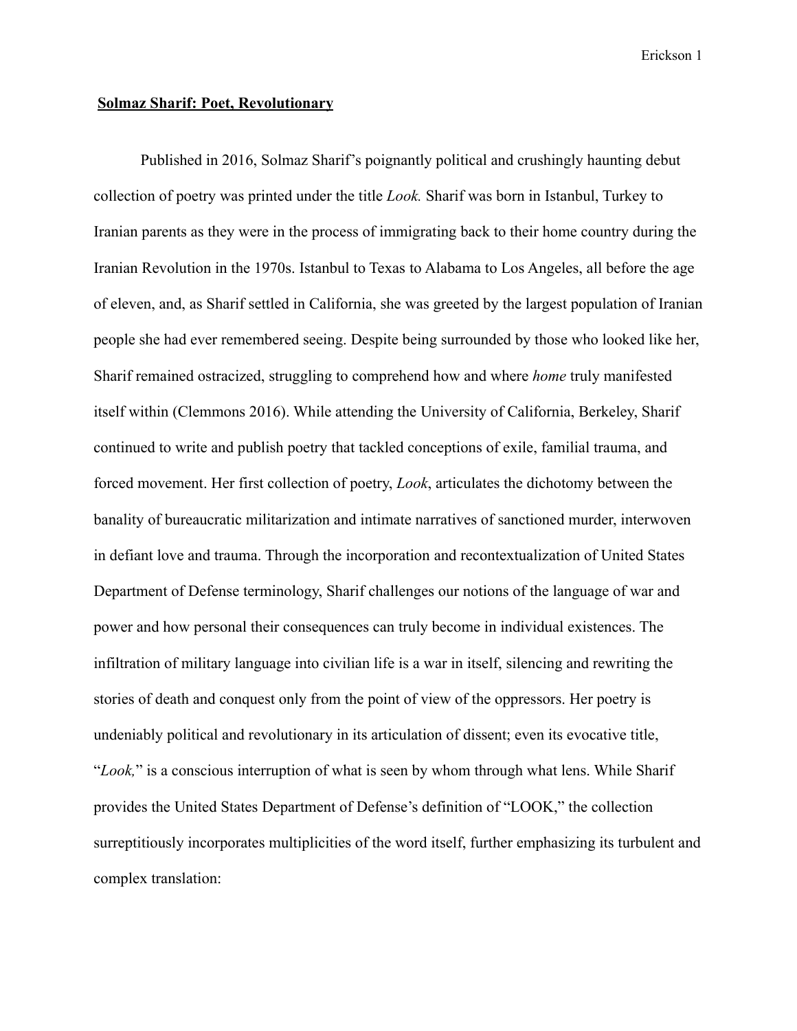**Solmaz Sharif: Poet, Revolutionary**

Published in 2016, Solmaz Sharif's poignantly political and crushingly haunting debut collection of poetry was printed under the title *Look.* Sharif was born in Istanbul, Turkey to Iranian parents as they were in the process of immigrating back to their home country during the Iranian Revolution in the 1970s. Istanbul to Texas to Alabama to Los Angeles, all before the age of eleven, and, as Sharif settled in California, she was greeted by the largest population of Iranian people she had ever remembered seeing. Despite being surrounded by those who looked like her, Sharif remained ostracized, struggling to comprehend how and where *home* truly manifested itself within (Clemmons 2016). While attending the University of California, Berkeley, Sharif continued to write and publish poetry that tackled conceptions of exile, familial trauma, and forced movement. Her first collection of poetry, *Look*, articulates the dichotomy between the banality of bureaucratic militarization and intimate narratives of sanctioned murder, interwoven in defiant love and trauma. Through the incorporation and recontextualization of United States Department of Defense terminology, Sharif challenges our notions of the language of war and power and how personal their consequences can truly become in individual existences. The infiltration of military language into civilian life is a war in itself, silencing and rewriting the stories of death and conquest only from the point of view of the oppressors. Her poetry is undeniably political and revolutionary in its articulation of dissent; even its evocative title, "*Look,*" is a conscious interruption of what is seen by whom through what lens. While Sharif provides the United States Department of Defense's definition of "LOOK," the collection surreptitiously incorporates multiplicities of the word itself, further emphasizing its turbulent and complex translation: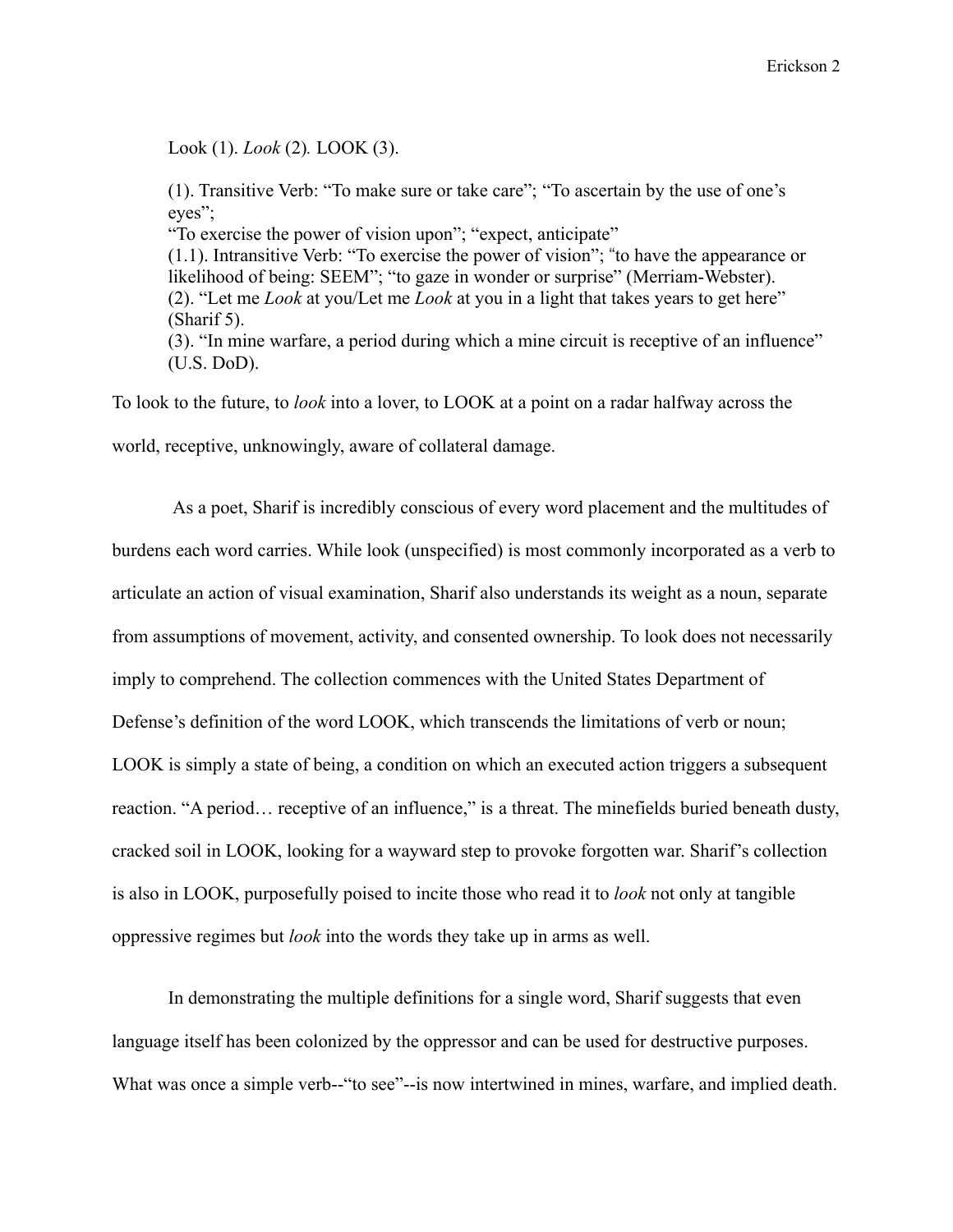Look (1). *Look* (2). LOOK (3).

> (1). Transitive Verb: "To make sure or take care"; "To ascertain by the use of one's eyes";
> "To exercise the power of vision upon"; "expect, anticipate"
> (1.1). Intransitive Verb: "To exercise the power of vision"; "to have the appearance or likelihood of being: SEEM"; "to gaze in wonder or surprise" (Merriam-Webster).
> (2). "Let me *Look* at you/Let me *Look* at you in a light that takes years to get here" (Sharif 5).
> (3). "In mine warfare, a period during which a mine circuit is receptive of an influence" (U.S. DoD).

To look to the future, to *look* into a lover, to LOOK at a point on a radar halfway across the world, receptive, unknowingly, aware of collateral damage.

As a poet, Sharif is incredibly conscious of every word placement and the multitudes of burdens each word carries. While look (unspecified) is most commonly incorporated as a verb to articulate an action of visual examination, Sharif also understands its weight as a noun, separate from assumptions of movement, activity, and consented ownership. To look does not necessarily imply to comprehend. The collection commences with the United States Department of Defense's definition of the word LOOK, which transcends the limitations of verb or noun; LOOK is simply a state of being, a condition on which an executed action triggers a subsequent reaction. "A period… receptive of an influence," is a threat. The minefields buried beneath dusty, cracked soil in LOOK, looking for a wayward step to provoke forgotten war. Sharif's collection is also in LOOK, purposefully poised to incite those who read it to *look* not only at tangible oppressive regimes but *look* into the words they take up in arms as well.

In demonstrating the multiple definitions for a single word, Sharif suggests that even language itself has been colonized by the oppressor and can be used for destructive purposes. What was once a simple verb--"to see"--is now intertwined in mines, warfare, and implied death.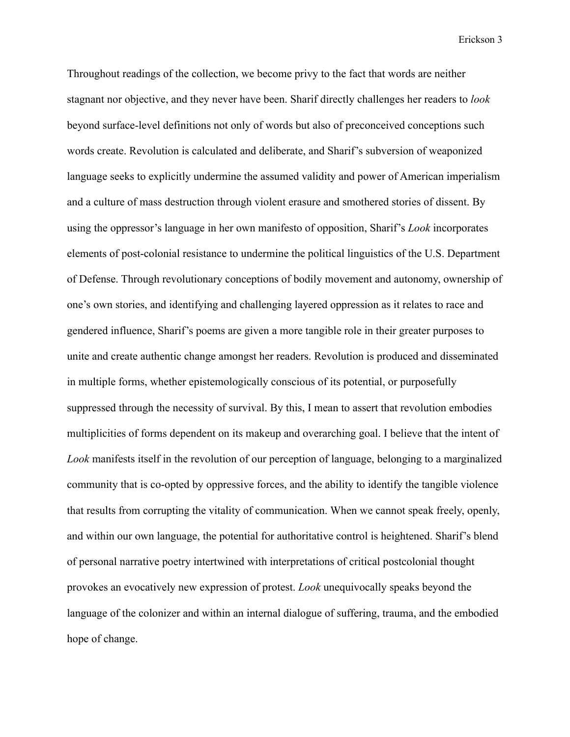Throughout readings of the collection, we become privy to the fact that words are neither stagnant nor objective, and they never have been. Sharif directly challenges her readers to *look* beyond surface-level definitions not only of words but also of preconceived conceptions such words create. Revolution is calculated and deliberate, and Sharif's subversion of weaponized language seeks to explicitly undermine the assumed validity and power of American imperialism and a culture of mass destruction through violent erasure and smothered stories of dissent. By using the oppressor's language in her own manifesto of opposition, Sharif's *Look* incorporates elements of post-colonial resistance to undermine the political linguistics of the U.S. Department of Defense. Through revolutionary conceptions of bodily movement and autonomy, ownership of one's own stories, and identifying and challenging layered oppression as it relates to race and gendered influence, Sharif's poems are given a more tangible role in their greater purposes to unite and create authentic change amongst her readers. Revolution is produced and disseminated in multiple forms, whether epistemologically conscious of its potential, or purposefully suppressed through the necessity of survival. By this, I mean to assert that revolution embodies multiplicities of forms dependent on its makeup and overarching goal. I believe that the intent of *Look* manifests itself in the revolution of our perception of language, belonging to a marginalized community that is co-opted by oppressive forces, and the ability to identify the tangible violence that results from corrupting the vitality of communication. When we cannot speak freely, openly, and within our own language, the potential for authoritative control is heightened. Sharif's blend of personal narrative poetry intertwined with interpretations of critical postcolonial thought provokes an evocatively new expression of protest. *Look* unequivocally speaks beyond the language of the colonizer and within an internal dialogue of suffering, trauma, and the embodied hope of change.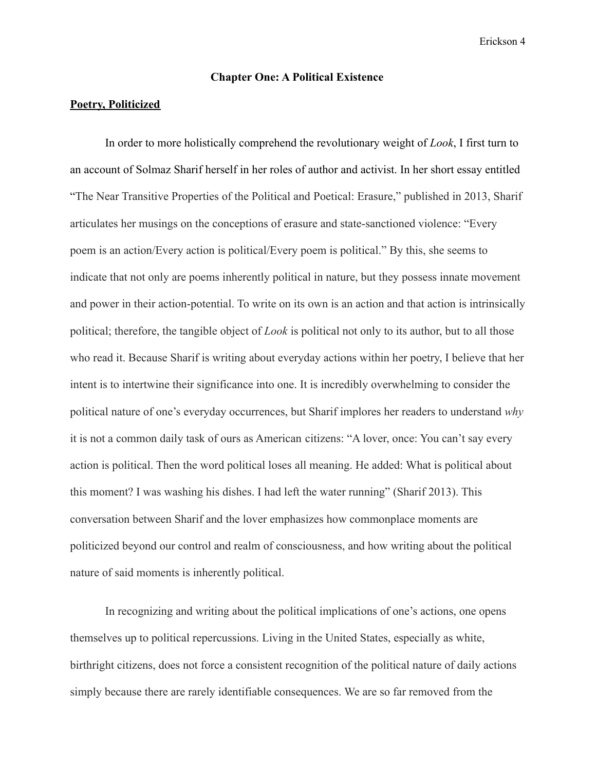## Chapter One: A Political Existence

### <u>Poetry, Politicized</u>

In order to more holistically comprehend the revolutionary weight of *Look*, I first turn to an account of Solmaz Sharif herself in her roles of author and activist. In her short essay entitled "The Near Transitive Properties of the Political and Poetical: Erasure," published in 2013, Sharif articulates her musings on the conceptions of erasure and state-sanctioned violence: "Every poem is an action/Every action is political/Every poem is political." By this, she seems to indicate that not only are poems inherently political in nature, but they possess innate movement and power in their action-potential. To write on its own is an action and that action is intrinsically political; therefore, the tangible object of *Look* is political not only to its author, but to all those who read it. Because Sharif is writing about everyday actions within her poetry, I believe that her intent is to intertwine their significance into one. It is incredibly overwhelming to consider the political nature of one's everyday occurrences, but Sharif implores her readers to understand *why* it is not a common daily task of ours as American citizens: "A lover, once: You can't say every action is political. Then the word political loses all meaning. He added: What is political about this moment? I was washing his dishes. I had left the water running" (Sharif 2013). This conversation between Sharif and the lover emphasizes how commonplace moments are politicized beyond our control and realm of consciousness, and how writing about the political nature of said moments is inherently political.

In recognizing and writing about the political implications of one's actions, one opens themselves up to political repercussions. Living in the United States, especially as white, birthright citizens, does not force a consistent recognition of the political nature of daily actions simply because there are rarely identifiable consequences. We are so far removed from the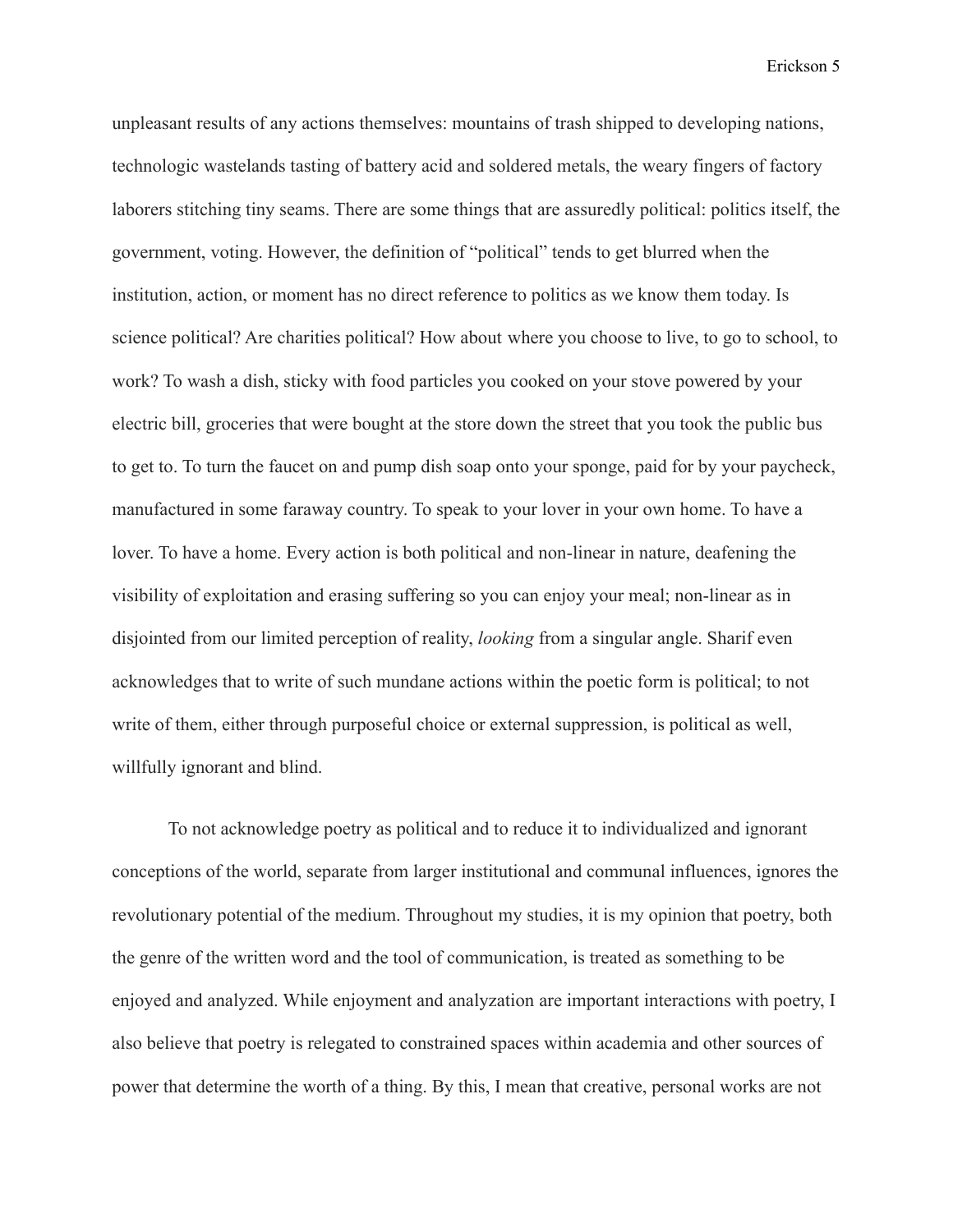unpleasant results of any actions themselves: mountains of trash shipped to developing nations, technologic wastelands tasting of battery acid and soldered metals, the weary fingers of factory laborers stitching tiny seams. There are some things that are assuredly political: politics itself, the government, voting. However, the definition of "political" tends to get blurred when the institution, action, or moment has no direct reference to politics as we know them today. Is science political? Are charities political? How about where you choose to live, to go to school, to work? To wash a dish, sticky with food particles you cooked on your stove powered by your electric bill, groceries that were bought at the store down the street that you took the public bus to get to. To turn the faucet on and pump dish soap onto your sponge, paid for by your paycheck, manufactured in some faraway country. To speak to your lover in your own home. To have a lover. To have a home. Every action is both political and non-linear in nature, deafening the visibility of exploitation and erasing suffering so you can enjoy your meal; non-linear as in disjointed from our limited perception of reality, *looking* from a singular angle. Sharif even acknowledges that to write of such mundane actions within the poetic form is political; to not write of them, either through purposeful choice or external suppression, is political as well, willfully ignorant and blind.

To not acknowledge poetry as political and to reduce it to individualized and ignorant conceptions of the world, separate from larger institutional and communal influences, ignores the revolutionary potential of the medium. Throughout my studies, it is my opinion that poetry, both the genre of the written word and the tool of communication, is treated as something to be enjoyed and analyzed. While enjoyment and analyzation are important interactions with poetry, I also believe that poetry is relegated to constrained spaces within academia and other sources of power that determine the worth of a thing. By this, I mean that creative, personal works are not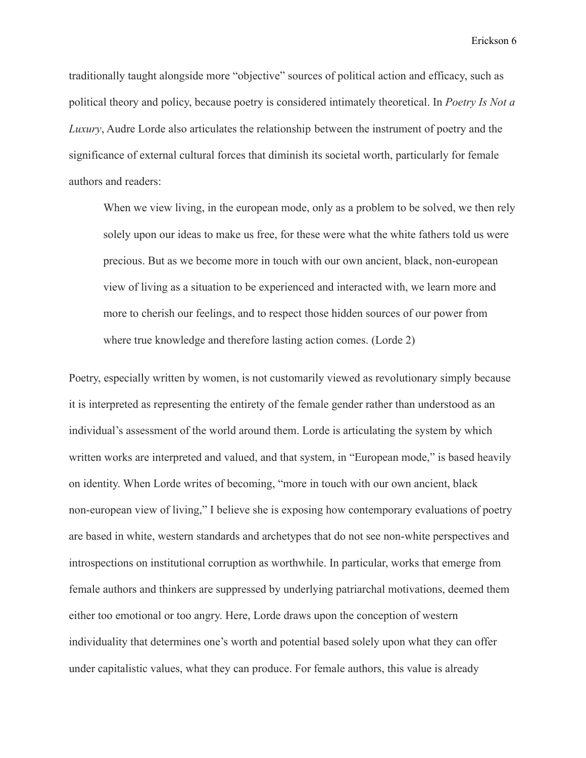traditionally taught alongside more "objective" sources of political action and efficacy, such as political theory and policy, because poetry is considered intimately theoretical. In *Poetry Is Not a Luxury*, Audre Lorde also articulates the relationship between the instrument of poetry and the significance of external cultural forces that diminish its societal worth, particularly for female authors and readers:

> When we view living, in the european mode, only as a problem to be solved, we then rely solely upon our ideas to make us free, for these were what the white fathers told us were precious. But as we become more in touch with our own ancient, black, non-european view of living as a situation to be experienced and interacted with, we learn more and more to cherish our feelings, and to respect those hidden sources of our power from where true knowledge and therefore lasting action comes. (Lorde 2)

Poetry, especially written by women, is not customarily viewed as revolutionary simply because it is interpreted as representing the entirety of the female gender rather than understood as an individual's assessment of the world around them. Lorde is articulating the system by which written works are interpreted and valued, and that system, in "European mode," is based heavily on identity. When Lorde writes of becoming, "more in touch with our own ancient, black non-european view of living," I believe she is exposing how contemporary evaluations of poetry are based in white, western standards and archetypes that do not see non-white perspectives and introspections on institutional corruption as worthwhile. In particular, works that emerge from female authors and thinkers are suppressed by underlying patriarchal motivations, deemed them either too emotional or too angry. Here, Lorde draws upon the conception of western individuality that determines one's worth and potential based solely upon what they can offer under capitalistic values, what they can produce. For female authors, this value is already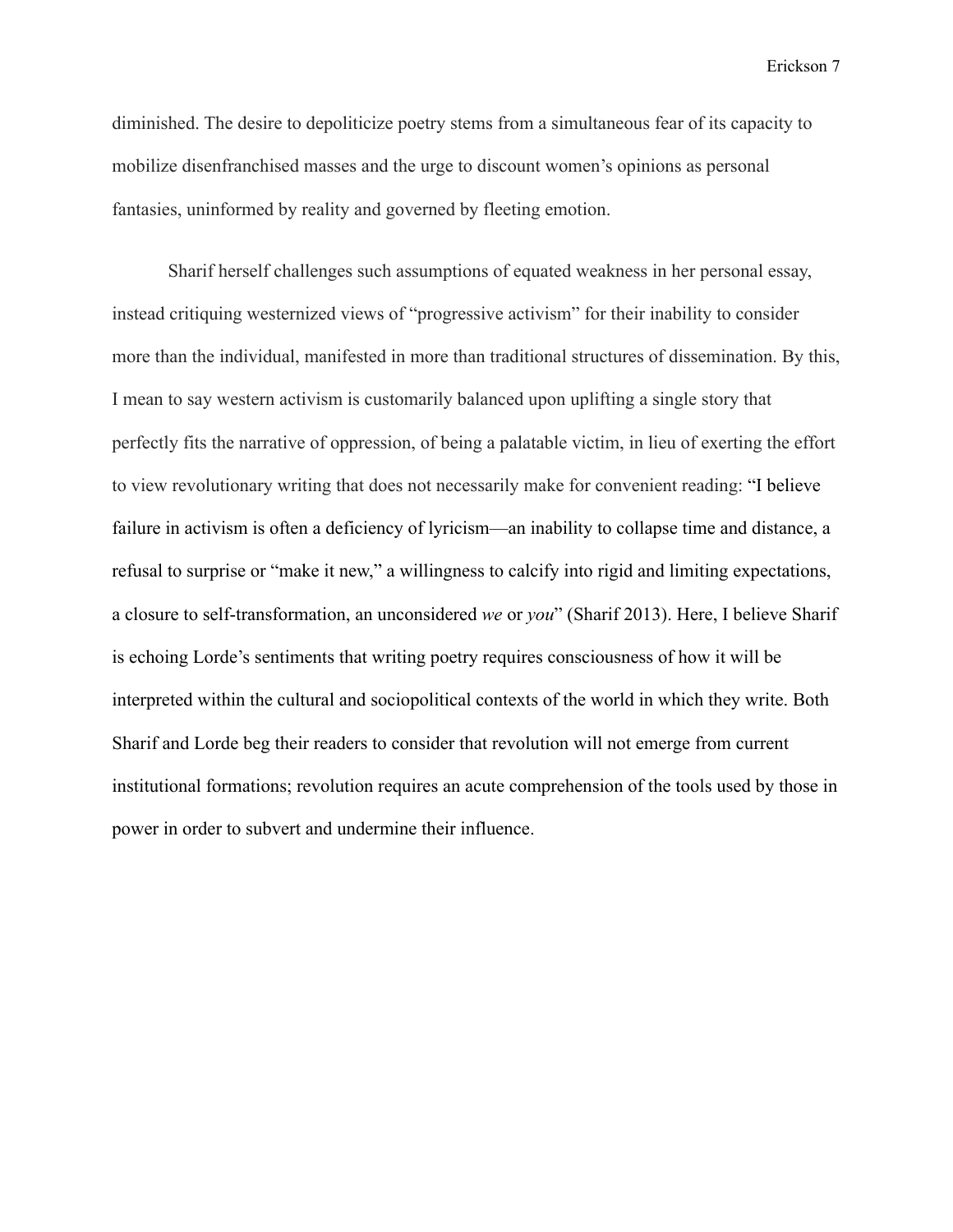diminished. The desire to depoliticize poetry stems from a simultaneous fear of its capacity to mobilize disenfranchised masses and the urge to discount women's opinions as personal fantasies, uninformed by reality and governed by fleeting emotion.

Sharif herself challenges such assumptions of equated weakness in her personal essay, instead critiquing westernized views of "progressive activism" for their inability to consider more than the individual, manifested in more than traditional structures of dissemination. By this, I mean to say western activism is customarily balanced upon uplifting a single story that perfectly fits the narrative of oppression, of being a palatable victim, in lieu of exerting the effort to view revolutionary writing that does not necessarily make for convenient reading: "I believe failure in activism is often a deficiency of lyricism—an inability to collapse time and distance, a refusal to surprise or "make it new," a willingness to calcify into rigid and limiting expectations, a closure to self-transformation, an unconsidered *we* or *you*" (Sharif 2013). Here, I believe Sharif is echoing Lorde's sentiments that writing poetry requires consciousness of how it will be interpreted within the cultural and sociopolitical contexts of the world in which they write. Both Sharif and Lorde beg their readers to consider that revolution will not emerge from current institutional formations; revolution requires an acute comprehension of the tools used by those in power in order to subvert and undermine their influence.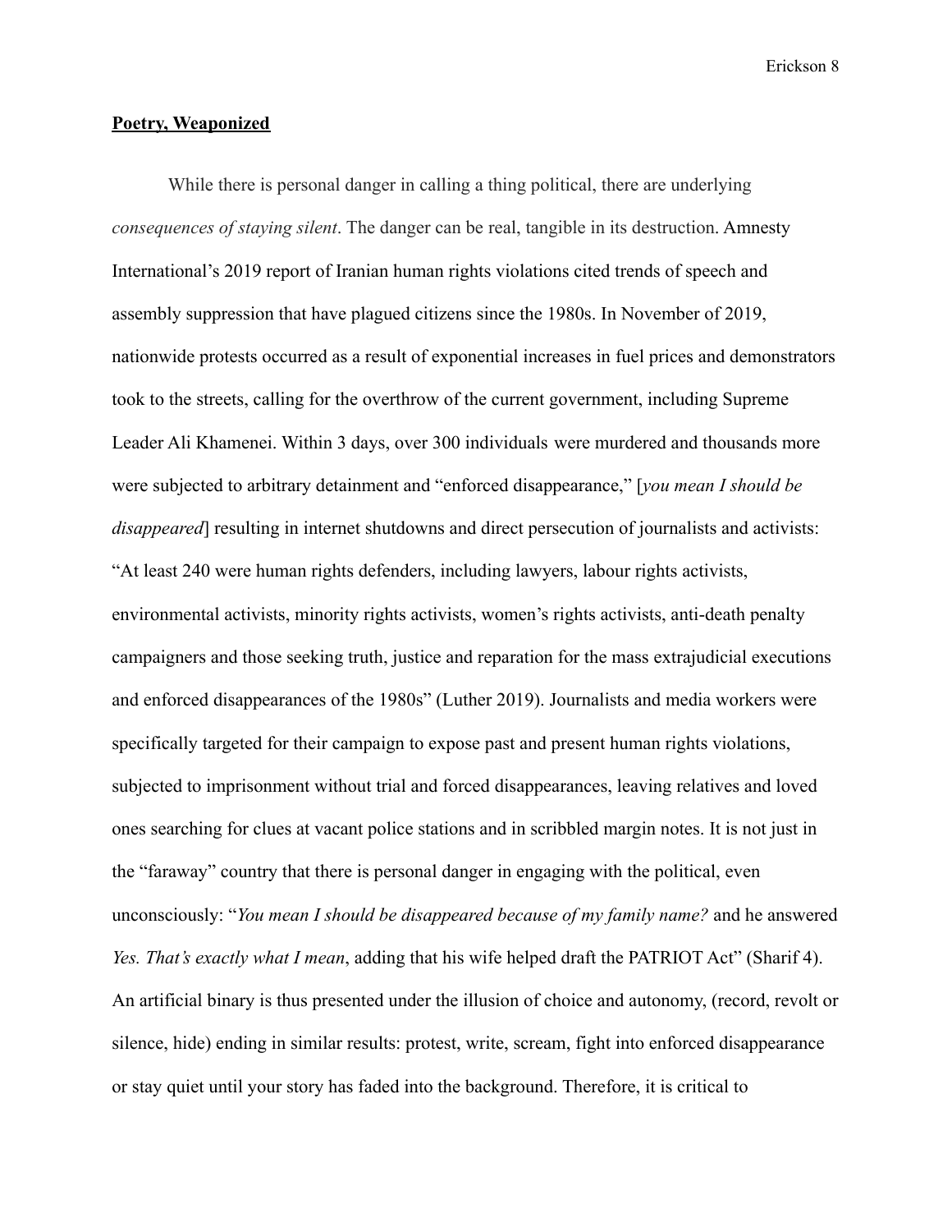**Poetry, Weaponized**

While there is personal danger in calling a thing political, there are underlying *consequences of staying silent*. The danger can be real, tangible in its destruction. Amnesty International's 2019 report of Iranian human rights violations cited trends of speech and assembly suppression that have plagued citizens since the 1980s. In November of 2019, nationwide protests occurred as a result of exponential increases in fuel prices and demonstrators took to the streets, calling for the overthrow of the current government, including Supreme Leader Ali Khamenei. Within 3 days, over 300 individuals were murdered and thousands more were subjected to arbitrary detainment and "enforced disappearance," [*you mean I should be disappeared*] resulting in internet shutdowns and direct persecution of journalists and activists: "At least 240 were human rights defenders, including lawyers, labour rights activists, environmental activists, minority rights activists, women's rights activists, anti-death penalty campaigners and those seeking truth, justice and reparation for the mass extrajudicial executions and enforced disappearances of the 1980s" (Luther 2019). Journalists and media workers were specifically targeted for their campaign to expose past and present human rights violations, subjected to imprisonment without trial and forced disappearances, leaving relatives and loved ones searching for clues at vacant police stations and in scribbled margin notes. It is not just in the "faraway" country that there is personal danger in engaging with the political, even unconsciously: "*You mean I should be disappeared because of my family name?* and he answered *Yes. That's exactly what I mean*, adding that his wife helped draft the PATRIOT Act" (Sharif 4). An artificial binary is thus presented under the illusion of choice and autonomy, (record, revolt or silence, hide) ending in similar results: protest, write, scream, fight into enforced disappearance or stay quiet until your story has faded into the background. Therefore, it is critical to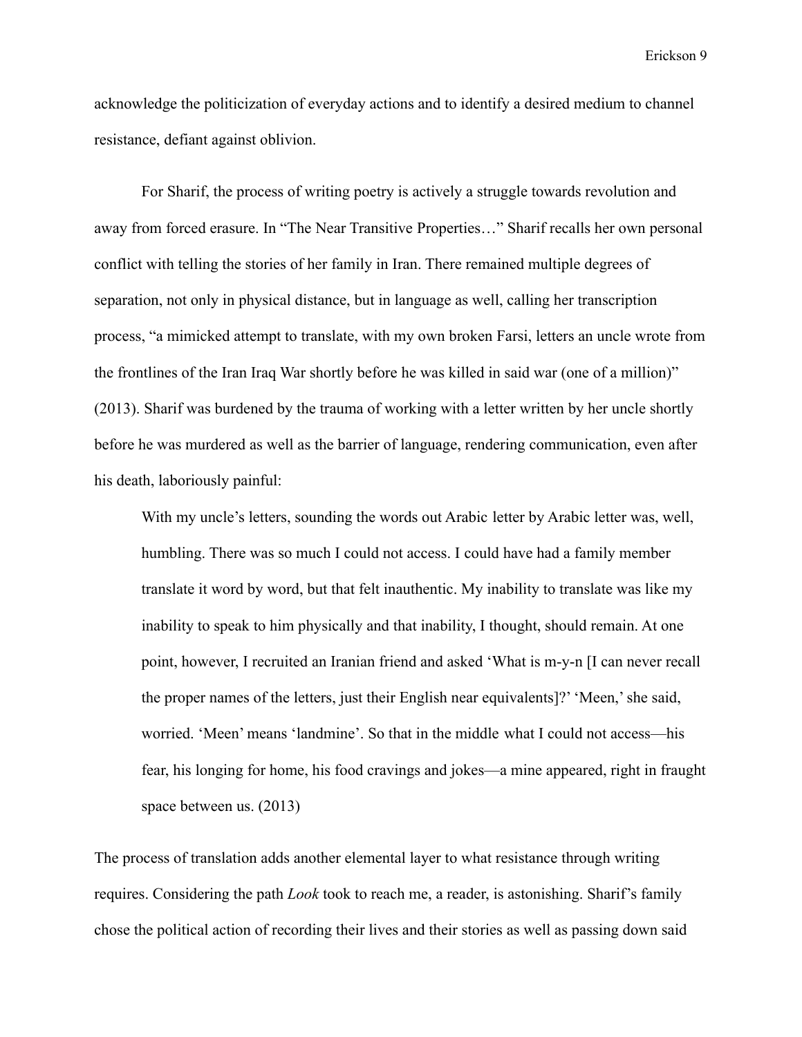acknowledge the politicization of everyday actions and to identify a desired medium to channel resistance, defiant against oblivion.

For Sharif, the process of writing poetry is actively a struggle towards revolution and away from forced erasure. In "The Near Transitive Properties…" Sharif recalls her own personal conflict with telling the stories of her family in Iran. There remained multiple degrees of separation, not only in physical distance, but in language as well, calling her transcription process, "a mimicked attempt to translate, with my own broken Farsi, letters an uncle wrote from the frontlines of the Iran Iraq War shortly before he was killed in said war (one of a million)" (2013). Sharif was burdened by the trauma of working with a letter written by her uncle shortly before he was murdered as well as the barrier of language, rendering communication, even after his death, laboriously painful:

> With my uncle's letters, sounding the words out Arabic letter by Arabic letter was, well, humbling. There was so much I could not access. I could have had a family member translate it word by word, but that felt inauthentic. My inability to translate was like my inability to speak to him physically and that inability, I thought, should remain. At one point, however, I recruited an Iranian friend and asked 'What is m-y-n [I can never recall the proper names of the letters, just their English near equivalents]?' 'Meen,' she said, worried. 'Meen' means 'landmine'. So that in the middle what I could not access—his fear, his longing for home, his food cravings and jokes—a mine appeared, right in fraught space between us. (2013)

The process of translation adds another elemental layer to what resistance through writing requires. Considering the path *Look* took to reach me, a reader, is astonishing. Sharif's family chose the political action of recording their lives and their stories as well as passing down said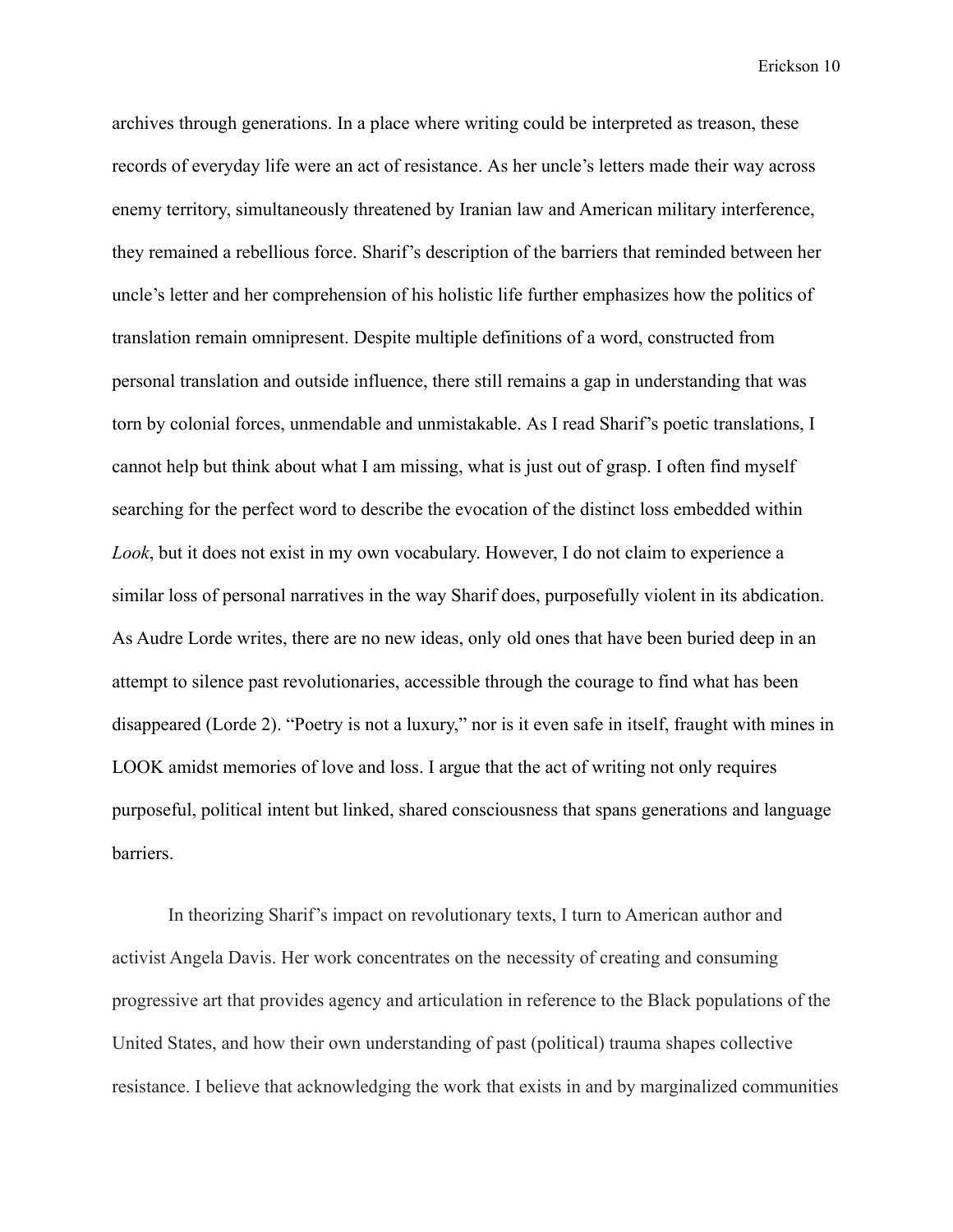archives through generations. In a place where writing could be interpreted as treason, these records of everyday life were an act of resistance. As her uncle's letters made their way across enemy territory, simultaneously threatened by Iranian law and American military interference, they remained a rebellious force. Sharif's description of the barriers that reminded between her uncle's letter and her comprehension of his holistic life further emphasizes how the politics of translation remain omnipresent. Despite multiple definitions of a word, constructed from personal translation and outside influence, there still remains a gap in understanding that was torn by colonial forces, unmendable and unmistakable. As I read Sharif's poetic translations, I cannot help but think about what I am missing, what is just out of grasp. I often find myself searching for the perfect word to describe the evocation of the distinct loss embedded within *Look*, but it does not exist in my own vocabulary. However, I do not claim to experience a similar loss of personal narratives in the way Sharif does, purposefully violent in its abdication. As Audre Lorde writes, there are no new ideas, only old ones that have been buried deep in an attempt to silence past revolutionaries, accessible through the courage to find what has been disappeared (Lorde 2). "Poetry is not a luxury," nor is it even safe in itself, fraught with mines in LOOK amidst memories of love and loss. I argue that the act of writing not only requires purposeful, political intent but linked, shared consciousness that spans generations and language barriers.

In theorizing Sharif's impact on revolutionary texts, I turn to American author and activist Angela Davis. Her work concentrates on the necessity of creating and consuming progressive art that provides agency and articulation in reference to the Black populations of the United States, and how their own understanding of past (political) trauma shapes collective resistance. I believe that acknowledging the work that exists in and by marginalized communities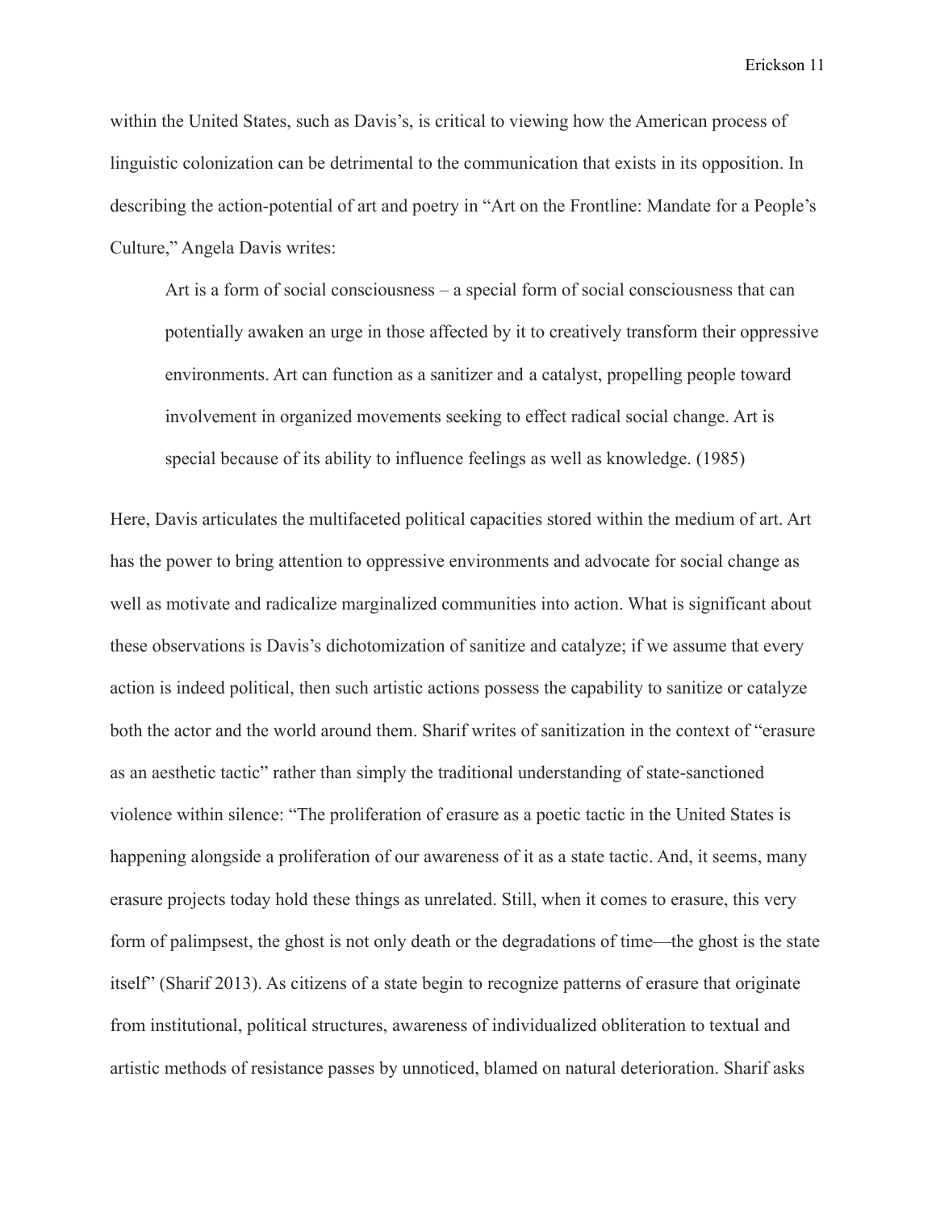within the United States, such as Davis's, is critical to viewing how the American process of linguistic colonization can be detrimental to the communication that exists in its opposition. In describing the action-potential of art and poetry in "Art on the Frontline: Mandate for a People's Culture," Angela Davis writes:

> Art is a form of social consciousness – a special form of social consciousness that can potentially awaken an urge in those affected by it to creatively transform their oppressive environments. Art can function as a sanitizer and a catalyst, propelling people toward involvement in organized movements seeking to effect radical social change. Art is special because of its ability to influence feelings as well as knowledge. (1985)

Here, Davis articulates the multifaceted political capacities stored within the medium of art. Art has the power to bring attention to oppressive environments and advocate for social change as well as motivate and radicalize marginalized communities into action. What is significant about these observations is Davis's dichotomization of sanitize and catalyze; if we assume that every action is indeed political, then such artistic actions possess the capability to sanitize or catalyze both the actor and the world around them. Sharif writes of sanitization in the context of "erasure as an aesthetic tactic" rather than simply the traditional understanding of state-sanctioned violence within silence: "The proliferation of erasure as a poetic tactic in the United States is happening alongside a proliferation of our awareness of it as a state tactic. And, it seems, many erasure projects today hold these things as unrelated. Still, when it comes to erasure, this very form of palimpsest, the ghost is not only death or the degradations of time—the ghost is the state itself" (Sharif 2013). As citizens of a state begin to recognize patterns of erasure that originate from institutional, political structures, awareness of individualized obliteration to textual and artistic methods of resistance passes by unnoticed, blamed on natural deterioration. Sharif asks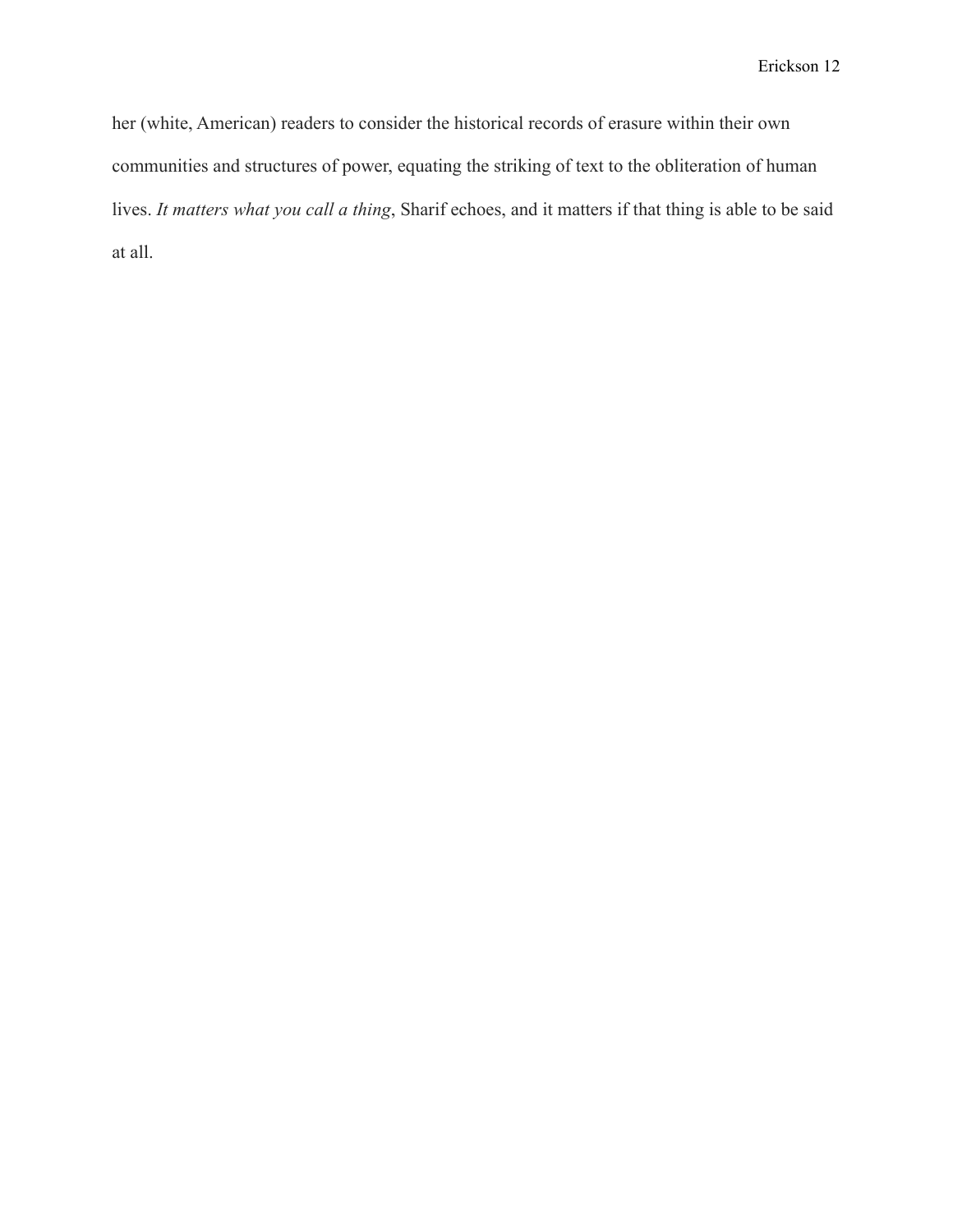her (white, American) readers to consider the historical records of erasure within their own communities and structures of power, equating the striking of text to the obliteration of human lives. *It matters what you call a thing*, Sharif echoes, and it matters if that thing is able to be said at all.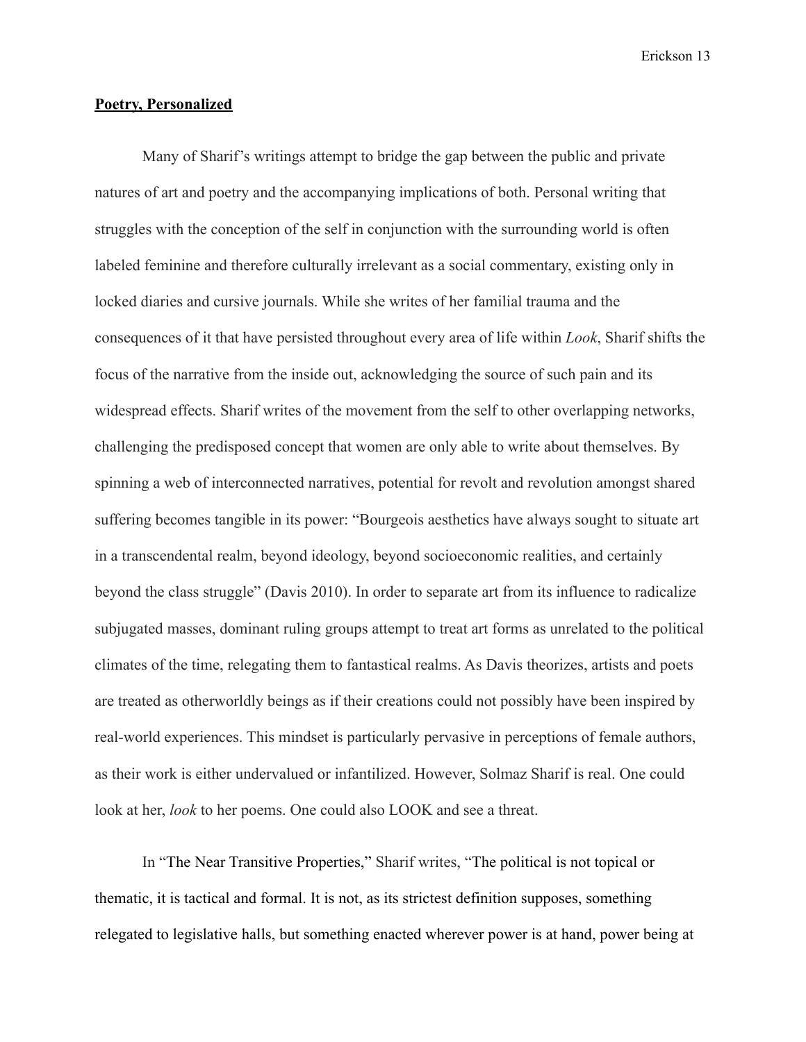**Poetry, Personalized**

Many of Sharif's writings attempt to bridge the gap between the public and private natures of art and poetry and the accompanying implications of both. Personal writing that struggles with the conception of the self in conjunction with the surrounding world is often labeled feminine and therefore culturally irrelevant as a social commentary, existing only in locked diaries and cursive journals. While she writes of her familial trauma and the consequences of it that have persisted throughout every area of life within *Look*, Sharif shifts the focus of the narrative from the inside out, acknowledging the source of such pain and its widespread effects. Sharif writes of the movement from the self to other overlapping networks, challenging the predisposed concept that women are only able to write about themselves. By spinning a web of interconnected narratives, potential for revolt and revolution amongst shared suffering becomes tangible in its power: "Bourgeois aesthetics have always sought to situate art in a transcendental realm, beyond ideology, beyond socioeconomic realities, and certainly beyond the class struggle" (Davis 2010). In order to separate art from its influence to radicalize subjugated masses, dominant ruling groups attempt to treat art forms as unrelated to the political climates of the time, relegating them to fantastical realms. As Davis theorizes, artists and poets are treated as otherworldly beings as if their creations could not possibly have been inspired by real-world experiences. This mindset is particularly pervasive in perceptions of female authors, as their work is either undervalued or infantilized. However, Solmaz Sharif is real. One could look at her, *look* to her poems. One could also LOOK and see a threat.

In "The Near Transitive Properties," Sharif writes, "The political is not topical or thematic, it is tactical and formal. It is not, as its strictest definition supposes, something relegated to legislative halls, but something enacted wherever power is at hand, power being at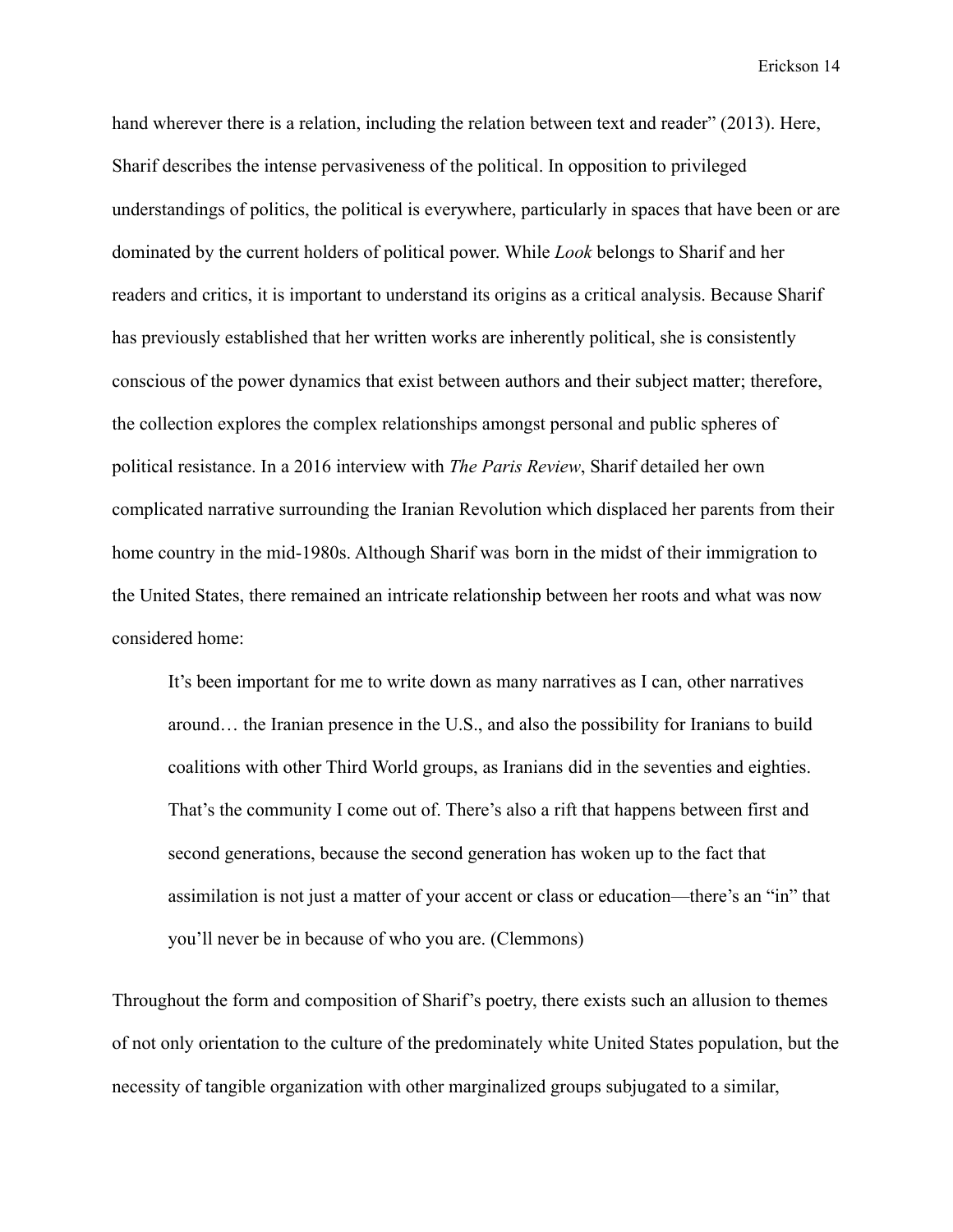hand wherever there is a relation, including the relation between text and reader" (2013). Here, Sharif describes the intense pervasiveness of the political. In opposition to privileged understandings of politics, the political is everywhere, particularly in spaces that have been or are dominated by the current holders of political power. While *Look* belongs to Sharif and her readers and critics, it is important to understand its origins as a critical analysis. Because Sharif has previously established that her written works are inherently political, she is consistently conscious of the power dynamics that exist between authors and their subject matter; therefore, the collection explores the complex relationships amongst personal and public spheres of political resistance. In a 2016 interview with *The Paris Review*, Sharif detailed her own complicated narrative surrounding the Iranian Revolution which displaced her parents from their home country in the mid-1980s. Although Sharif was born in the midst of their immigration to the United States, there remained an intricate relationship between her roots and what was now considered home:

> It's been important for me to write down as many narratives as I can, other narratives around… the Iranian presence in the U.S., and also the possibility for Iranians to build coalitions with other Third World groups, as Iranians did in the seventies and eighties. That's the community I come out of. There's also a rift that happens between first and second generations, because the second generation has woken up to the fact that assimilation is not just a matter of your accent or class or education—there's an "in" that you'll never be in because of who you are. (Clemmons)

Throughout the form and composition of Sharif's poetry, there exists such an allusion to themes of not only orientation to the culture of the predominately white United States population, but the necessity of tangible organization with other marginalized groups subjugated to a similar,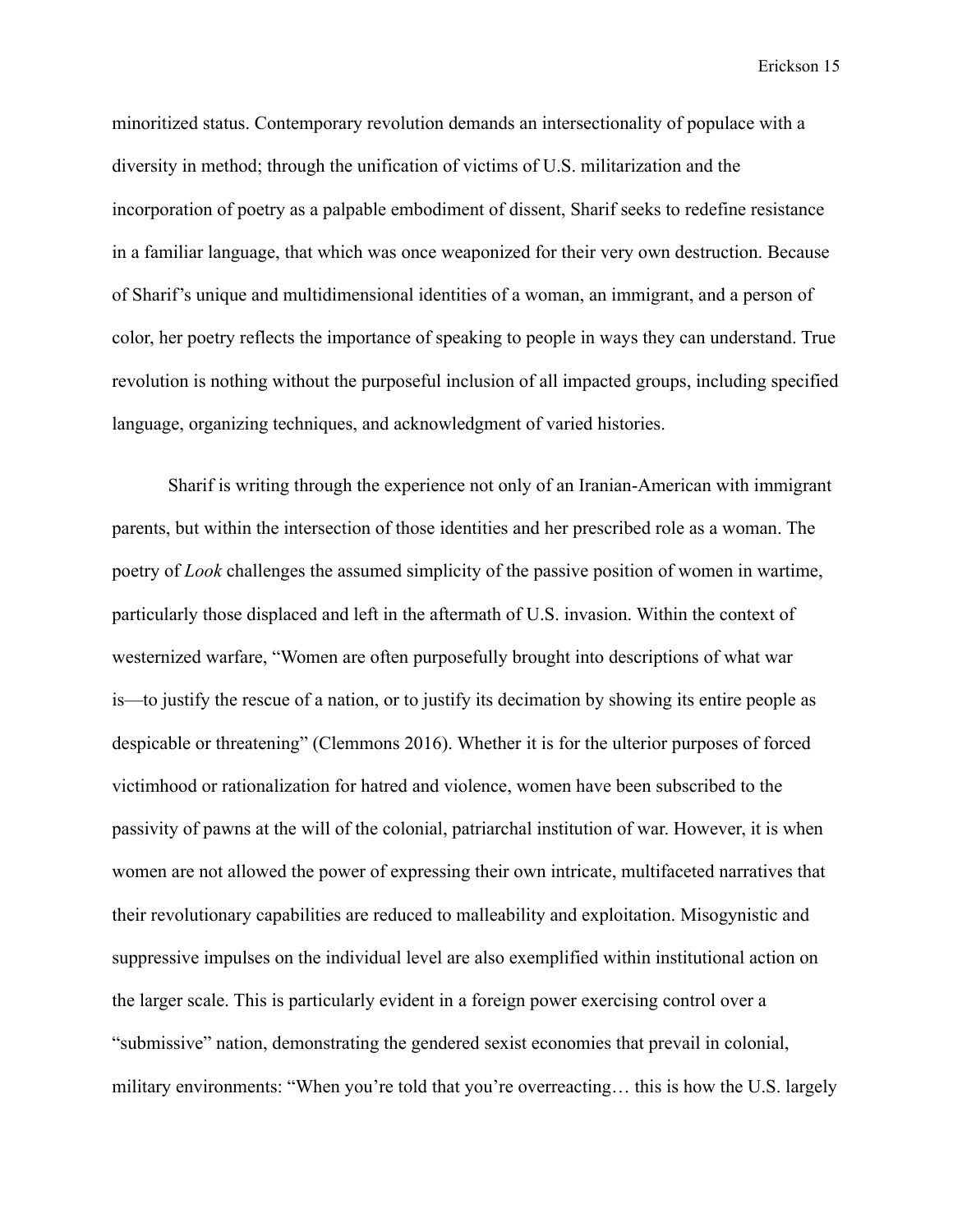minoritized status. Contemporary revolution demands an intersectionality of populace with a diversity in method; through the unification of victims of U.S. militarization and the incorporation of poetry as a palpable embodiment of dissent, Sharif seeks to redefine resistance in a familiar language, that which was once weaponized for their very own destruction. Because of Sharif's unique and multidimensional identities of a woman, an immigrant, and a person of color, her poetry reflects the importance of speaking to people in ways they can understand. True revolution is nothing without the purposeful inclusion of all impacted groups, including specified language, organizing techniques, and acknowledgment of varied histories.

Sharif is writing through the experience not only of an Iranian-American with immigrant parents, but within the intersection of those identities and her prescribed role as a woman. The poetry of *Look* challenges the assumed simplicity of the passive position of women in wartime, particularly those displaced and left in the aftermath of U.S. invasion. Within the context of westernized warfare, "Women are often purposefully brought into descriptions of what war is—to justify the rescue of a nation, or to justify its decimation by showing its entire people as despicable or threatening" (Clemmons 2016). Whether it is for the ulterior purposes of forced victimhood or rationalization for hatred and violence, women have been subscribed to the passivity of pawns at the will of the colonial, patriarchal institution of war. However, it is when women are not allowed the power of expressing their own intricate, multifaceted narratives that their revolutionary capabilities are reduced to malleability and exploitation. Misogynistic and suppressive impulses on the individual level are also exemplified within institutional action on the larger scale. This is particularly evident in a foreign power exercising control over a "submissive" nation, demonstrating the gendered sexist economies that prevail in colonial, military environments: "When you're told that you're overreacting… this is how the U.S. largely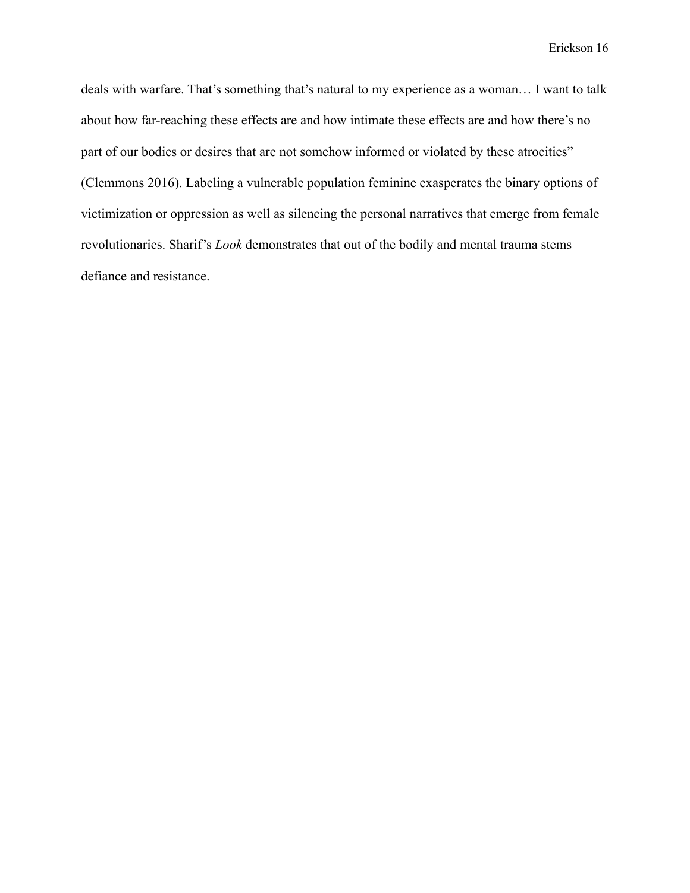deals with warfare. That's something that's natural to my experience as a woman… I want to talk about how far-reaching these effects are and how intimate these effects are and how there's no part of our bodies or desires that are not somehow informed or violated by these atrocities" (Clemmons 2016). Labeling a vulnerable population feminine exasperates the binary options of victimization or oppression as well as silencing the personal narratives that emerge from female revolutionaries. Sharif's *Look* demonstrates that out of the bodily and mental trauma stems defiance and resistance.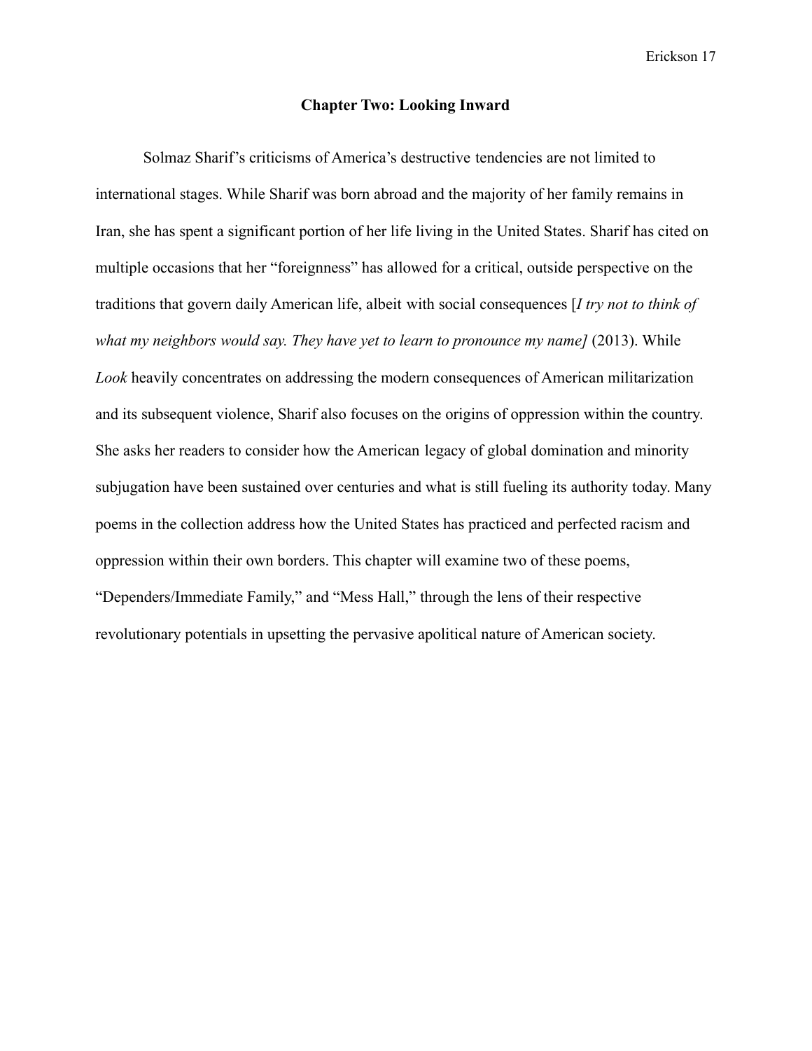## Chapter Two: Looking Inward

Solmaz Sharif's criticisms of America's destructive tendencies are not limited to international stages. While Sharif was born abroad and the majority of her family remains in Iran, she has spent a significant portion of her life living in the United States. Sharif has cited on multiple occasions that her "foreignness" has allowed for a critical, outside perspective on the traditions that govern daily American life, albeit with social consequences [*I try not to think of what my neighbors would say. They have yet to learn to pronounce my name]* (2013). While *Look* heavily concentrates on addressing the modern consequences of American militarization and its subsequent violence, Sharif also focuses on the origins of oppression within the country. She asks her readers to consider how the American legacy of global domination and minority subjugation have been sustained over centuries and what is still fueling its authority today. Many poems in the collection address how the United States has practiced and perfected racism and oppression within their own borders. This chapter will examine two of these poems, "Dependers/Immediate Family," and "Mess Hall," through the lens of their respective revolutionary potentials in upsetting the pervasive apolitical nature of American society.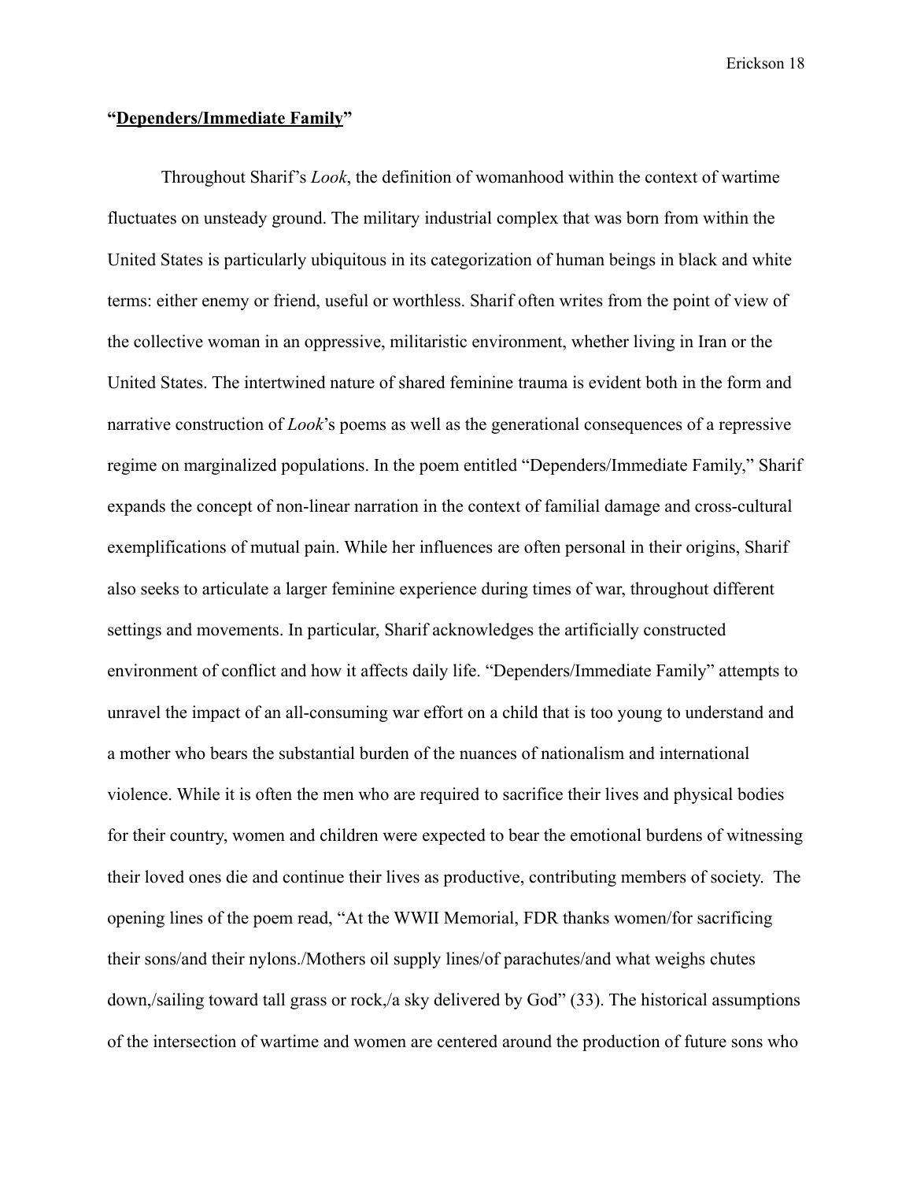**"<u>Dependers/Immediate Family</u>"**

Throughout Sharif's *Look*, the definition of womanhood within the context of wartime fluctuates on unsteady ground. The military industrial complex that was born from within the United States is particularly ubiquitous in its categorization of human beings in black and white terms: either enemy or friend, useful or worthless. Sharif often writes from the point of view of the collective woman in an oppressive, militaristic environment, whether living in Iran or the United States. The intertwined nature of shared feminine trauma is evident both in the form and narrative construction of *Look*'s poems as well as the generational consequences of a repressive regime on marginalized populations. In the poem entitled "Dependers/Immediate Family," Sharif expands the concept of non-linear narration in the context of familial damage and cross-cultural exemplifications of mutual pain. While her influences are often personal in their origins, Sharif also seeks to articulate a larger feminine experience during times of war, throughout different settings and movements. In particular, Sharif acknowledges the artificially constructed environment of conflict and how it affects daily life. "Dependers/Immediate Family" attempts to unravel the impact of an all-consuming war effort on a child that is too young to understand and a mother who bears the substantial burden of the nuances of nationalism and international violence. While it is often the men who are required to sacrifice their lives and physical bodies for their country, women and children were expected to bear the emotional burdens of witnessing their loved ones die and continue their lives as productive, contributing members of society. The opening lines of the poem read, "At the WWII Memorial, FDR thanks women/for sacrificing their sons/and their nylons./Mothers oil supply lines/of parachutes/and what weighs chutes down,/sailing toward tall grass or rock,/a sky delivered by God" (33). The historical assumptions of the intersection of wartime and women are centered around the production of future sons who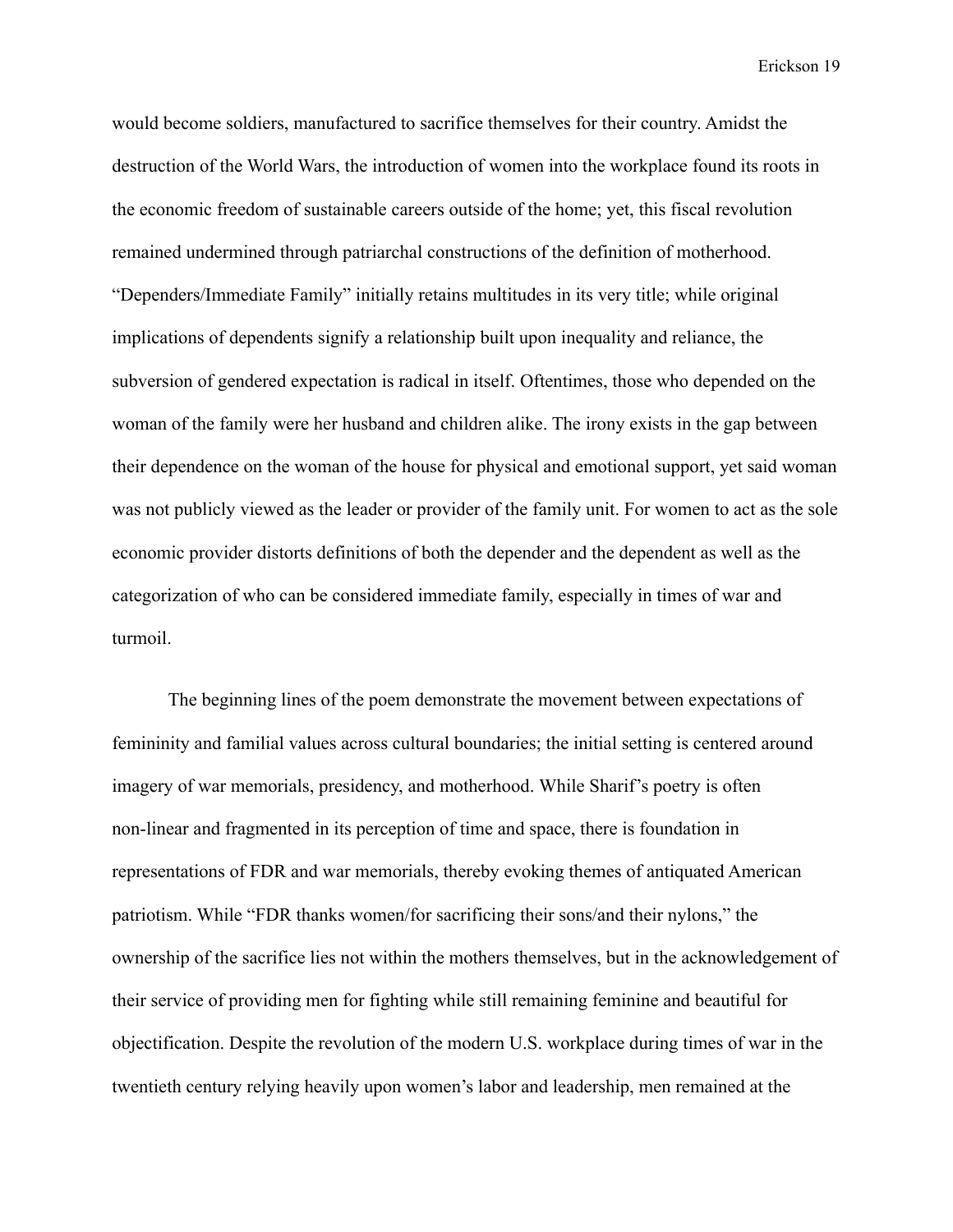would become soldiers, manufactured to sacrifice themselves for their country. Amidst the destruction of the World Wars, the introduction of women into the workplace found its roots in the economic freedom of sustainable careers outside of the home; yet, this fiscal revolution remained undermined through patriarchal constructions of the definition of motherhood. "Dependers/Immediate Family" initially retains multitudes in its very title; while original implications of dependents signify a relationship built upon inequality and reliance, the subversion of gendered expectation is radical in itself. Oftentimes, those who depended on the woman of the family were her husband and children alike. The irony exists in the gap between their dependence on the woman of the house for physical and emotional support, yet said woman was not publicly viewed as the leader or provider of the family unit. For women to act as the sole economic provider distorts definitions of both the depender and the dependent as well as the categorization of who can be considered immediate family, especially in times of war and turmoil.

The beginning lines of the poem demonstrate the movement between expectations of femininity and familial values across cultural boundaries; the initial setting is centered around imagery of war memorials, presidency, and motherhood. While Sharif's poetry is often non-linear and fragmented in its perception of time and space, there is foundation in representations of FDR and war memorials, thereby evoking themes of antiquated American patriotism. While "FDR thanks women/for sacrificing their sons/and their nylons," the ownership of the sacrifice lies not within the mothers themselves, but in the acknowledgement of their service of providing men for fighting while still remaining feminine and beautiful for objectification. Despite the revolution of the modern U.S. workplace during times of war in the twentieth century relying heavily upon women's labor and leadership, men remained at the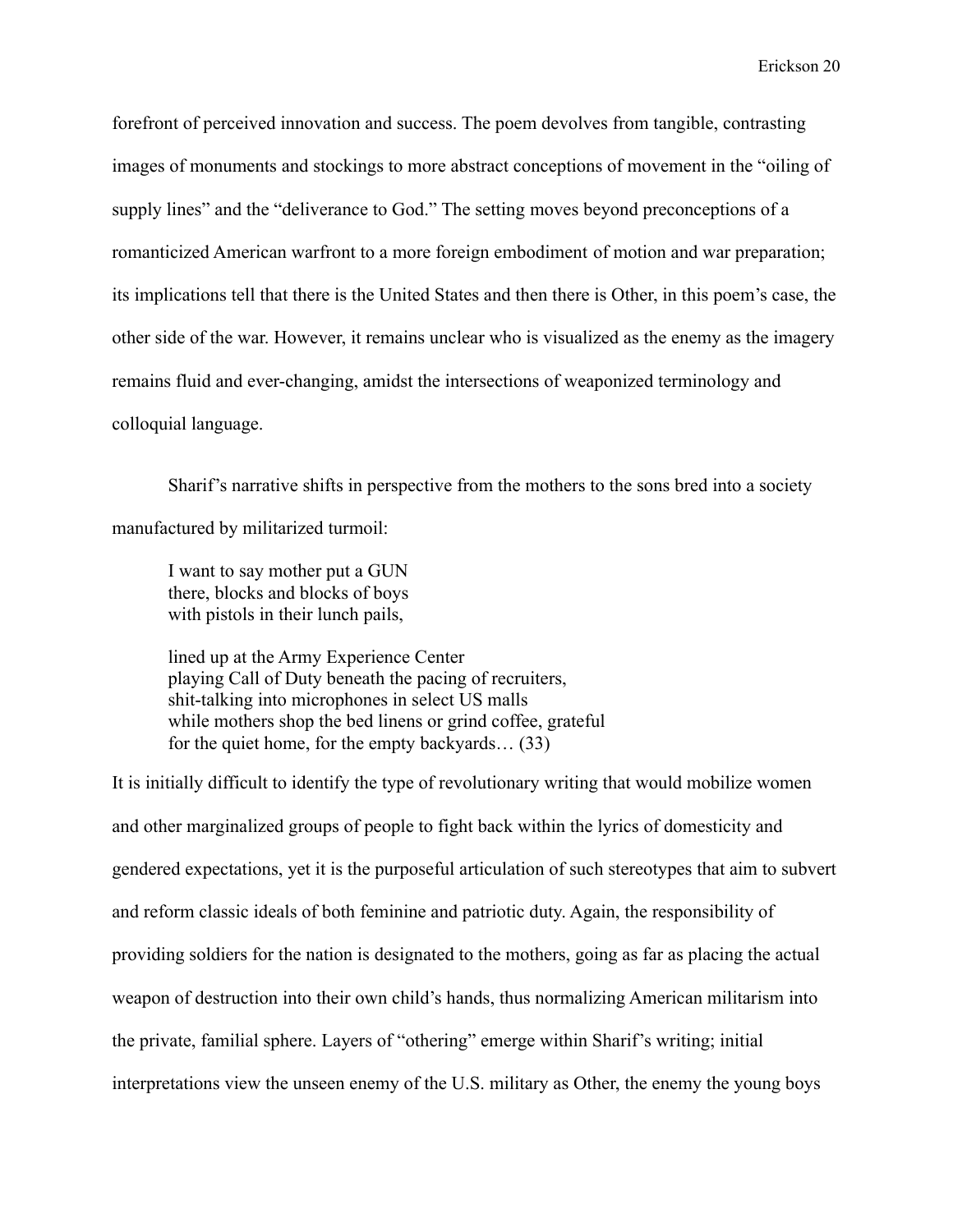forefront of perceived innovation and success. The poem devolves from tangible, contrasting images of monuments and stockings to more abstract conceptions of movement in the "oiling of supply lines" and the "deliverance to God." The setting moves beyond preconceptions of a romanticized American warfront to a more foreign embodiment of motion and war preparation; its implications tell that there is the United States and then there is Other, in this poem's case, the other side of the war. However, it remains unclear who is visualized as the enemy as the imagery remains fluid and ever-changing, amidst the intersections of weaponized terminology and colloquial language.

Sharif's narrative shifts in perspective from the mothers to the sons bred into a society manufactured by militarized turmoil:

> I want to say mother put a GUN
> there, blocks and blocks of boys
> with pistols in their lunch pails,
>
> lined up at the Army Experience Center
> playing Call of Duty beneath the pacing of recruiters,
> shit-talking into microphones in select US malls
> while mothers shop the bed linens or grind coffee, grateful
> for the quiet home, for the empty backyards… (33)

It is initially difficult to identify the type of revolutionary writing that would mobilize women and other marginalized groups of people to fight back within the lyrics of domesticity and gendered expectations, yet it is the purposeful articulation of such stereotypes that aim to subvert and reform classic ideals of both feminine and patriotic duty. Again, the responsibility of providing soldiers for the nation is designated to the mothers, going as far as placing the actual weapon of destruction into their own child's hands, thus normalizing American militarism into the private, familial sphere. Layers of "othering" emerge within Sharif's writing; initial interpretations view the unseen enemy of the U.S. military as Other, the enemy the young boys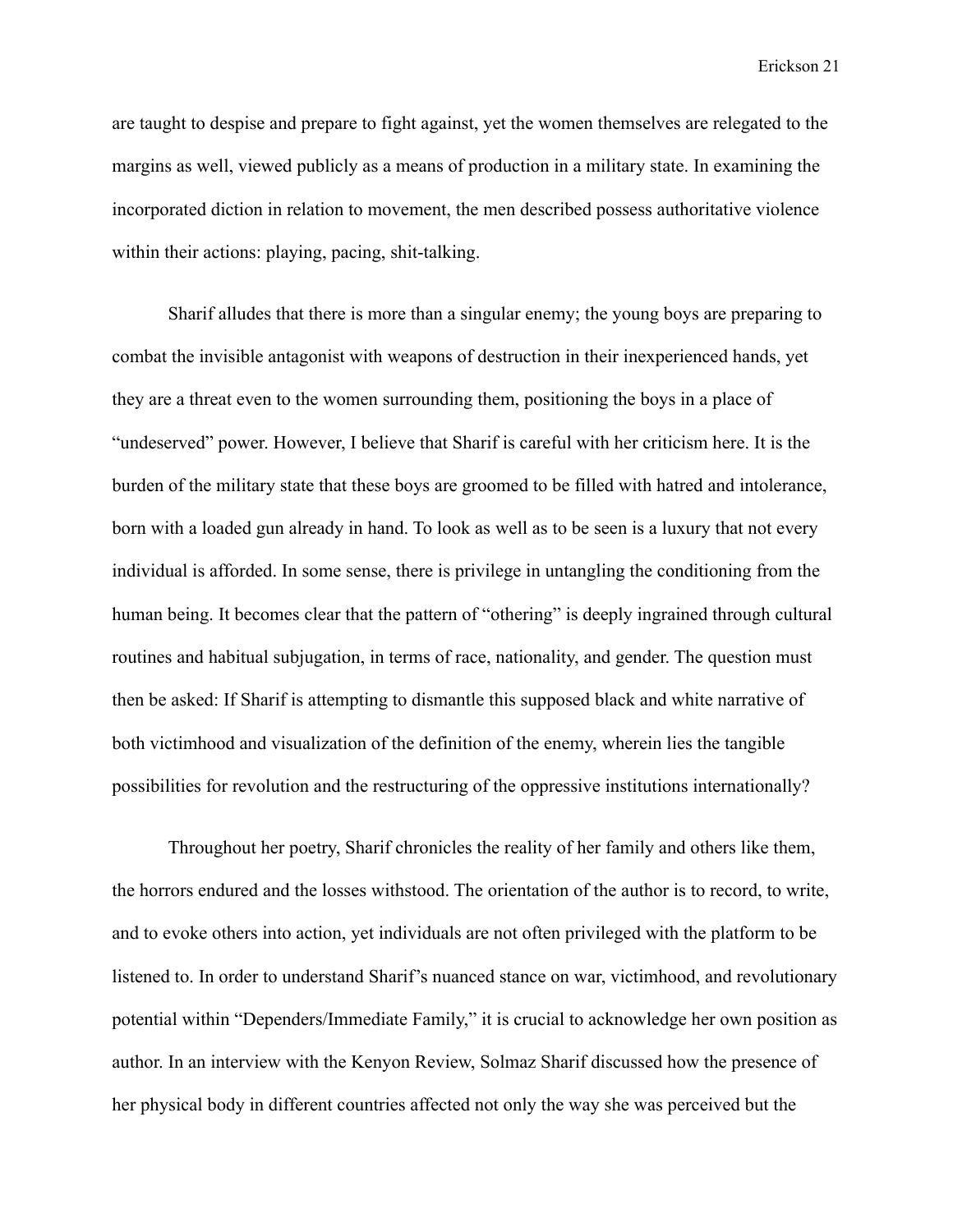are taught to despise and prepare to fight against, yet the women themselves are relegated to the margins as well, viewed publicly as a means of production in a military state. In examining the incorporated diction in relation to movement, the men described possess authoritative violence within their actions: playing, pacing, shit-talking.

Sharif alludes that there is more than a singular enemy; the young boys are preparing to combat the invisible antagonist with weapons of destruction in their inexperienced hands, yet they are a threat even to the women surrounding them, positioning the boys in a place of "undeserved" power. However, I believe that Sharif is careful with her criticism here. It is the burden of the military state that these boys are groomed to be filled with hatred and intolerance, born with a loaded gun already in hand. To look as well as to be seen is a luxury that not every individual is afforded. In some sense, there is privilege in untangling the conditioning from the human being. It becomes clear that the pattern of "othering" is deeply ingrained through cultural routines and habitual subjugation, in terms of race, nationality, and gender. The question must then be asked: If Sharif is attempting to dismantle this supposed black and white narrative of both victimhood and visualization of the definition of the enemy, wherein lies the tangible possibilities for revolution and the restructuring of the oppressive institutions internationally?

Throughout her poetry, Sharif chronicles the reality of her family and others like them, the horrors endured and the losses withstood. The orientation of the author is to record, to write, and to evoke others into action, yet individuals are not often privileged with the platform to be listened to. In order to understand Sharif's nuanced stance on war, victimhood, and revolutionary potential within "Dependers/Immediate Family," it is crucial to acknowledge her own position as author. In an interview with the Kenyon Review, Solmaz Sharif discussed how the presence of her physical body in different countries affected not only the way she was perceived but the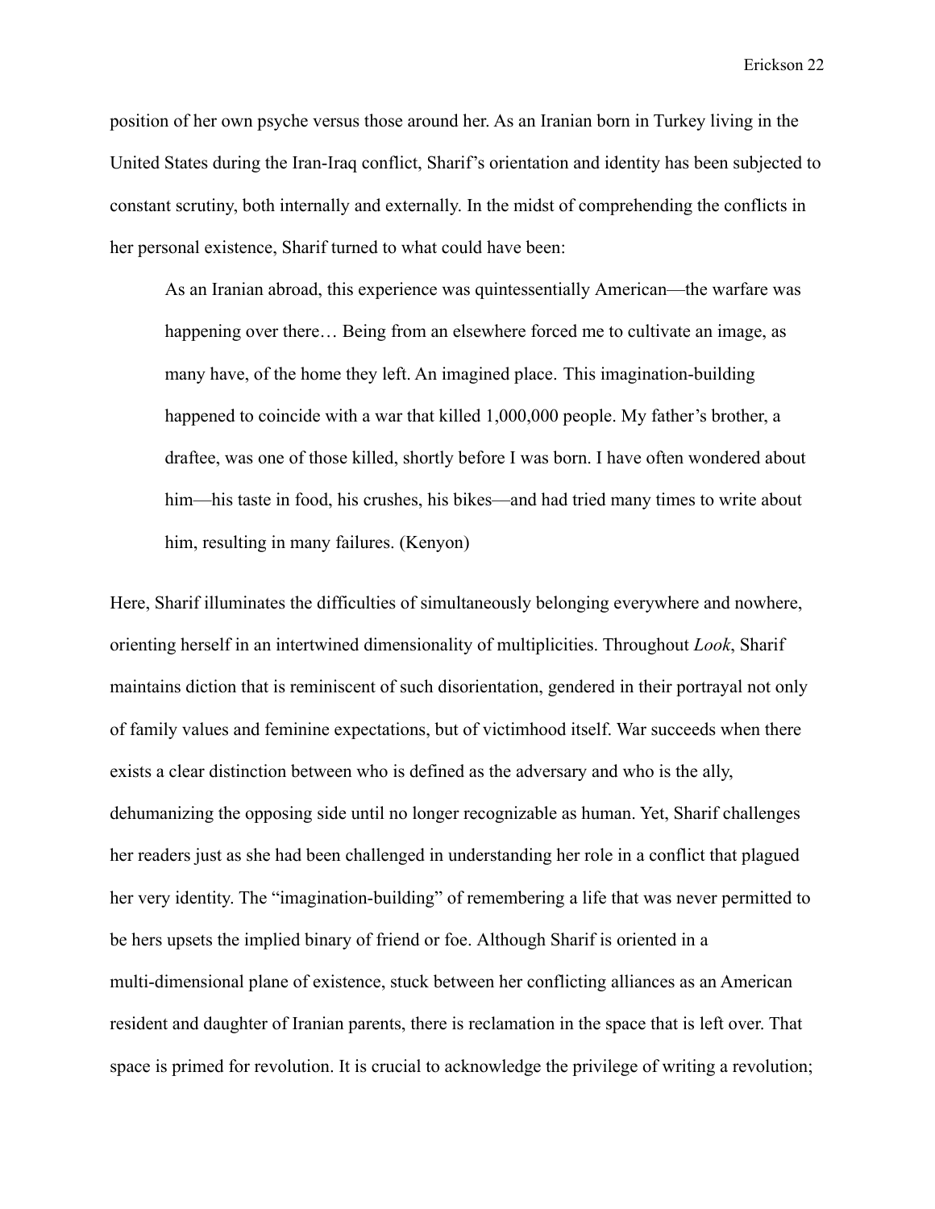position of her own psyche versus those around her. As an Iranian born in Turkey living in the United States during the Iran-Iraq conflict, Sharif's orientation and identity has been subjected to constant scrutiny, both internally and externally. In the midst of comprehending the conflicts in her personal existence, Sharif turned to what could have been:

> As an Iranian abroad, this experience was quintessentially American—the warfare was happening over there… Being from an elsewhere forced me to cultivate an image, as many have, of the home they left. An imagined place. This imagination-building happened to coincide with a war that killed 1,000,000 people. My father's brother, a draftee, was one of those killed, shortly before I was born. I have often wondered about him—his taste in food, his crushes, his bikes—and had tried many times to write about him, resulting in many failures. (Kenyon)

Here, Sharif illuminates the difficulties of simultaneously belonging everywhere and nowhere, orienting herself in an intertwined dimensionality of multiplicities. Throughout *Look*, Sharif maintains diction that is reminiscent of such disorientation, gendered in their portrayal not only of family values and feminine expectations, but of victimhood itself. War succeeds when there exists a clear distinction between who is defined as the adversary and who is the ally, dehumanizing the opposing side until no longer recognizable as human. Yet, Sharif challenges her readers just as she had been challenged in understanding her role in a conflict that plagued her very identity. The "imagination-building" of remembering a life that was never permitted to be hers upsets the implied binary of friend or foe. Although Sharif is oriented in a multi-dimensional plane of existence, stuck between her conflicting alliances as an American resident and daughter of Iranian parents, there is reclamation in the space that is left over. That space is primed for revolution. It is crucial to acknowledge the privilege of writing a revolution;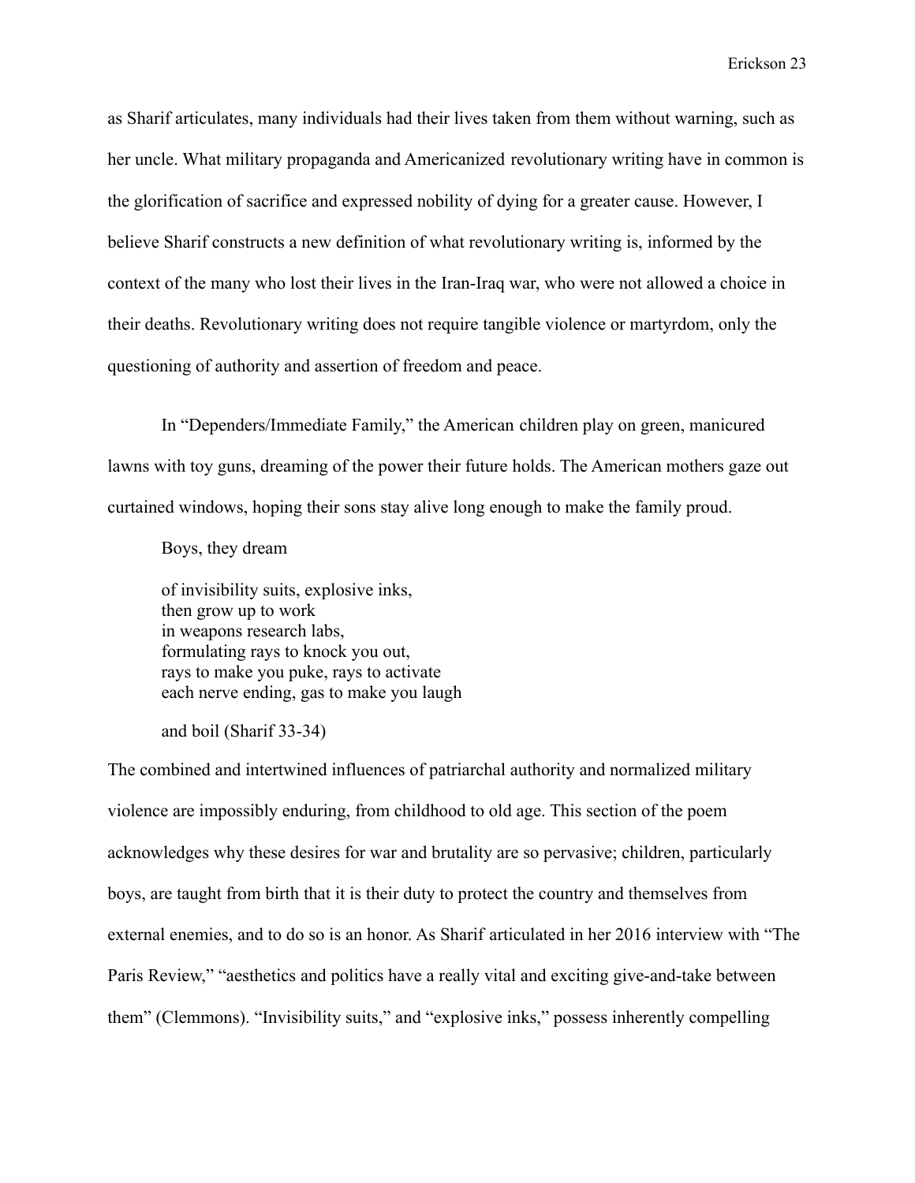as Sharif articulates, many individuals had their lives taken from them without warning, such as her uncle. What military propaganda and Americanized revolutionary writing have in common is the glorification of sacrifice and expressed nobility of dying for a greater cause. However, I believe Sharif constructs a new definition of what revolutionary writing is, informed by the context of the many who lost their lives in the Iran-Iraq war, who were not allowed a choice in their deaths. Revolutionary writing does not require tangible violence or martyrdom, only the questioning of authority and assertion of freedom and peace.

In "Dependers/Immediate Family," the American children play on green, manicured lawns with toy guns, dreaming of the power their future holds. The American mothers gaze out curtained windows, hoping their sons stay alive long enough to make the family proud.

> Boys, they dream
>
> of invisibility suits, explosive inks,
> then grow up to work
> in weapons research labs,
> formulating rays to knock you out,
> rays to make you puke, rays to activate
> each nerve ending, gas to make you laugh
>
> and boil (Sharif 33-34)

The combined and intertwined influences of patriarchal authority and normalized military violence are impossibly enduring, from childhood to old age. This section of the poem acknowledges why these desires for war and brutality are so pervasive; children, particularly boys, are taught from birth that it is their duty to protect the country and themselves from external enemies, and to do so is an honor. As Sharif articulated in her 2016 interview with "The Paris Review," "aesthetics and politics have a really vital and exciting give-and-take between them" (Clemmons). "Invisibility suits," and "explosive inks," possess inherently compelling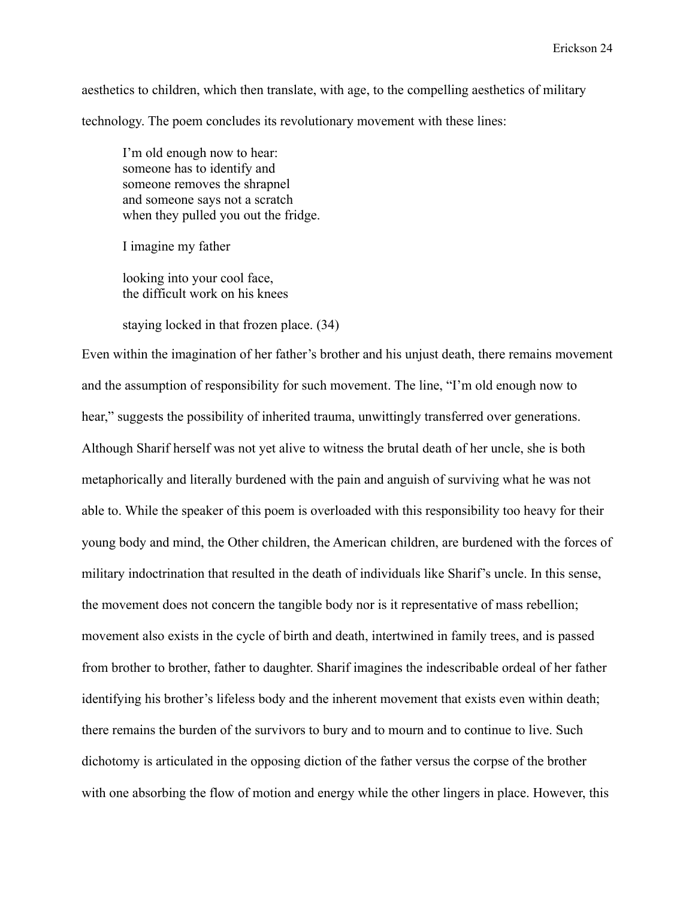aesthetics to children, which then translate, with age, to the compelling aesthetics of military technology. The poem concludes its revolutionary movement with these lines:

> I'm old enough now to hear:
> someone has to identify and
> someone removes the shrapnel
> and someone says not a scratch
> when they pulled you out the fridge.
>
> I imagine my father
>
> looking into your cool face,
> the difficult work on his knees
>
> staying locked in that frozen place. (34)

Even within the imagination of her father's brother and his unjust death, there remains movement and the assumption of responsibility for such movement. The line, "I'm old enough now to hear," suggests the possibility of inherited trauma, unwittingly transferred over generations. Although Sharif herself was not yet alive to witness the brutal death of her uncle, she is both metaphorically and literally burdened with the pain and anguish of surviving what he was not able to. While the speaker of this poem is overloaded with this responsibility too heavy for their young body and mind, the Other children, the American children, are burdened with the forces of military indoctrination that resulted in the death of individuals like Sharif's uncle. In this sense, the movement does not concern the tangible body nor is it representative of mass rebellion; movement also exists in the cycle of birth and death, intertwined in family trees, and is passed from brother to brother, father to daughter. Sharif imagines the indescribable ordeal of her father identifying his brother's lifeless body and the inherent movement that exists even within death; there remains the burden of the survivors to bury and to mourn and to continue to live. Such dichotomy is articulated in the opposing diction of the father versus the corpse of the brother with one absorbing the flow of motion and energy while the other lingers in place. However, this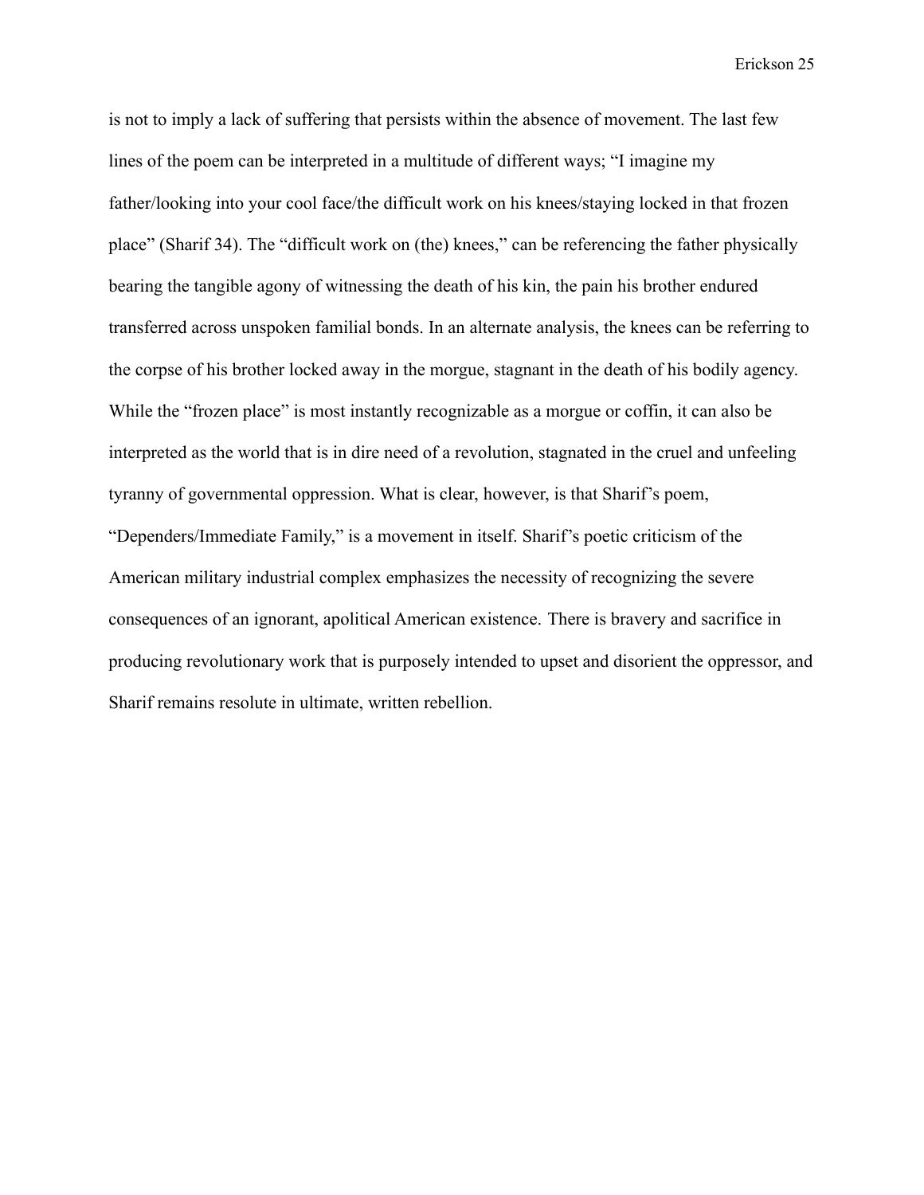is not to imply a lack of suffering that persists within the absence of movement. The last few lines of the poem can be interpreted in a multitude of different ways; "I imagine my father/looking into your cool face/the difficult work on his knees/staying locked in that frozen place" (Sharif 34). The "difficult work on (the) knees," can be referencing the father physically bearing the tangible agony of witnessing the death of his kin, the pain his brother endured transferred across unspoken familial bonds. In an alternate analysis, the knees can be referring to the corpse of his brother locked away in the morgue, stagnant in the death of his bodily agency. While the "frozen place" is most instantly recognizable as a morgue or coffin, it can also be interpreted as the world that is in dire need of a revolution, stagnated in the cruel and unfeeling tyranny of governmental oppression. What is clear, however, is that Sharif's poem, "Dependers/Immediate Family," is a movement in itself. Sharif's poetic criticism of the American military industrial complex emphasizes the necessity of recognizing the severe consequences of an ignorant, apolitical American existence. There is bravery and sacrifice in producing revolutionary work that is purposely intended to upset and disorient the oppressor, and Sharif remains resolute in ultimate, written rebellion.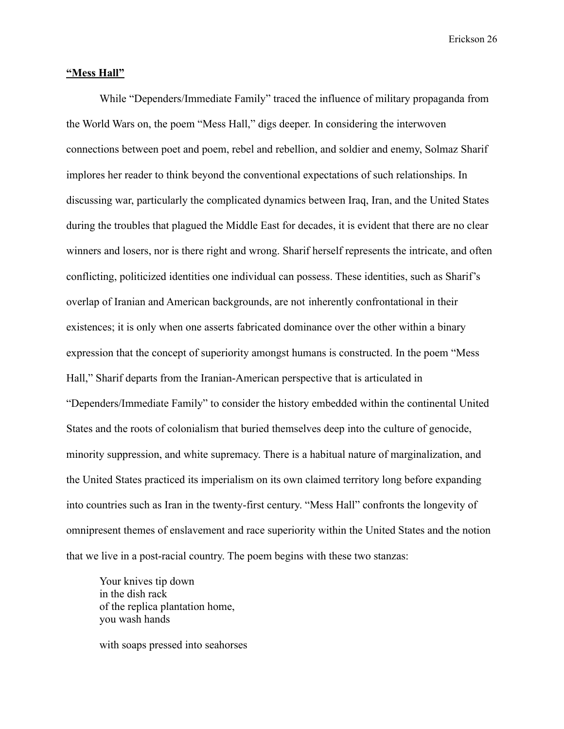## **<u>"Mess Hall"</u>**

While "Dependers/Immediate Family" traced the influence of military propaganda from the World Wars on, the poem "Mess Hall," digs deeper. In considering the interwoven connections between poet and poem, rebel and rebellion, and soldier and enemy, Solmaz Sharif implores her reader to think beyond the conventional expectations of such relationships. In discussing war, particularly the complicated dynamics between Iraq, Iran, and the United States during the troubles that plagued the Middle East for decades, it is evident that there are no clear winners and losers, nor is there right and wrong. Sharif herself represents the intricate, and often conflicting, politicized identities one individual can possess. These identities, such as Sharif's overlap of Iranian and American backgrounds, are not inherently confrontational in their existences; it is only when one asserts fabricated dominance over the other within a binary expression that the concept of superiority amongst humans is constructed. In the poem "Mess Hall," Sharif departs from the Iranian-American perspective that is articulated in "Dependers/Immediate Family" to consider the history embedded within the continental United States and the roots of colonialism that buried themselves deep into the culture of genocide, minority suppression, and white supremacy. There is a habitual nature of marginalization, and the United States practiced its imperialism on its own claimed territory long before expanding into countries such as Iran in the twenty-first century. "Mess Hall" confronts the longevity of omnipresent themes of enslavement and race superiority within the United States and the notion that we live in a post-racial country. The poem begins with these two stanzas:

> Your knives tip down
> in the dish rack
> of the replica plantation home,
> you wash hands
>
> with soaps pressed into seahorses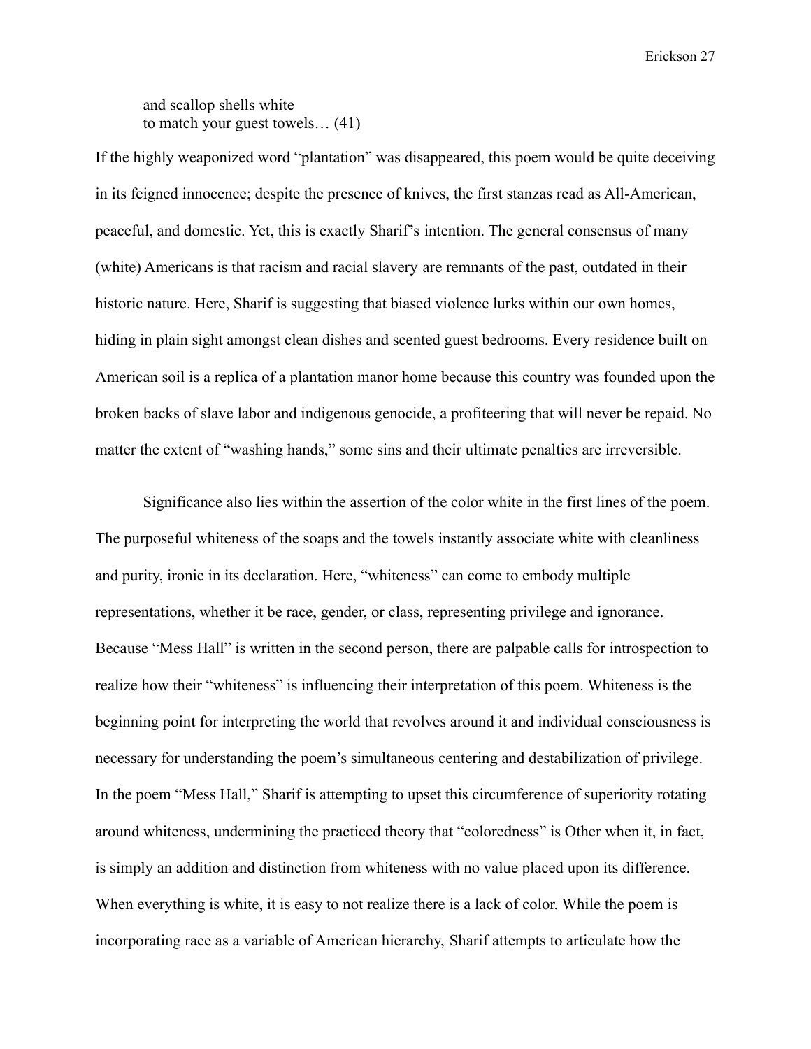> and scallop shells white  
> to match your guest towels… (41)

If the highly weaponized word "plantation" was disappeared, this poem would be quite deceiving in its feigned innocence; despite the presence of knives, the first stanzas read as All-American, peaceful, and domestic. Yet, this is exactly Sharif's intention. The general consensus of many (white) Americans is that racism and racial slavery are remnants of the past, outdated in their historic nature. Here, Sharif is suggesting that biased violence lurks within our own homes, hiding in plain sight amongst clean dishes and scented guest bedrooms. Every residence built on American soil is a replica of a plantation manor home because this country was founded upon the broken backs of slave labor and indigenous genocide, a profiteering that will never be repaid. No matter the extent of "washing hands," some sins and their ultimate penalties are irreversible.

Significance also lies within the assertion of the color white in the first lines of the poem. The purposeful whiteness of the soaps and the towels instantly associate white with cleanliness and purity, ironic in its declaration. Here, "whiteness" can come to embody multiple representations, whether it be race, gender, or class, representing privilege and ignorance. Because "Mess Hall" is written in the second person, there are palpable calls for introspection to realize how their "whiteness" is influencing their interpretation of this poem. Whiteness is the beginning point for interpreting the world that revolves around it and individual consciousness is necessary for understanding the poem's simultaneous centering and destabilization of privilege. In the poem "Mess Hall," Sharif is attempting to upset this circumference of superiority rotating around whiteness, undermining the practiced theory that "coloredness" is Other when it, in fact, is simply an addition and distinction from whiteness with no value placed upon its difference. When everything is white, it is easy to not realize there is a lack of color. While the poem is incorporating race as a variable of American hierarchy, Sharif attempts to articulate how the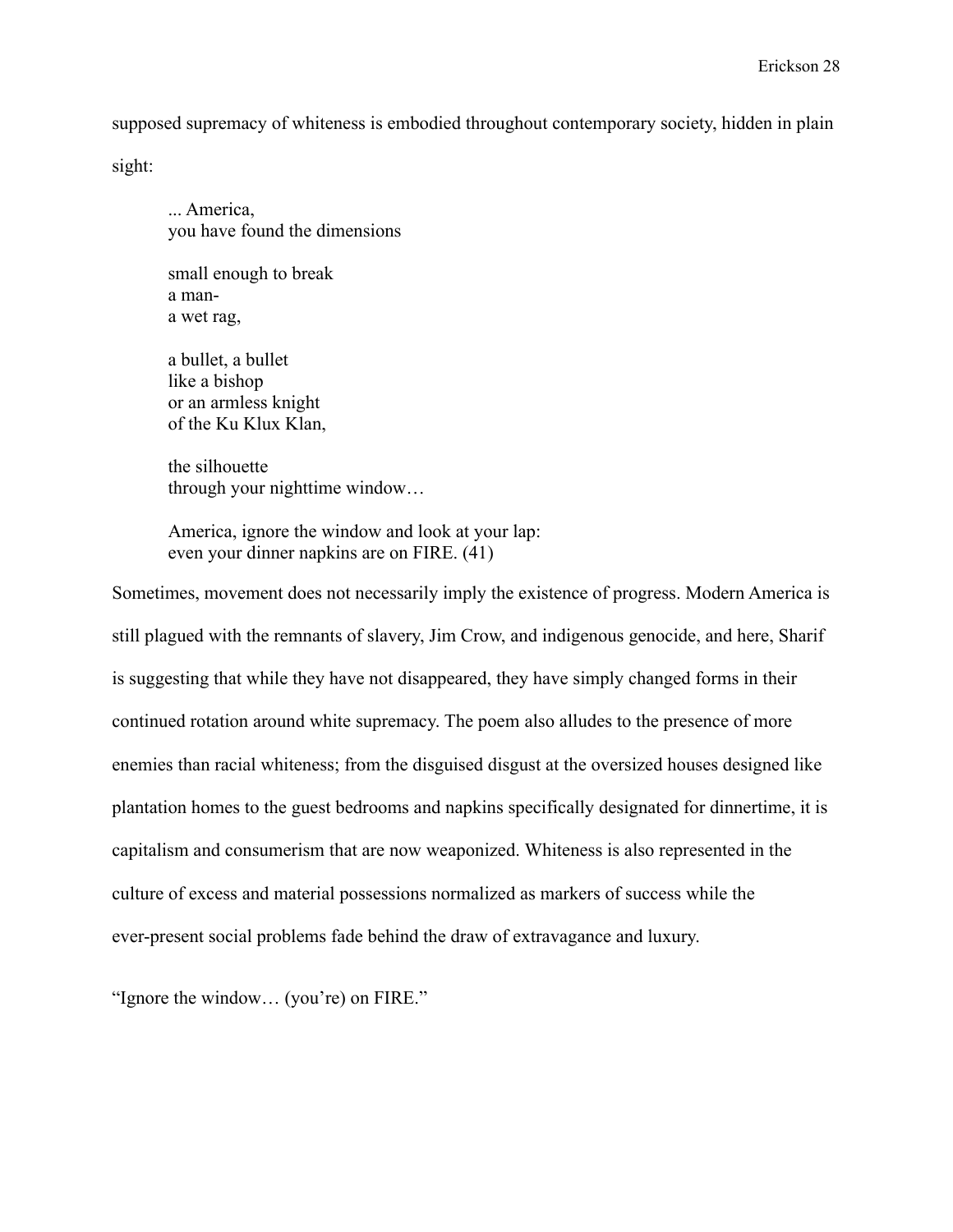supposed supremacy of whiteness is embodied throughout contemporary society, hidden in plain sight:

> ... America,  
> you have found the dimensions
>
> small enough to break  
> a man-  
> a wet rag,
>
> a bullet, a bullet  
> like a bishop  
> or an armless knight  
> of the Ku Klux Klan,
>
> the silhouette  
> through your nighttime window…
>
> America, ignore the window and look at your lap:  
> even your dinner napkins are on FIRE. (41)

Sometimes, movement does not necessarily imply the existence of progress. Modern America is still plagued with the remnants of slavery, Jim Crow, and indigenous genocide, and here, Sharif is suggesting that while they have not disappeared, they have simply changed forms in their continued rotation around white supremacy. The poem also alludes to the presence of more enemies than racial whiteness; from the disguised disgust at the oversized houses designed like plantation homes to the guest bedrooms and napkins specifically designated for dinnertime, it is capitalism and consumerism that are now weaponized. Whiteness is also represented in the culture of excess and material possessions normalized as markers of success while the ever-present social problems fade behind the draw of extravagance and luxury.

"Ignore the window… (you're) on FIRE."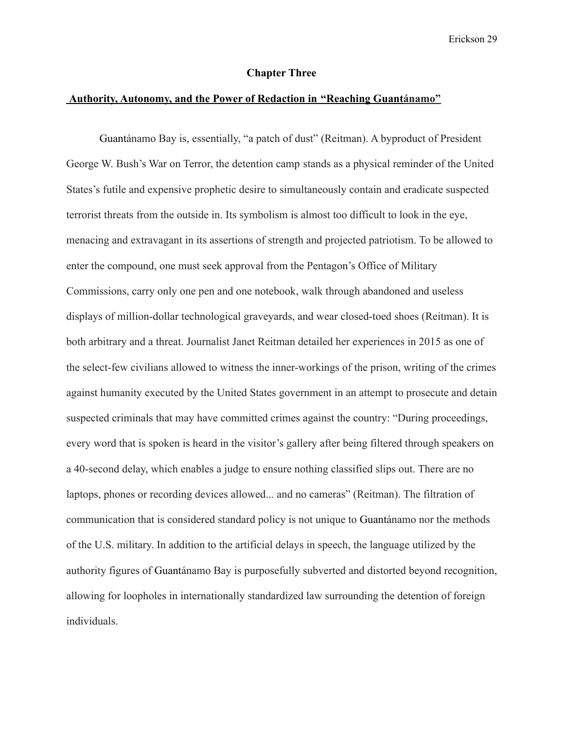## Chapter Three

## Authority, Autonomy, and the Power of Redaction in "Reaching Guantánamo"

Guantánamo Bay is, essentially, "a patch of dust" (Reitman). A byproduct of President George W. Bush's War on Terror, the detention camp stands as a physical reminder of the United States's futile and expensive prophetic desire to simultaneously contain and eradicate suspected terrorist threats from the outside in. Its symbolism is almost too difficult to look in the eye, menacing and extravagant in its assertions of strength and projected patriotism. To be allowed to enter the compound, one must seek approval from the Pentagon's Office of Military Commissions, carry only one pen and one notebook, walk through abandoned and useless displays of million-dollar technological graveyards, and wear closed-toed shoes (Reitman). It is both arbitrary and a threat. Journalist Janet Reitman detailed her experiences in 2015 as one of the select-few civilians allowed to witness the inner-workings of the prison, writing of the crimes against humanity executed by the United States government in an attempt to prosecute and detain suspected criminals that may have committed crimes against the country: "During proceedings, every word that is spoken is heard in the visitor's gallery after being filtered through speakers on a 40-second delay, which enables a judge to ensure nothing classified slips out. There are no laptops, phones or recording devices allowed... and no cameras" (Reitman). The filtration of communication that is considered standard policy is not unique to Guantánamo nor the methods of the U.S. military. In addition to the artificial delays in speech, the language utilized by the authority figures of Guantánamo Bay is purposefully subverted and distorted beyond recognition, allowing for loopholes in internationally standardized law surrounding the detention of foreign individuals.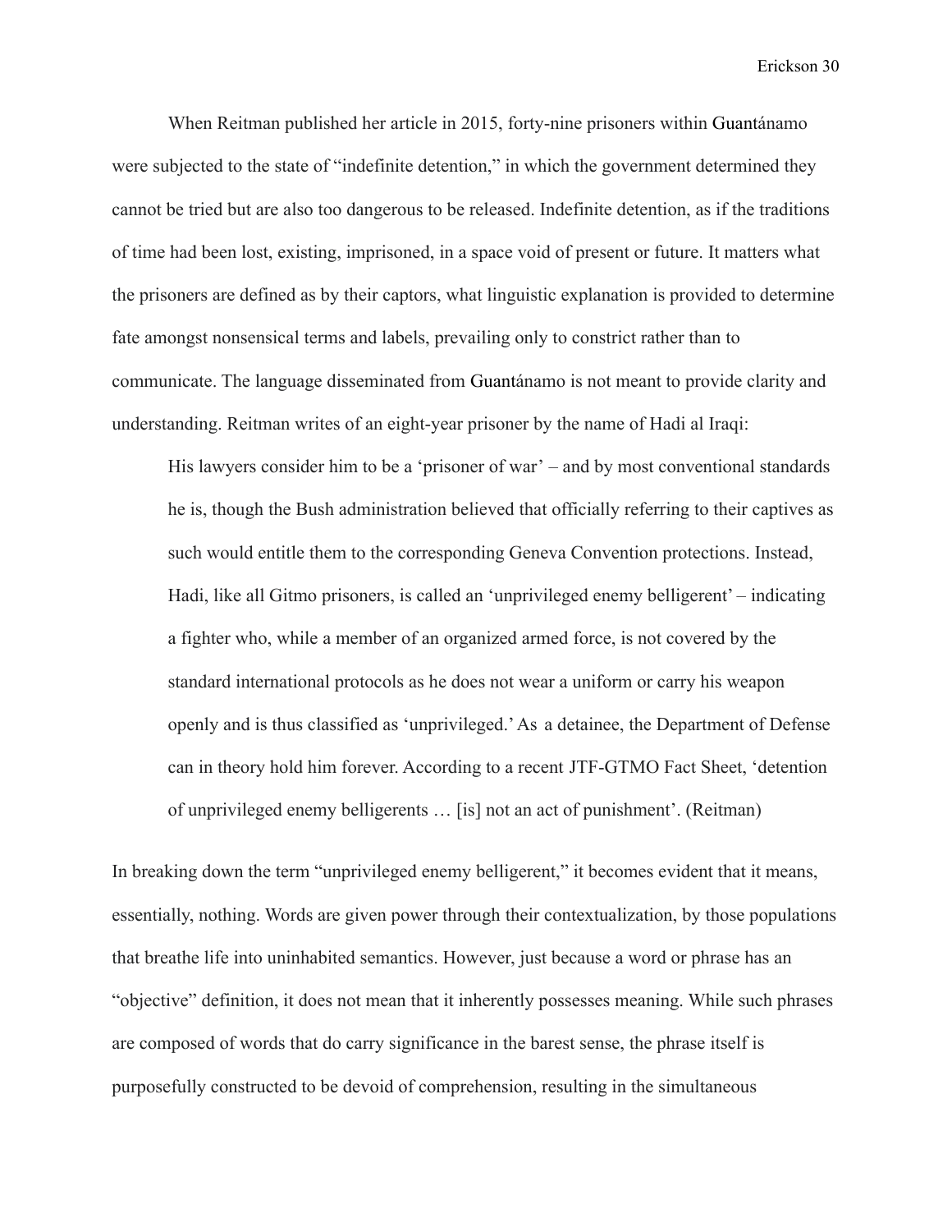When Reitman published her article in 2015, forty-nine prisoners within Guantánamo were subjected to the state of "indefinite detention," in which the government determined they cannot be tried but are also too dangerous to be released. Indefinite detention, as if the traditions of time had been lost, existing, imprisoned, in a space void of present or future. It matters what the prisoners are defined as by their captors, what linguistic explanation is provided to determine fate amongst nonsensical terms and labels, prevailing only to constrict rather than to communicate. The language disseminated from Guantánamo is not meant to provide clarity and understanding. Reitman writes of an eight-year prisoner by the name of Hadi al Iraqi:

> His lawyers consider him to be a 'prisoner of war' – and by most conventional standards he is, though the Bush administration believed that officially referring to their captives as such would entitle them to the corresponding Geneva Convention protections. Instead, Hadi, like all Gitmo prisoners, is called an 'unprivileged enemy belligerent' – indicating a fighter who, while a member of an organized armed force, is not covered by the standard international protocols as he does not wear a uniform or carry his weapon openly and is thus classified as 'unprivileged.' As a detainee, the Department of Defense can in theory hold him forever. According to a recent JTF-GTMO Fact Sheet, 'detention of unprivileged enemy belligerents … [is] not an act of punishment'. (Reitman)

In breaking down the term "unprivileged enemy belligerent," it becomes evident that it means, essentially, nothing. Words are given power through their contextualization, by those populations that breathe life into uninhabited semantics. However, just because a word or phrase has an "objective" definition, it does not mean that it inherently possesses meaning. While such phrases are composed of words that do carry significance in the barest sense, the phrase itself is purposefully constructed to be devoid of comprehension, resulting in the simultaneous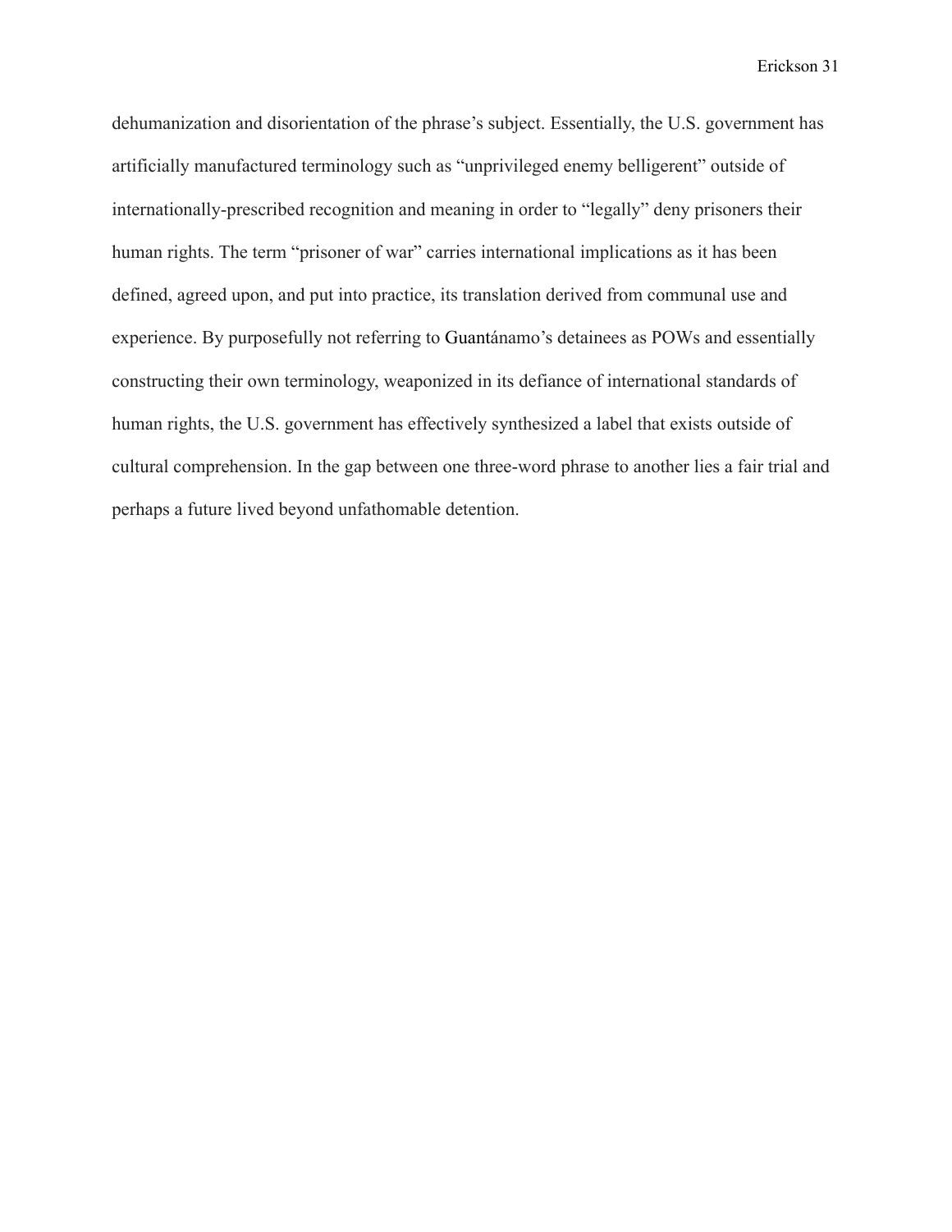dehumanization and disorientation of the phrase's subject. Essentially, the U.S. government has artificially manufactured terminology such as "unprivileged enemy belligerent" outside of internationally-prescribed recognition and meaning in order to "legally" deny prisoners their human rights. The term "prisoner of war" carries international implications as it has been defined, agreed upon, and put into practice, its translation derived from communal use and experience. By purposefully not referring to Guantánamo's detainees as POWs and essentially constructing their own terminology, weaponized in its defiance of international standards of human rights, the U.S. government has effectively synthesized a label that exists outside of cultural comprehension. In the gap between one three-word phrase to another lies a fair trial and perhaps a future lived beyond unfathomable detention.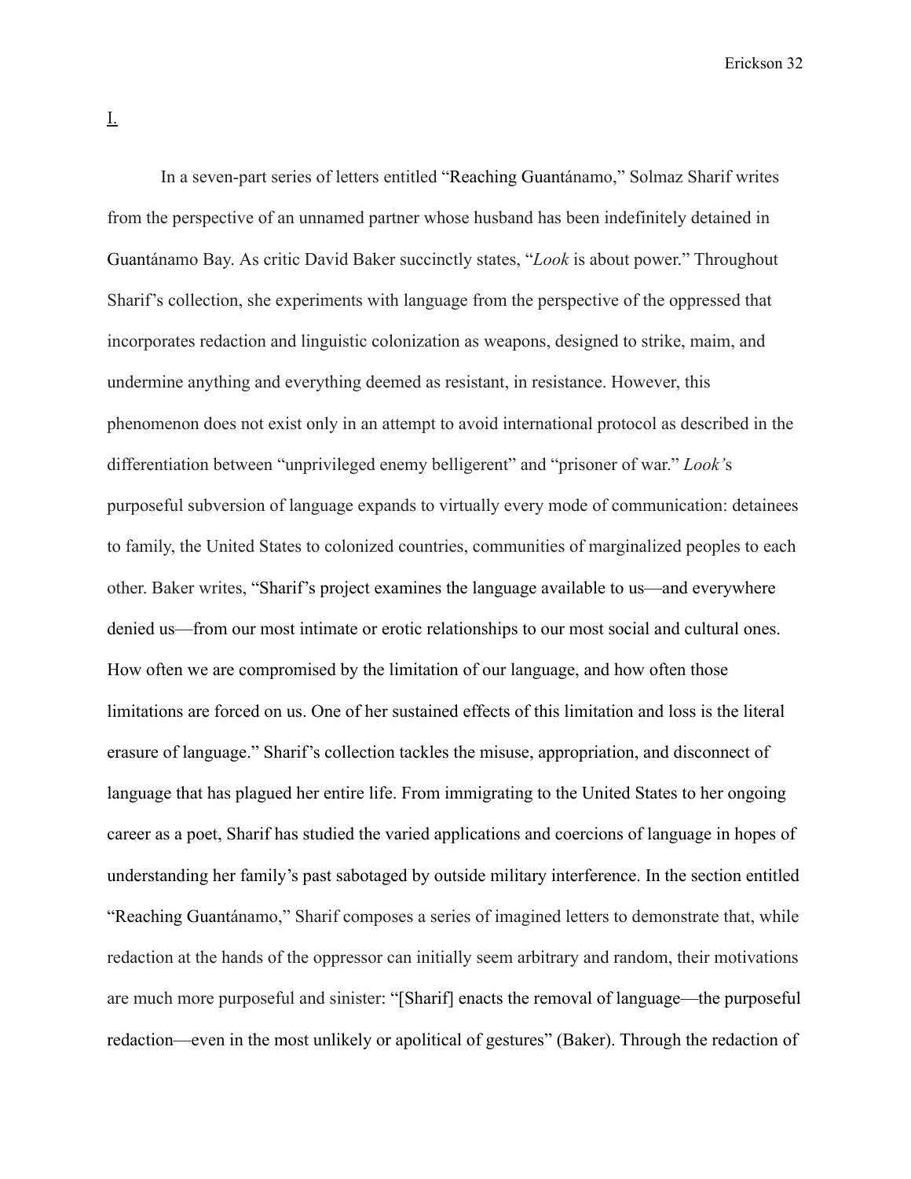I.

In a seven-part series of letters entitled "Reaching Guantánamo," Solmaz Sharif writes from the perspective of an unnamed partner whose husband has been indefinitely detained in Guantánamo Bay. As critic David Baker succinctly states, "*Look* is about power." Throughout Sharif's collection, she experiments with language from the perspective of the oppressed that incorporates redaction and linguistic colonization as weapons, designed to strike, maim, and undermine anything and everything deemed as resistant, in resistance. However, this phenomenon does not exist only in an attempt to avoid international protocol as described in the differentiation between "unprivileged enemy belligerent" and "prisoner of war." *Look*'s purposeful subversion of language expands to virtually every mode of communication: detainees to family, the United States to colonized countries, communities of marginalized peoples to each other. Baker writes, "Sharif's project examines the language available to us—and everywhere denied us—from our most intimate or erotic relationships to our most social and cultural ones. How often we are compromised by the limitation of our language, and how often those limitations are forced on us. One of her sustained effects of this limitation and loss is the literal erasure of language." Sharif's collection tackles the misuse, appropriation, and disconnect of language that has plagued her entire life. From immigrating to the United States to her ongoing career as a poet, Sharif has studied the varied applications and coercions of language in hopes of understanding her family's past sabotaged by outside military interference. In the section entitled "Reaching Guantánamo," Sharif composes a series of imagined letters to demonstrate that, while redaction at the hands of the oppressor can initially seem arbitrary and random, their motivations are much more purposeful and sinister: "[Sharif] enacts the removal of language—the purposeful redaction—even in the most unlikely or apolitical of gestures" (Baker). Through the redaction of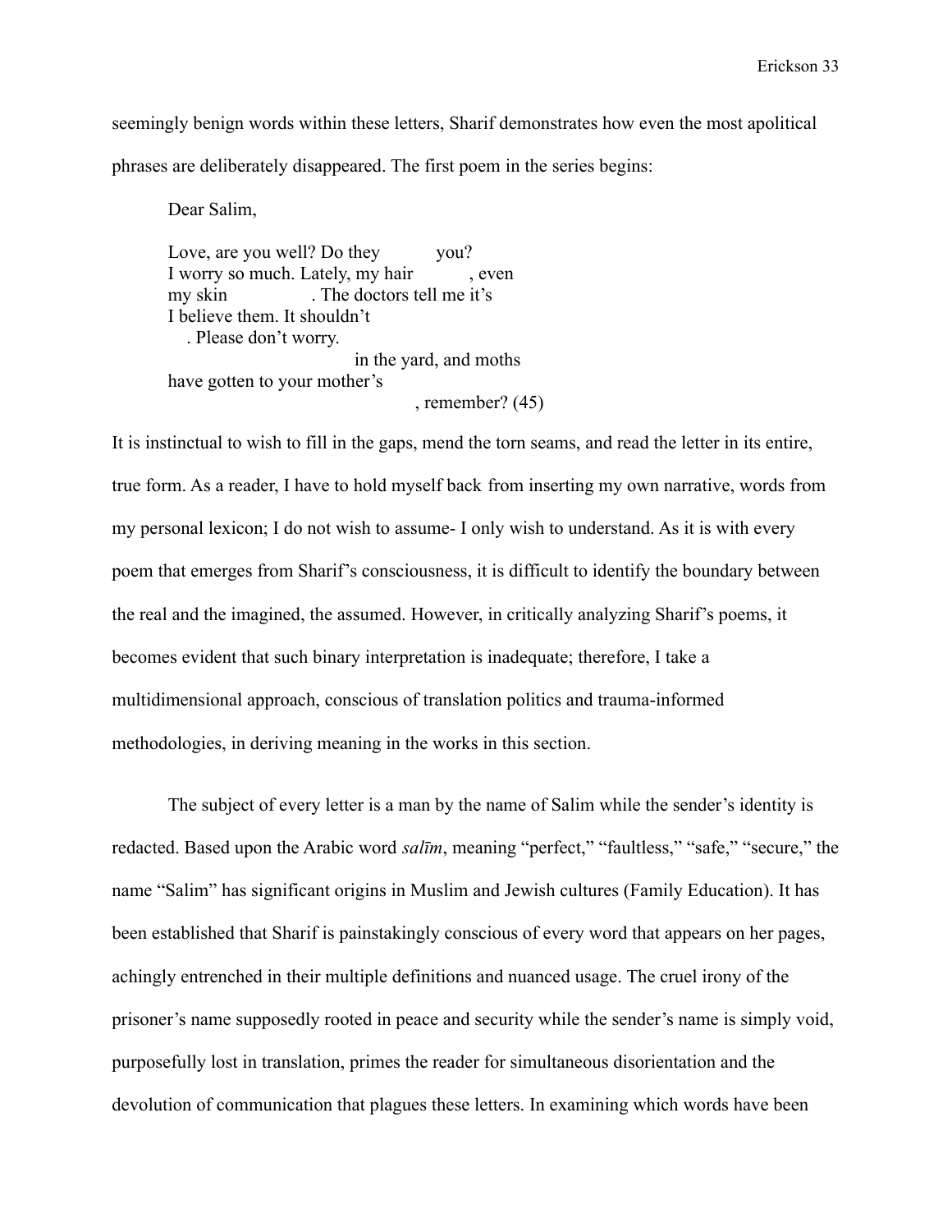seemingly benign words within these letters, Sharif demonstrates how even the most apolitical phrases are deliberately disappeared. The first poem in the series begins:

> Dear Salim,
>
> Love, are you well? Do they            you?  
> I worry so much. Lately, my hair            , even  
> my skin                  . The doctors tell me it's  
> I believe them. It shouldn't  
>    . Please don't worry.  
>                                  in the yard, and moths  
> have gotten to your mother's  
>                                                  , remember? (45)

It is instinctual to wish to fill in the gaps, mend the torn seams, and read the letter in its entire, true form. As a reader, I have to hold myself back from inserting my own narrative, words from my personal lexicon; I do not wish to assume- I only wish to understand. As it is with every poem that emerges from Sharif's consciousness, it is difficult to identify the boundary between the real and the imagined, the assumed. However, in critically analyzing Sharif's poems, it becomes evident that such binary interpretation is inadequate; therefore, I take a multidimensional approach, conscious of translation politics and trauma-informed methodologies, in deriving meaning in the works in this section.

The subject of every letter is a man by the name of Salim while the sender's identity is redacted. Based upon the Arabic word *salīm*, meaning "perfect," "faultless," "safe," "secure," the name "Salim" has significant origins in Muslim and Jewish cultures (Family Education). It has been established that Sharif is painstakingly conscious of every word that appears on her pages, achingly entrenched in their multiple definitions and nuanced usage. The cruel irony of the prisoner's name supposedly rooted in peace and security while the sender's name is simply void, purposefully lost in translation, primes the reader for simultaneous disorientation and the devolution of communication that plagues these letters. In examining which words have been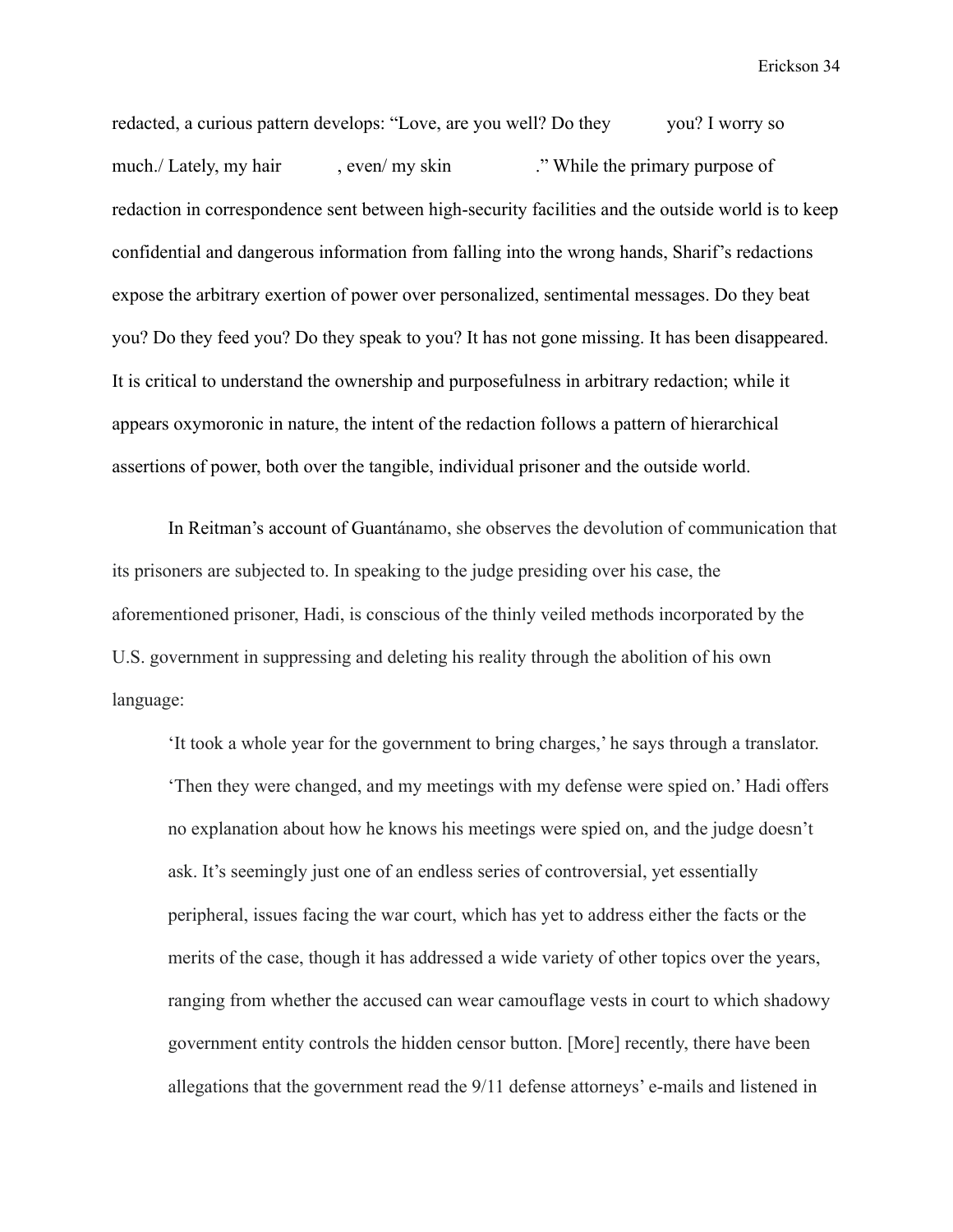redacted, a curious pattern develops: "Love, are you well? Do they            you? I worry so much./ Lately, my hair           , even/ my skin                ." While the primary purpose of redaction in correspondence sent between high-security facilities and the outside world is to keep confidential and dangerous information from falling into the wrong hands, Sharif's redactions expose the arbitrary exertion of power over personalized, sentimental messages. Do they beat you? Do they feed you? Do they speak to you? It has not gone missing. It has been disappeared. It is critical to understand the ownership and purposefulness in arbitrary redaction; while it appears oxymoronic in nature, the intent of the redaction follows a pattern of hierarchical assertions of power, both over the tangible, individual prisoner and the outside world.

In Reitman's account of Guantánamo, she observes the devolution of communication that its prisoners are subjected to. In speaking to the judge presiding over his case, the aforementioned prisoner, Hadi, is conscious of the thinly veiled methods incorporated by the U.S. government in suppressing and deleting his reality through the abolition of his own language:

> 'It took a whole year for the government to bring charges,' he says through a translator. 'Then they were changed, and my meetings with my defense were spied on.' Hadi offers no explanation about how he knows his meetings were spied on, and the judge doesn't ask. It's seemingly just one of an endless series of controversial, yet essentially peripheral, issues facing the war court, which has yet to address either the facts or the merits of the case, though it has addressed a wide variety of other topics over the years, ranging from whether the accused can wear camouflage vests in court to which shadowy government entity controls the hidden censor button. [More] recently, there have been allegations that the government read the 9/11 defense attorneys' e-mails and listened in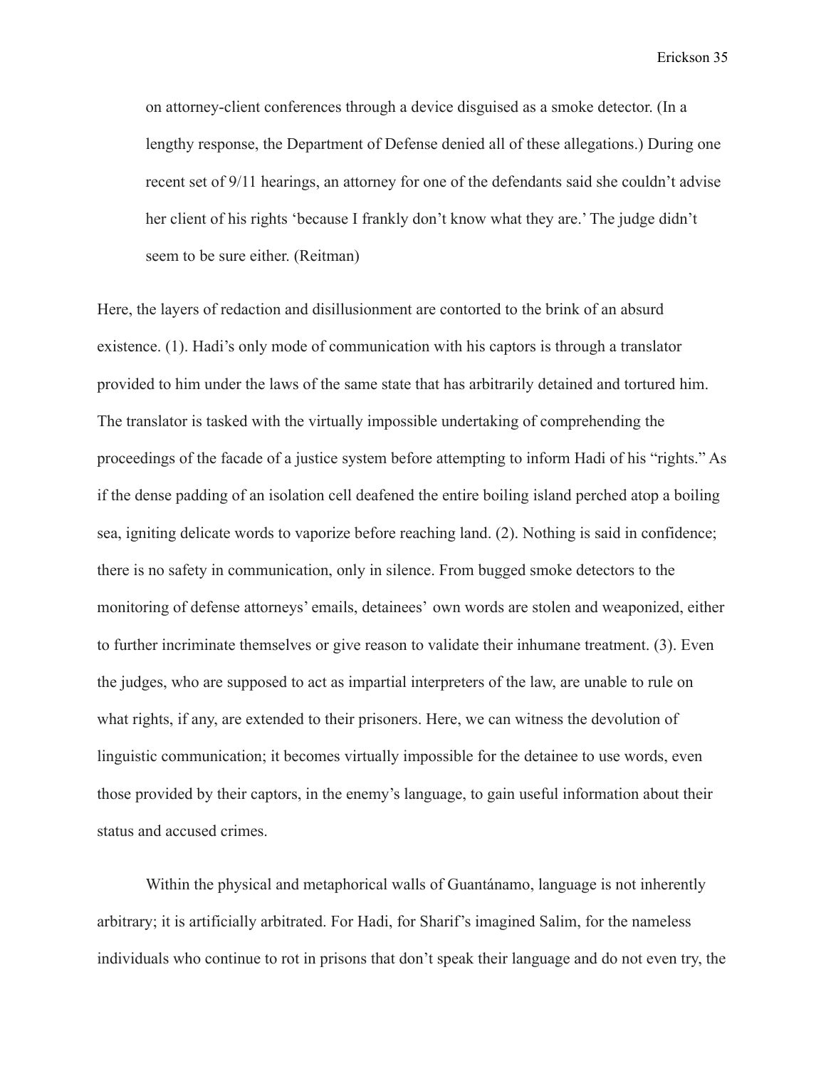> on attorney-client conferences through a device disguised as a smoke detector. (In a lengthy response, the Department of Defense denied all of these allegations.) During one recent set of 9/11 hearings, an attorney for one of the defendants said she couldn't advise her client of his rights 'because I frankly don't know what they are.' The judge didn't seem to be sure either. (Reitman)

Here, the layers of redaction and disillusionment are contorted to the brink of an absurd existence. (1). Hadi's only mode of communication with his captors is through a translator provided to him under the laws of the same state that has arbitrarily detained and tortured him. The translator is tasked with the virtually impossible undertaking of comprehending the proceedings of the facade of a justice system before attempting to inform Hadi of his "rights." As if the dense padding of an isolation cell deafened the entire boiling island perched atop a boiling sea, igniting delicate words to vaporize before reaching land. (2). Nothing is said in confidence; there is no safety in communication, only in silence. From bugged smoke detectors to the monitoring of defense attorneys' emails, detainees' own words are stolen and weaponized, either to further incriminate themselves or give reason to validate their inhumane treatment. (3). Even the judges, who are supposed to act as impartial interpreters of the law, are unable to rule on what rights, if any, are extended to their prisoners. Here, we can witness the devolution of linguistic communication; it becomes virtually impossible for the detainee to use words, even those provided by their captors, in the enemy's language, to gain useful information about their status and accused crimes.

Within the physical and metaphorical walls of Guantánamo, language is not inherently arbitrary; it is artificially arbitrated. For Hadi, for Sharif's imagined Salim, for the nameless individuals who continue to rot in prisons that don't speak their language and do not even try, the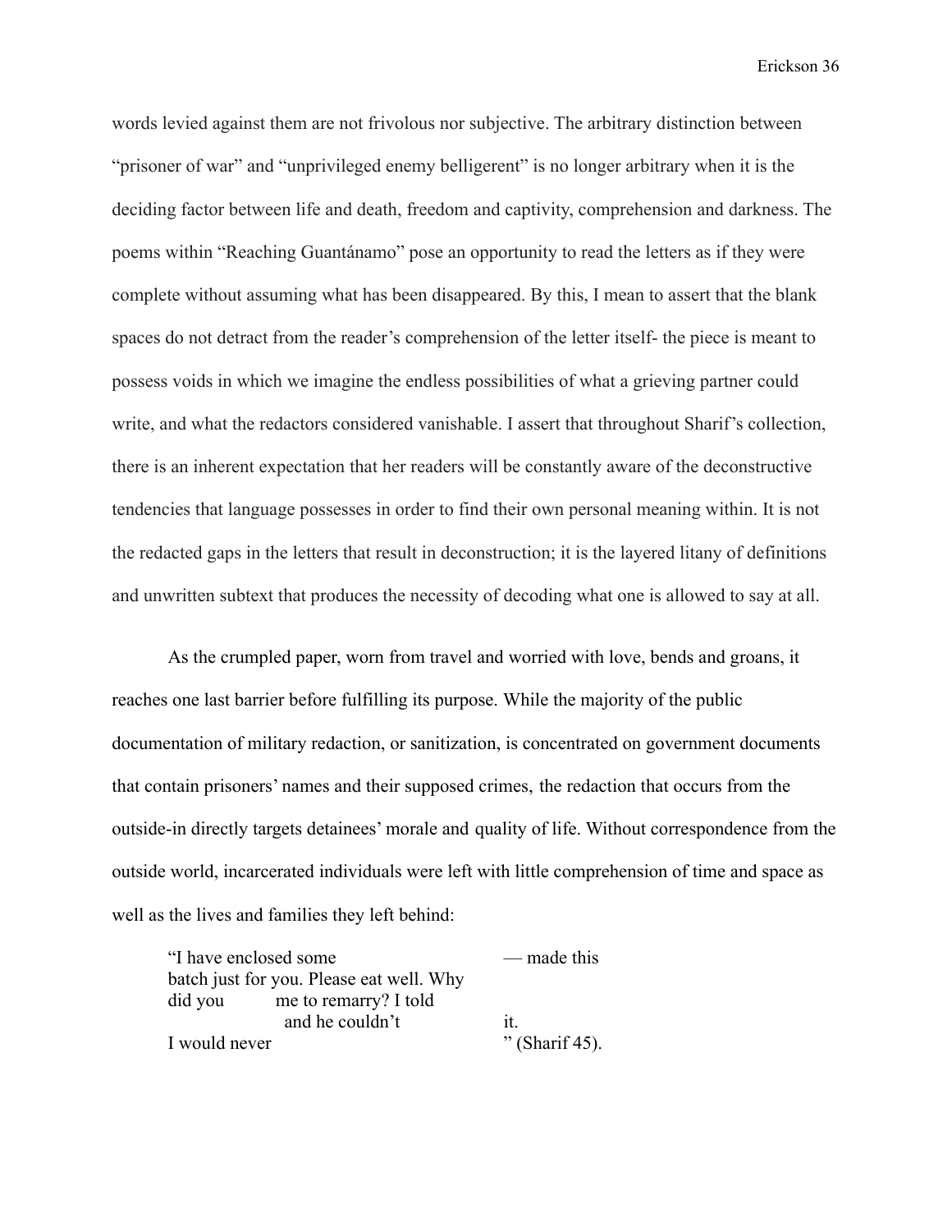words levied against them are not frivolous nor subjective. The arbitrary distinction between "prisoner of war" and "unprivileged enemy belligerent" is no longer arbitrary when it is the deciding factor between life and death, freedom and captivity, comprehension and darkness. The poems within "Reaching Guantánamo" pose an opportunity to read the letters as if they were complete without assuming what has been disappeared. By this, I mean to assert that the blank spaces do not detract from the reader's comprehension of the letter itself- the piece is meant to possess voids in which we imagine the endless possibilities of what a grieving partner could write, and what the redactors considered vanishable. I assert that throughout Sharif's collection, there is an inherent expectation that her readers will be constantly aware of the deconstructive tendencies that language possesses in order to find their own personal meaning within. It is not the redacted gaps in the letters that result in deconstruction; it is the layered litany of definitions and unwritten subtext that produces the necessity of decoding what one is allowed to say at all.

As the crumpled paper, worn from travel and worried with love, bends and groans, it reaches one last barrier before fulfilling its purpose. While the majority of the public documentation of military redaction, or sanitization, is concentrated on government documents that contain prisoners' names and their supposed crimes, the redaction that occurs from the outside-in directly targets detainees' morale and quality of life. Without correspondence from the outside world, incarcerated individuals were left with little comprehension of time and space as well as the lives and families they left behind:

> "I have enclosed some                                    — made this
> batch just for you. Please eat well. Why
> did you          me to remarry? I told
>                          and he couldn't                    it.
> I would never                                                    " (Sharif 45).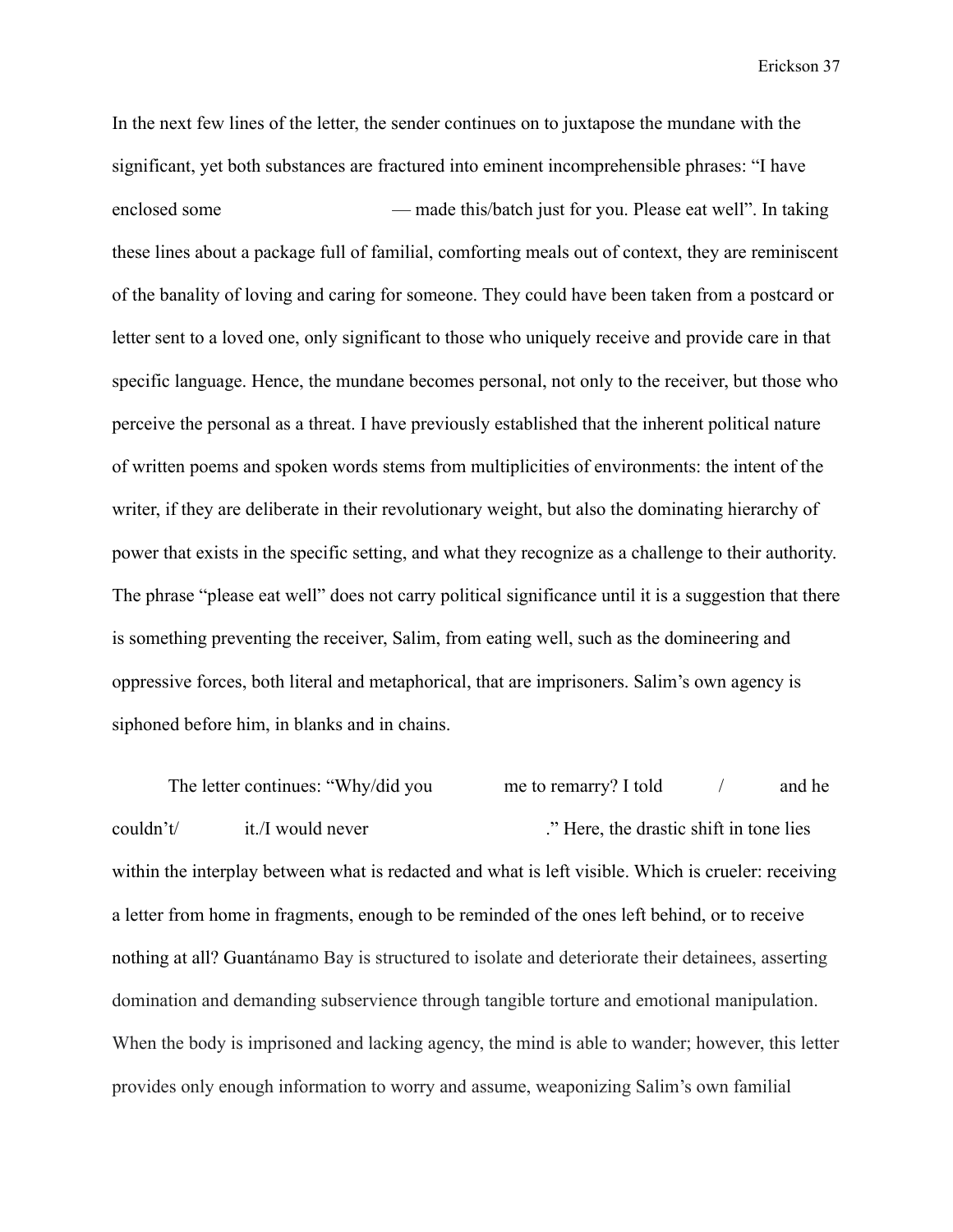In the next few lines of the letter, the sender continues on to juxtapose the mundane with the significant, yet both substances are fractured into eminent incomprehensible phrases: "I have enclosed some                              — made this/batch just for you. Please eat well". In taking these lines about a package full of familial, comforting meals out of context, they are reminiscent of the banality of loving and caring for someone. They could have been taken from a postcard or letter sent to a loved one, only significant to those who uniquely receive and provide care in that specific language. Hence, the mundane becomes personal, not only to the receiver, but those who perceive the personal as a threat. I have previously established that the inherent political nature of written poems and spoken words stems from multiplicities of environments: the intent of the writer, if they are deliberate in their revolutionary weight, but also the dominating hierarchy of power that exists in the specific setting, and what they recognize as a challenge to their authority. The phrase "please eat well" does not carry political significance until it is a suggestion that there is something preventing the receiver, Salim, from eating well, such as the domineering and oppressive forces, both literal and metaphorical, that are imprisoners. Salim's own agency is siphoned before him, in blanks and in chains.

The letter continues: "Why/did you              me to remarry? I told          /          and he couldn't/          it./I would never                              ." Here, the drastic shift in tone lies within the interplay between what is redacted and what is left visible. Which is crueler: receiving a letter from home in fragments, enough to be reminded of the ones left behind, or to receive nothing at all? Guantánamo Bay is structured to isolate and deteriorate their detainees, asserting domination and demanding subservience through tangible torture and emotional manipulation. When the body is imprisoned and lacking agency, the mind is able to wander; however, this letter provides only enough information to worry and assume, weaponizing Salim's own familial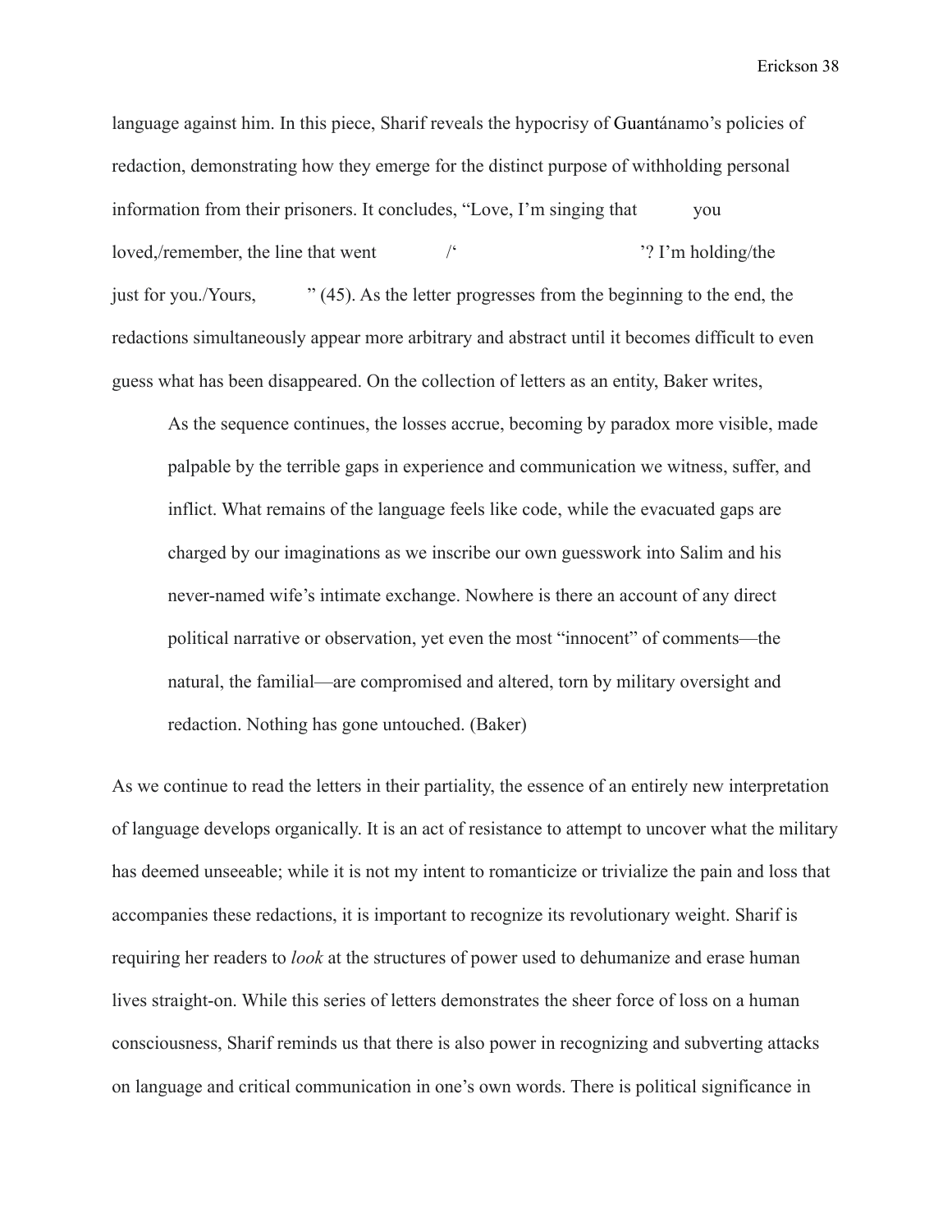language against him. In this piece, Sharif reveals the hypocrisy of Guantánamo's policies of redaction, demonstrating how they emerge for the distinct purpose of withholding personal information from their prisoners. It concludes, "Love, I'm singing that            you loved,/remember, the line that went              /'                                  '? I'm holding/the            just for you./Yours,            " (45). As the letter progresses from the beginning to the end, the redactions simultaneously appear more arbitrary and abstract until it becomes difficult to even guess what has been disappeared. On the collection of letters as an entity, Baker writes,

> As the sequence continues, the losses accrue, becoming by paradox more visible, made palpable by the terrible gaps in experience and communication we witness, suffer, and inflict. What remains of the language feels like code, while the evacuated gaps are charged by our imaginations as we inscribe our own guesswork into Salim and his never-named wife's intimate exchange. Nowhere is there an account of any direct political narrative or observation, yet even the most "innocent" of comments—the natural, the familial—are compromised and altered, torn by military oversight and redaction. Nothing has gone untouched. (Baker)

As we continue to read the letters in their partiality, the essence of an entirely new interpretation of language develops organically. It is an act of resistance to attempt to uncover what the military has deemed unseeable; while it is not my intent to romanticize or trivialize the pain and loss that accompanies these redactions, it is important to recognize its revolutionary weight. Sharif is requiring her readers to *look* at the structures of power used to dehumanize and erase human lives straight-on. While this series of letters demonstrates the sheer force of loss on a human consciousness, Sharif reminds us that there is also power in recognizing and subverting attacks on language and critical communication in one's own words. There is political significance in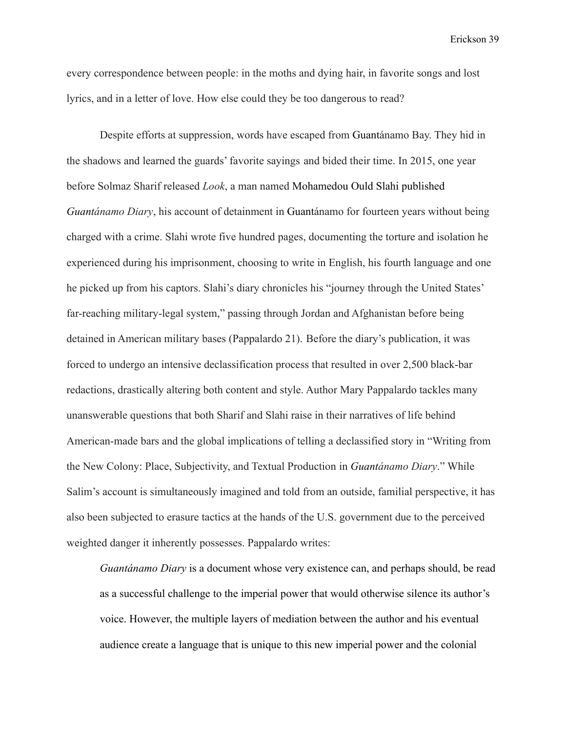every correspondence between people: in the moths and dying hair, in favorite songs and lost lyrics, and in a letter of love. How else could they be too dangerous to read?

Despite efforts at suppression, words have escaped from Guantánamo Bay. They hid in the shadows and learned the guards' favorite sayings and bided their time. In 2015, one year before Solmaz Sharif released *Look*, a man named Mohamedou Ould Slahi published *Guantánamo Diary*, his account of detainment in Guantánamo for fourteen years without being charged with a crime. Slahi wrote five hundred pages, documenting the torture and isolation he experienced during his imprisonment, choosing to write in English, his fourth language and one he picked up from his captors. Slahi's diary chronicles his "journey through the United States' far-reaching military-legal system," passing through Jordan and Afghanistan before being detained in American military bases (Pappalardo 21). Before the diary's publication, it was forced to undergo an intensive declassification process that resulted in over 2,500 black-bar redactions, drastically altering both content and style. Author Mary Pappalardo tackles many unanswerable questions that both Sharif and Slahi raise in their narratives of life behind American-made bars and the global implications of telling a declassified story in "Writing from the New Colony: Place, Subjectivity, and Textual Production in *Guantánamo Diary*." While Salim's account is simultaneously imagined and told from an outside, familial perspective, it has also been subjected to erasure tactics at the hands of the U.S. government due to the perceived weighted danger it inherently possesses. Pappalardo writes:

> *Guantánamo Diary* is a document whose very existence can, and perhaps should, be read as a successful challenge to the imperial power that would otherwise silence its author's voice. However, the multiple layers of mediation between the author and his eventual audience create a language that is unique to this new imperial power and the colonial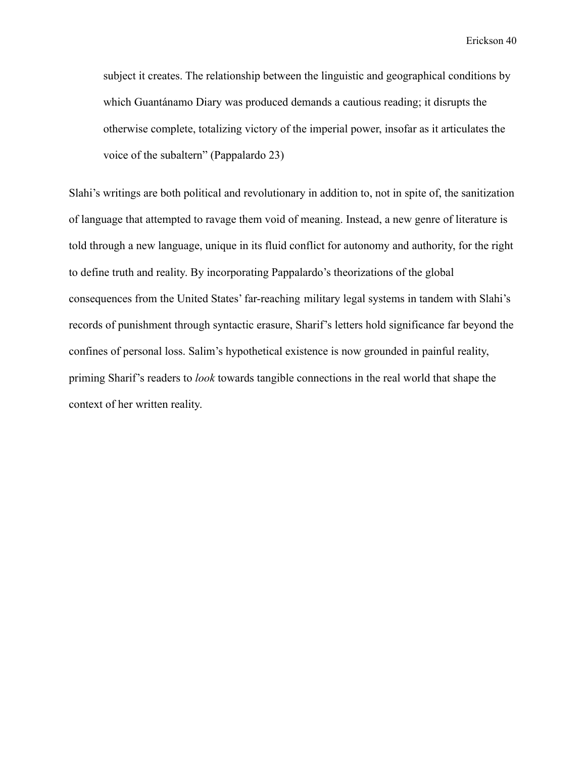> subject it creates. The relationship between the linguistic and geographical conditions by which Guantánamo Diary was produced demands a cautious reading; it disrupts the otherwise complete, totalizing victory of the imperial power, insofar as it articulates the voice of the subaltern" (Pappalardo 23)

Slahi's writings are both political and revolutionary in addition to, not in spite of, the sanitization of language that attempted to ravage them void of meaning. Instead, a new genre of literature is told through a new language, unique in its fluid conflict for autonomy and authority, for the right to define truth and reality. By incorporating Pappalardo's theorizations of the global consequences from the United States' far-reaching military legal systems in tandem with Slahi's records of punishment through syntactic erasure, Sharif's letters hold significance far beyond the confines of personal loss. Salim's hypothetical existence is now grounded in painful reality, priming Sharif's readers to *look* towards tangible connections in the real world that shape the context of her written reality.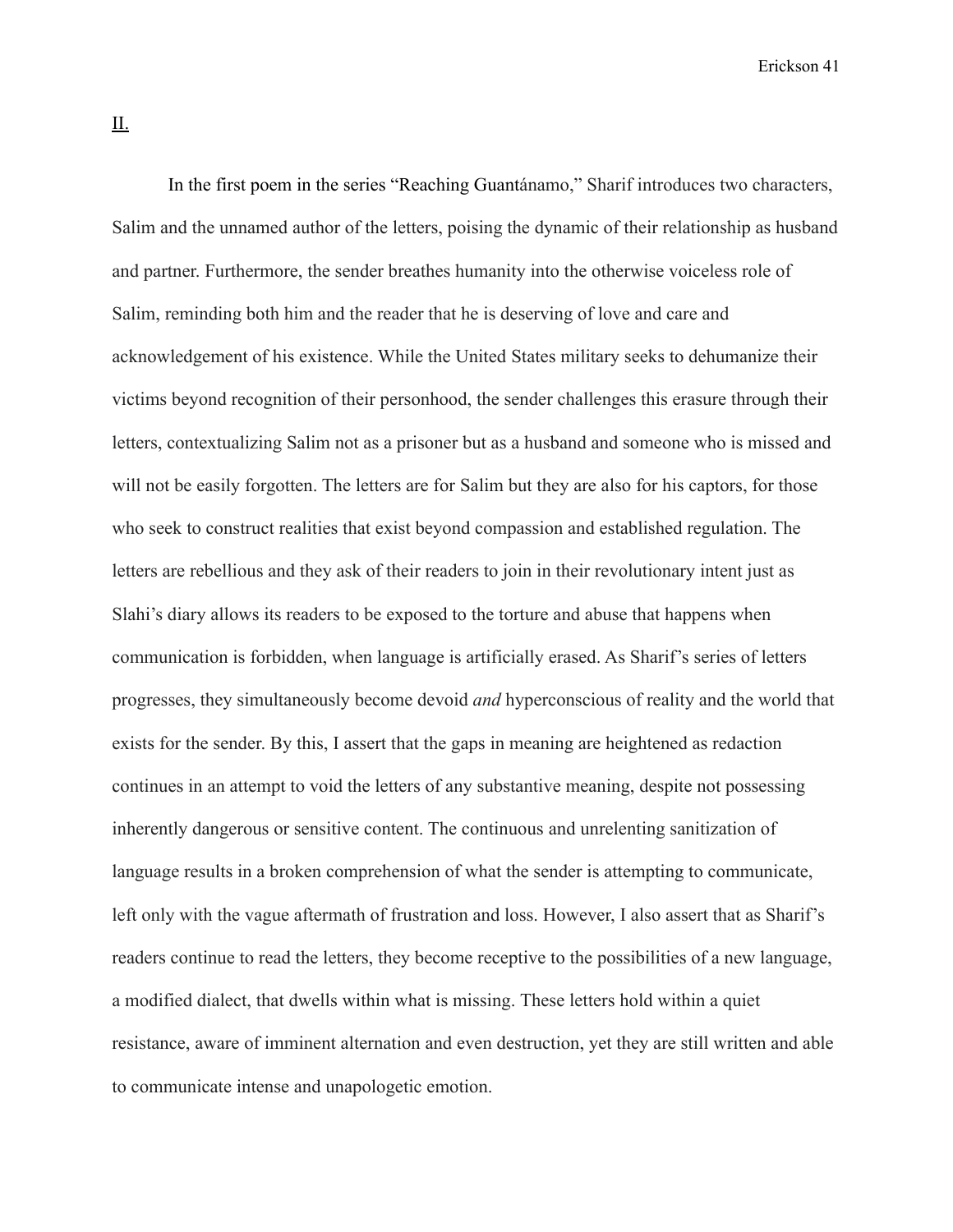<u>II.</u>

In the first poem in the series "Reaching Guantánamo," Sharif introduces two characters, Salim and the unnamed author of the letters, poising the dynamic of their relationship as husband and partner. Furthermore, the sender breathes humanity into the otherwise voiceless role of Salim, reminding both him and the reader that he is deserving of love and care and acknowledgement of his existence. While the United States military seeks to dehumanize their victims beyond recognition of their personhood, the sender challenges this erasure through their letters, contextualizing Salim not as a prisoner but as a husband and someone who is missed and will not be easily forgotten. The letters are for Salim but they are also for his captors, for those who seek to construct realities that exist beyond compassion and established regulation. The letters are rebellious and they ask of their readers to join in their revolutionary intent just as Slahi's diary allows its readers to be exposed to the torture and abuse that happens when communication is forbidden, when language is artificially erased. As Sharif's series of letters progresses, they simultaneously become devoid *and* hyperconscious of reality and the world that exists for the sender. By this, I assert that the gaps in meaning are heightened as redaction continues in an attempt to void the letters of any substantive meaning, despite not possessing inherently dangerous or sensitive content. The continuous and unrelenting sanitization of language results in a broken comprehension of what the sender is attempting to communicate, left only with the vague aftermath of frustration and loss. However, I also assert that as Sharif's readers continue to read the letters, they become receptive to the possibilities of a new language, a modified dialect, that dwells within what is missing. These letters hold within a quiet resistance, aware of imminent alternation and even destruction, yet they are still written and able to communicate intense and unapologetic emotion.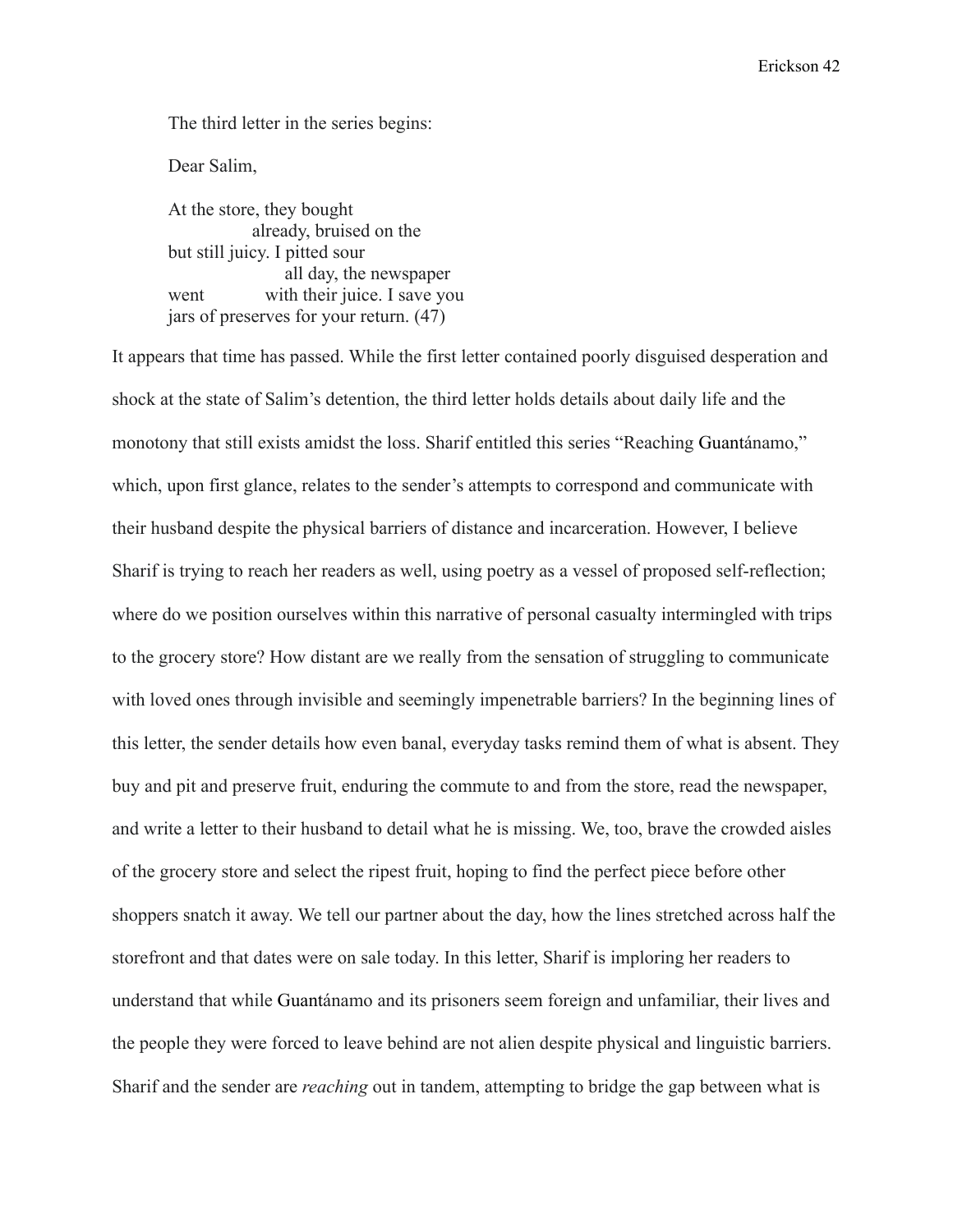The third letter in the series begins:

Dear Salim,

At the store, they bought  
                    already, bruised on the  
but still juicy. I pitted sour  
                            all day, the newspaper  
went            with their juice. I save you  
jars of preserves for your return. (47)

It appears that time has passed. While the first letter contained poorly disguised desperation and shock at the state of Salim's detention, the third letter holds details about daily life and the monotony that still exists amidst the loss. Sharif entitled this series "Reaching Guantánamo," which, upon first glance, relates to the sender's attempts to correspond and communicate with their husband despite the physical barriers of distance and incarceration. However, I believe Sharif is trying to reach her readers as well, using poetry as a vessel of proposed self-reflection; where do we position ourselves within this narrative of personal casualty intermingled with trips to the grocery store? How distant are we really from the sensation of struggling to communicate with loved ones through invisible and seemingly impenetrable barriers? In the beginning lines of this letter, the sender details how even banal, everyday tasks remind them of what is absent. They buy and pit and preserve fruit, enduring the commute to and from the store, read the newspaper, and write a letter to their husband to detail what he is missing. We, too, brave the crowded aisles of the grocery store and select the ripest fruit, hoping to find the perfect piece before other shoppers snatch it away. We tell our partner about the day, how the lines stretched across half the storefront and that dates were on sale today. In this letter, Sharif is imploring her readers to understand that while Guantánamo and its prisoners seem foreign and unfamiliar, their lives and the people they were forced to leave behind are not alien despite physical and linguistic barriers. Sharif and the sender are *reaching* out in tandem, attempting to bridge the gap between what is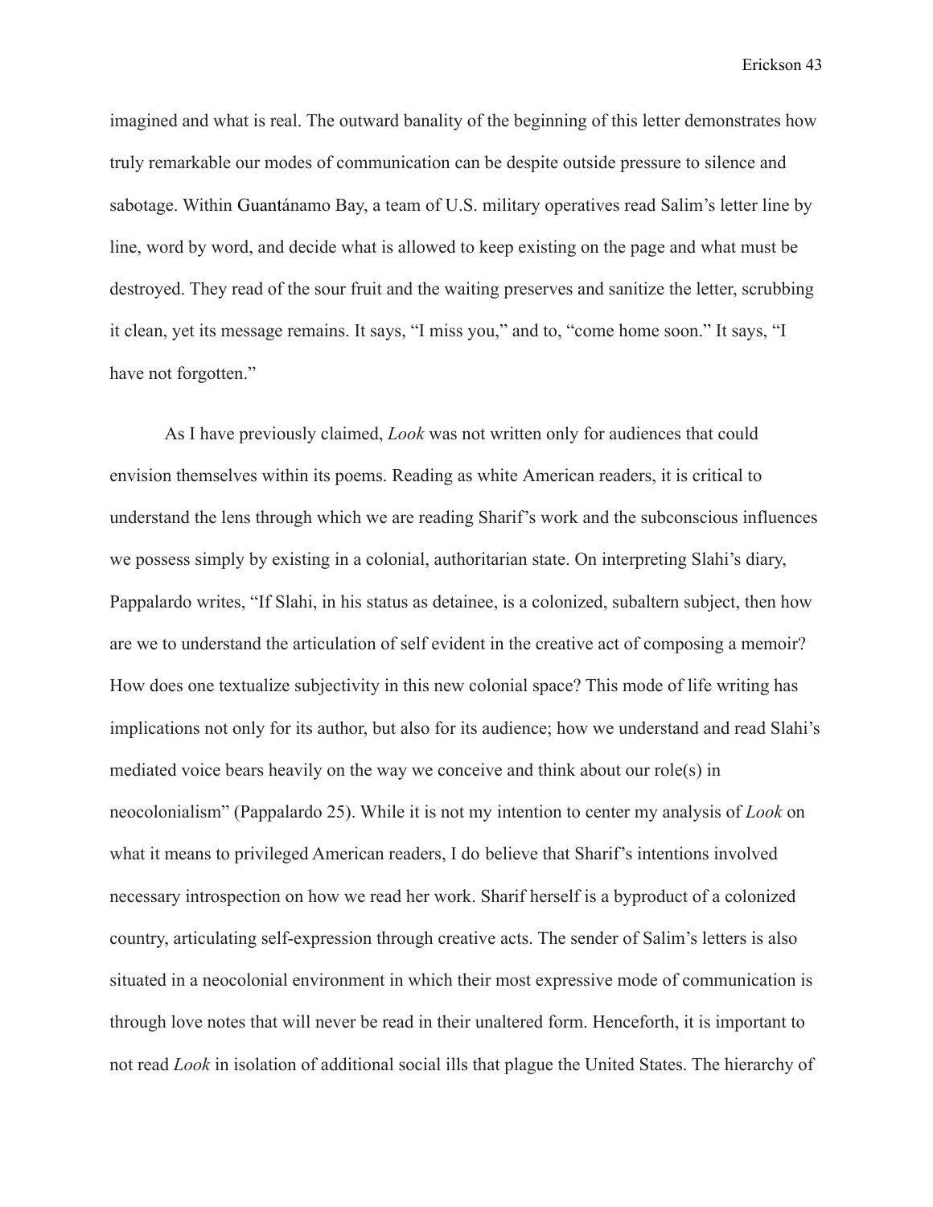imagined and what is real. The outward banality of the beginning of this letter demonstrates how truly remarkable our modes of communication can be despite outside pressure to silence and sabotage. Within Guantánamo Bay, a team of U.S. military operatives read Salim's letter line by line, word by word, and decide what is allowed to keep existing on the page and what must be destroyed. They read of the sour fruit and the waiting preserves and sanitize the letter, scrubbing it clean, yet its message remains. It says, "I miss you," and to, "come home soon." It says, "I have not forgotten."

As I have previously claimed, *Look* was not written only for audiences that could envision themselves within its poems. Reading as white American readers, it is critical to understand the lens through which we are reading Sharif's work and the subconscious influences we possess simply by existing in a colonial, authoritarian state. On interpreting Slahi's diary, Pappalardo writes, "If Slahi, in his status as detainee, is a colonized, subaltern subject, then how are we to understand the articulation of self evident in the creative act of composing a memoir? How does one textualize subjectivity in this new colonial space? This mode of life writing has implications not only for its author, but also for its audience; how we understand and read Slahi's mediated voice bears heavily on the way we conceive and think about our role(s) in neocolonialism" (Pappalardo 25). While it is not my intention to center my analysis of *Look* on what it means to privileged American readers, I do believe that Sharif's intentions involved necessary introspection on how we read her work. Sharif herself is a byproduct of a colonized country, articulating self-expression through creative acts. The sender of Salim's letters is also situated in a neocolonial environment in which their most expressive mode of communication is through love notes that will never be read in their unaltered form. Henceforth, it is important to not read *Look* in isolation of additional social ills that plague the United States. The hierarchy of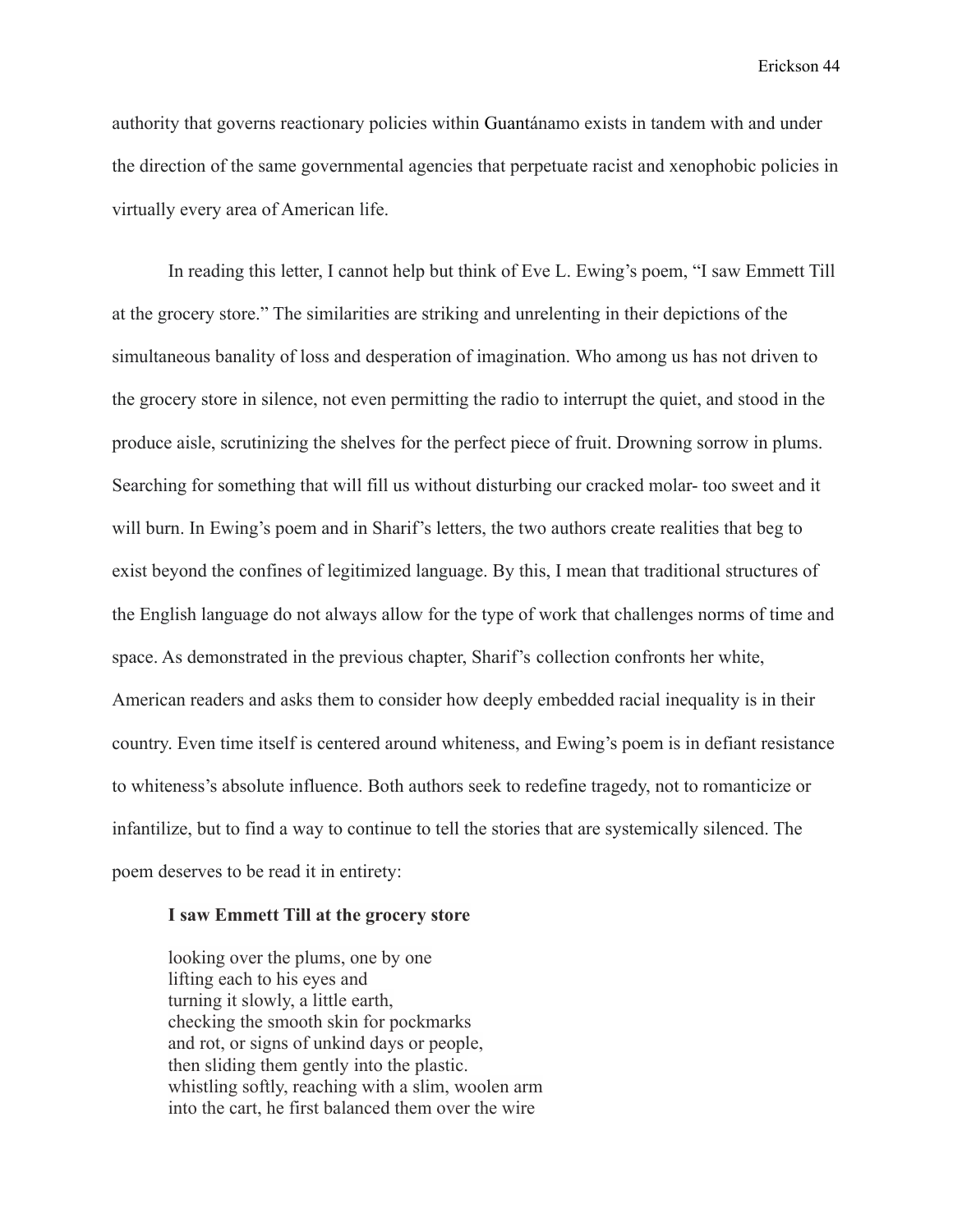authority that governs reactionary policies within Guantánamo exists in tandem with and under the direction of the same governmental agencies that perpetuate racist and xenophobic policies in virtually every area of American life.

In reading this letter, I cannot help but think of Eve L. Ewing's poem, "I saw Emmett Till at the grocery store." The similarities are striking and unrelenting in their depictions of the simultaneous banality of loss and desperation of imagination. Who among us has not driven to the grocery store in silence, not even permitting the radio to interrupt the quiet, and stood in the produce aisle, scrutinizing the shelves for the perfect piece of fruit. Drowning sorrow in plums. Searching for something that will fill us without disturbing our cracked molar- too sweet and it will burn. In Ewing's poem and in Sharif's letters, the two authors create realities that beg to exist beyond the confines of legitimized language. By this, I mean that traditional structures of the English language do not always allow for the type of work that challenges norms of time and space. As demonstrated in the previous chapter, Sharif's collection confronts her white, American readers and asks them to consider how deeply embedded racial inequality is in their country. Even time itself is centered around whiteness, and Ewing's poem is in defiant resistance to whiteness's absolute influence. Both authors seek to redefine tragedy, not to romanticize or infantilize, but to find a way to continue to tell the stories that are systemically silenced. The poem deserves to be read it in entirety:

> **I saw Emmett Till at the grocery store**
>
> looking over the plums, one by one
> lifting each to his eyes and
> turning it slowly, a little earth,
> checking the smooth skin for pockmarks
> and rot, or signs of unkind days or people,
> then sliding them gently into the plastic.
> whistling softly, reaching with a slim, woolen arm
> into the cart, he first balanced them over the wire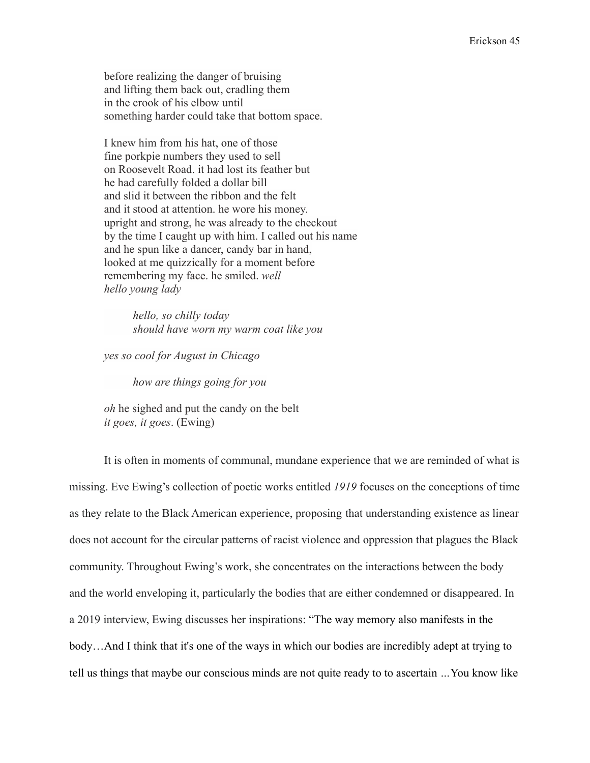before realizing the danger of bruising
and lifting them back out, cradling them
in the crook of his elbow until
something harder could take that bottom space.

I knew him from his hat, one of those
fine porkpie numbers they used to sell
on Roosevelt Road. it had lost its feather but
he had carefully folded a dollar bill
and slid it between the ribbon and the felt
and it stood at attention. he wore his money.
upright and strong, he was already to the checkout
by the time I caught up with him. I called out his name
and he spun like a dancer, candy bar in hand,
looked at me quizzically for a moment before
remembering my face. he smiled. *well*
*hello young lady*

> *hello, so chilly today*
> *should have worn my warm coat like you*

*yes so cool for August in Chicago*

> *how are things going for you*

*oh* he sighed and put the candy on the belt
*it goes, it goes*. (Ewing)

It is often in moments of communal, mundane experience that we are reminded of what is missing. Eve Ewing's collection of poetic works entitled *1919* focuses on the conceptions of time as they relate to the Black American experience, proposing that understanding existence as linear does not account for the circular patterns of racist violence and oppression that plagues the Black community. Throughout Ewing's work, she concentrates on the interactions between the body and the world enveloping it, particularly the bodies that are either condemned or disappeared. In a 2019 interview, Ewing discusses her inspirations: "The way memory also manifests in the body…And I think that it's one of the ways in which our bodies are incredibly adept at trying to tell us things that maybe our conscious minds are not quite ready to to ascertain ...You know like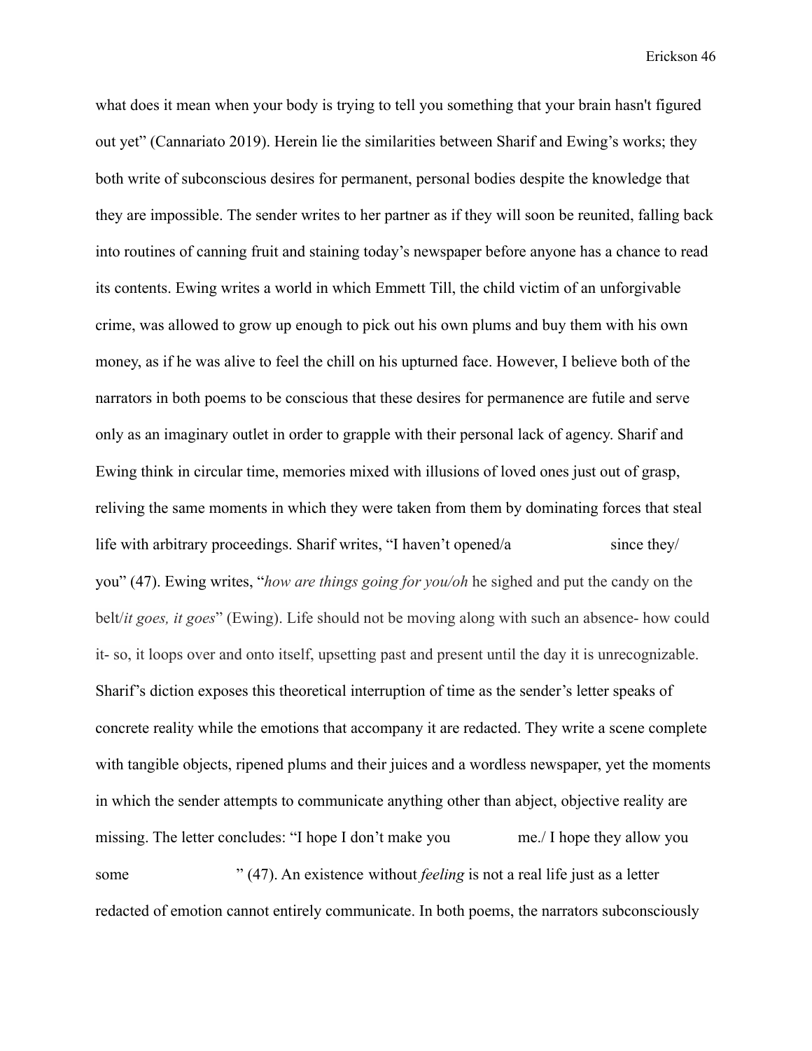what does it mean when your body is trying to tell you something that your brain hasn't figured out yet" (Cannariato 2019). Herein lie the similarities between Sharif and Ewing's works; they both write of subconscious desires for permanent, personal bodies despite the knowledge that they are impossible. The sender writes to her partner as if they will soon be reunited, falling back into routines of canning fruit and staining today's newspaper before anyone has a chance to read its contents. Ewing writes a world in which Emmett Till, the child victim of an unforgivable crime, was allowed to grow up enough to pick out his own plums and buy them with his own money, as if he was alive to feel the chill on his upturned face. However, I believe both of the narrators in both poems to be conscious that these desires for permanence are futile and serve only as an imaginary outlet in order to grapple with their personal lack of agency. Sharif and Ewing think in circular time, memories mixed with illusions of loved ones just out of grasp, reliving the same moments in which they were taken from them by dominating forces that steal life with arbitrary proceedings. Sharif writes, "I haven't opened/a                    since they/ you" (47). Ewing writes, "*how are things going for you/oh* he sighed and put the candy on the belt/*it goes, it goes*" (Ewing). Life should not be moving along with such an absence- how could it- so, it loops over and onto itself, upsetting past and present until the day it is unrecognizable. Sharif's diction exposes this theoretical interruption of time as the sender's letter speaks of concrete reality while the emotions that accompany it are redacted. They write a scene complete with tangible objects, ripened plums and their juices and a wordless newspaper, yet the moments in which the sender attempts to communicate anything other than abject, objective reality are missing. The letter concludes: "I hope I don't make you                    me./ I hope they allow you some                    " (47). An existence without *feeling* is not a real life just as a letter redacted of emotion cannot entirely communicate. In both poems, the narrators subconsciously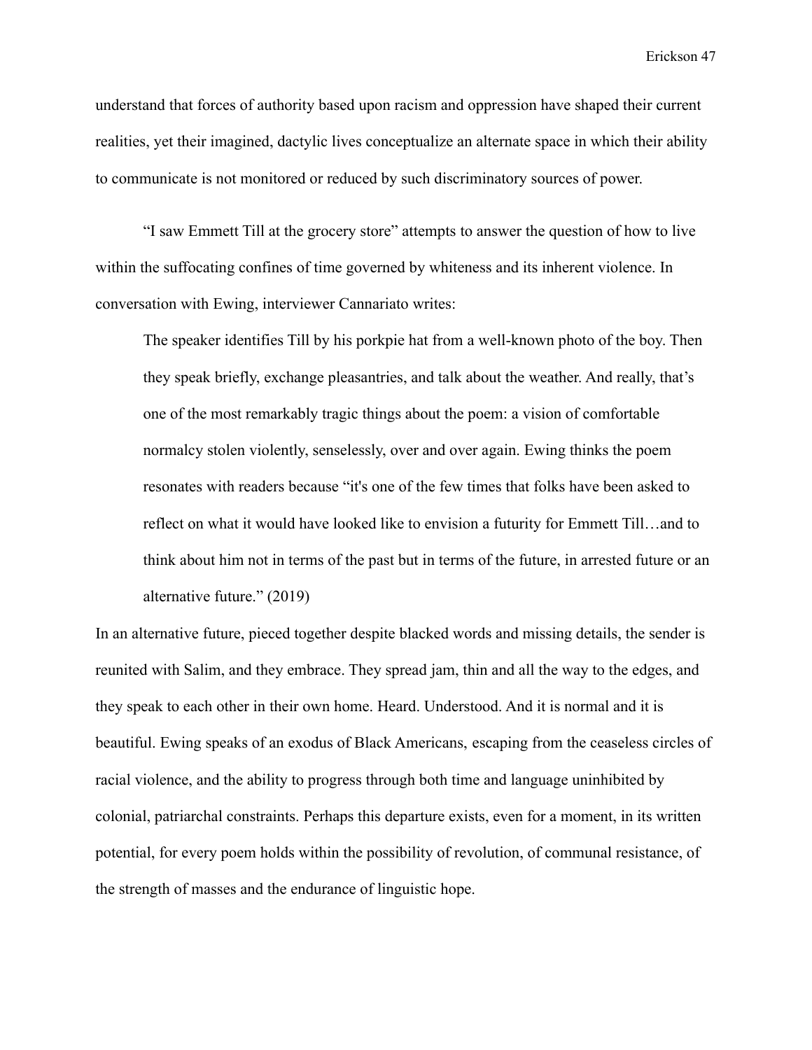understand that forces of authority based upon racism and oppression have shaped their current realities, yet their imagined, dactylic lives conceptualize an alternate space in which their ability to communicate is not monitored or reduced by such discriminatory sources of power.

"I saw Emmett Till at the grocery store" attempts to answer the question of how to live within the suffocating confines of time governed by whiteness and its inherent violence. In conversation with Ewing, interviewer Cannariato writes:

> The speaker identifies Till by his porkpie hat from a well-known photo of the boy. Then they speak briefly, exchange pleasantries, and talk about the weather. And really, that's one of the most remarkably tragic things about the poem: a vision of comfortable normalcy stolen violently, senselessly, over and over again. Ewing thinks the poem resonates with readers because "it's one of the few times that folks have been asked to reflect on what it would have looked like to envision a futurity for Emmett Till…and to think about him not in terms of the past but in terms of the future, in arrested future or an alternative future." (2019)

In an alternative future, pieced together despite blacked words and missing details, the sender is reunited with Salim, and they embrace. They spread jam, thin and all the way to the edges, and they speak to each other in their own home. Heard. Understood. And it is normal and it is beautiful. Ewing speaks of an exodus of Black Americans, escaping from the ceaseless circles of racial violence, and the ability to progress through both time and language uninhibited by colonial, patriarchal constraints. Perhaps this departure exists, even for a moment, in its written potential, for every poem holds within the possibility of revolution, of communal resistance, of the strength of masses and the endurance of linguistic hope.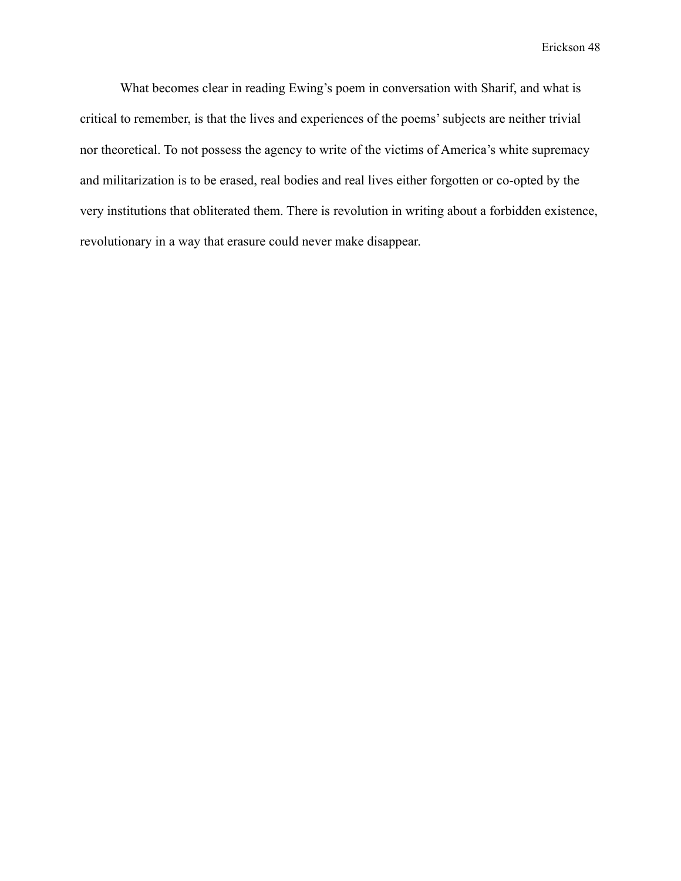What becomes clear in reading Ewing's poem in conversation with Sharif, and what is critical to remember, is that the lives and experiences of the poems' subjects are neither trivial nor theoretical. To not possess the agency to write of the victims of America's white supremacy and militarization is to be erased, real bodies and real lives either forgotten or co-opted by the very institutions that obliterated them. There is revolution in writing about a forbidden existence, revolutionary in a way that erasure could never make disappear.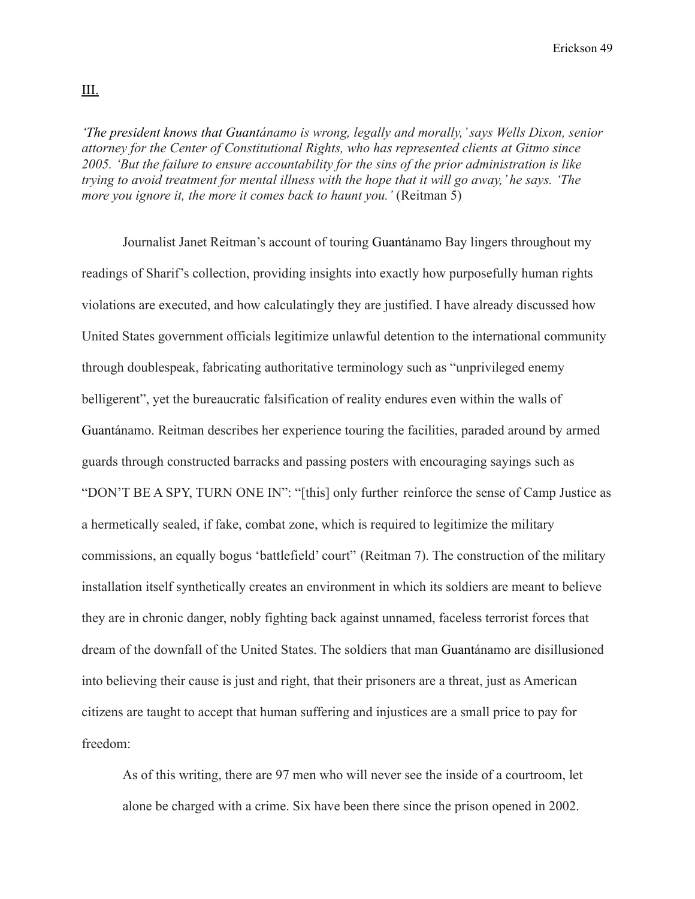III.

*'The president knows that Guantánamo is wrong, legally and morally,' says Wells Dixon, senior attorney for the Center of Constitutional Rights, who has represented clients at Gitmo since 2005. 'But the failure to ensure accountability for the sins of the prior administration is like trying to avoid treatment for mental illness with the hope that it will go away,' he says. 'The more you ignore it, the more it comes back to haunt you.'* (Reitman 5)

Journalist Janet Reitman's account of touring Guantánamo Bay lingers throughout my readings of Sharif's collection, providing insights into exactly how purposefully human rights violations are executed, and how calculatingly they are justified. I have already discussed how United States government officials legitimize unlawful detention to the international community through doublespeak, fabricating authoritative terminology such as "unprivileged enemy belligerent", yet the bureaucratic falsification of reality endures even within the walls of Guantánamo. Reitman describes her experience touring the facilities, paraded around by armed guards through constructed barracks and passing posters with encouraging sayings such as "DON'T BE A SPY, TURN ONE IN": "[this] only further reinforce the sense of Camp Justice as a hermetically sealed, if fake, combat zone, which is required to legitimize the military commissions, an equally bogus 'battlefield' court" (Reitman 7). The construction of the military installation itself synthetically creates an environment in which its soldiers are meant to believe they are in chronic danger, nobly fighting back against unnamed, faceless terrorist forces that dream of the downfall of the United States. The soldiers that man Guantánamo are disillusioned into believing their cause is just and right, that their prisoners are a threat, just as American citizens are taught to accept that human suffering and injustices are a small price to pay for freedom:

> As of this writing, there are 97 men who will never see the inside of a courtroom, let alone be charged with a crime. Six have been there since the prison opened in 2002.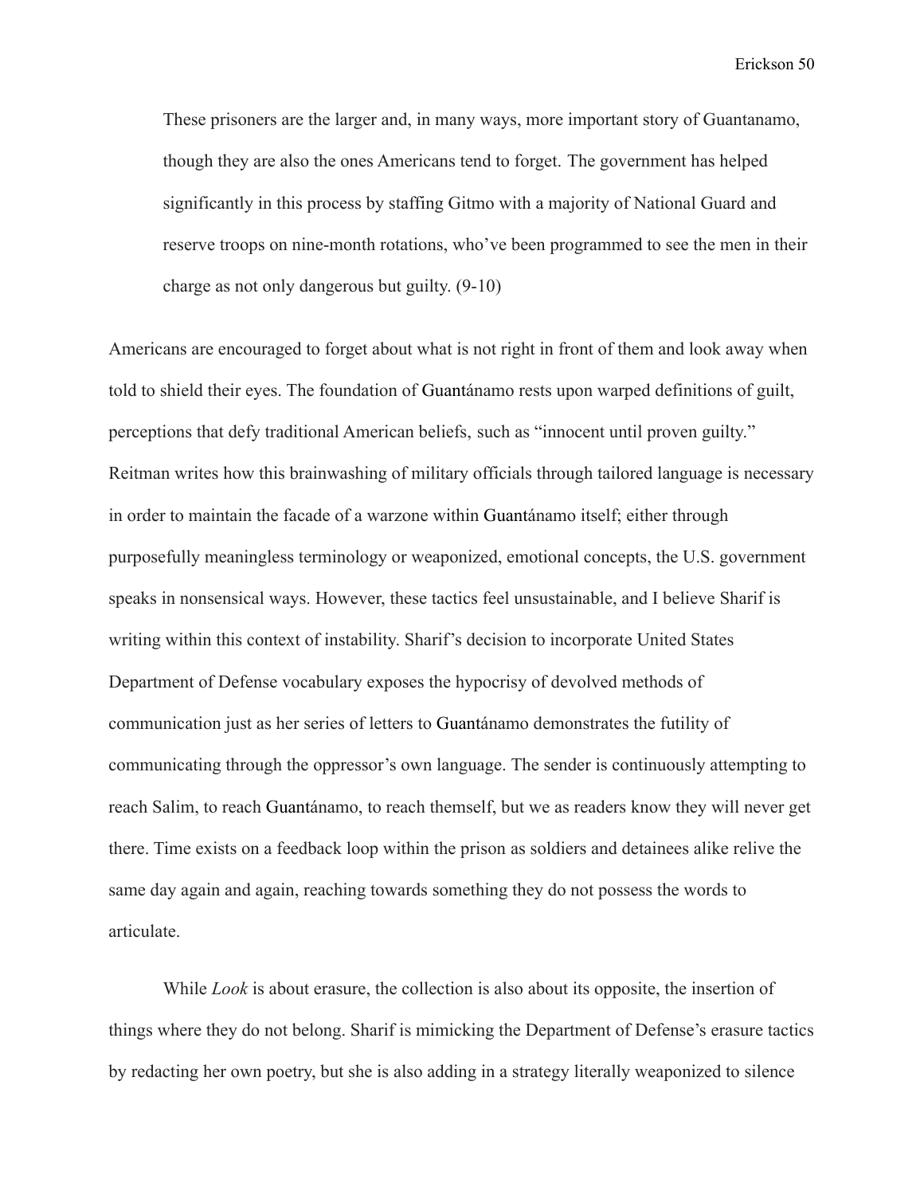> These prisoners are the larger and, in many ways, more important story of Guantanamo, though they are also the ones Americans tend to forget. The government has helped significantly in this process by staffing Gitmo with a majority of National Guard and reserve troops on nine-month rotations, who've been programmed to see the men in their charge as not only dangerous but guilty. (9-10)

Americans are encouraged to forget about what is not right in front of them and look away when told to shield their eyes. The foundation of Guantánamo rests upon warped definitions of guilt, perceptions that defy traditional American beliefs, such as "innocent until proven guilty." Reitman writes how this brainwashing of military officials through tailored language is necessary in order to maintain the facade of a warzone within Guantánamo itself; either through purposefully meaningless terminology or weaponized, emotional concepts, the U.S. government speaks in nonsensical ways. However, these tactics feel unsustainable, and I believe Sharif is writing within this context of instability. Sharif's decision to incorporate United States Department of Defense vocabulary exposes the hypocrisy of devolved methods of communication just as her series of letters to Guantánamo demonstrates the futility of communicating through the oppressor's own language. The sender is continuously attempting to reach Salim, to reach Guantánamo, to reach themself, but we as readers know they will never get there. Time exists on a feedback loop within the prison as soldiers and detainees alike relive the same day again and again, reaching towards something they do not possess the words to articulate.

While *Look* is about erasure, the collection is also about its opposite, the insertion of things where they do not belong. Sharif is mimicking the Department of Defense's erasure tactics by redacting her own poetry, but she is also adding in a strategy literally weaponized to silence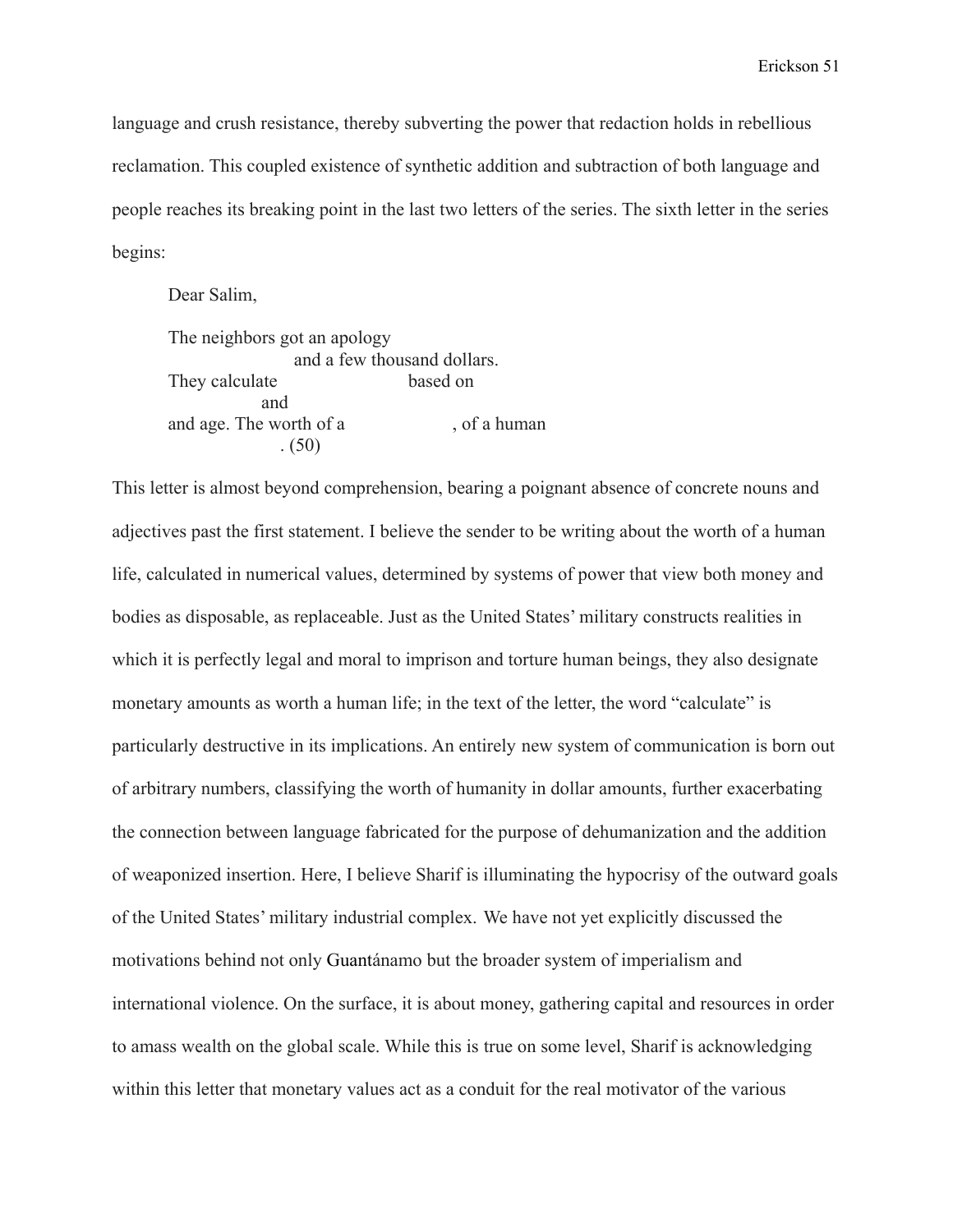language and crush resistance, thereby subverting the power that redaction holds in rebellious reclamation. This coupled existence of synthetic addition and subtraction of both language and people reaches its breaking point in the last two letters of the series. The sixth letter in the series begins:

> Dear Salim,
>
> The neighbors got an apology  
> &nbsp;&nbsp;&nbsp;&nbsp;&nbsp;&nbsp;&nbsp;&nbsp;&nbsp;&nbsp;&nbsp;&nbsp;&nbsp;&nbsp;&nbsp;&nbsp;&nbsp;&nbsp;&nbsp;&nbsp;and a few thousand dollars.  
> They calculate &nbsp;&nbsp;&nbsp;&nbsp;&nbsp;&nbsp;&nbsp;&nbsp;&nbsp;&nbsp;&nbsp;&nbsp;&nbsp;&nbsp;&nbsp;&nbsp;&nbsp;&nbsp;&nbsp;&nbsp;based on  
> &nbsp;&nbsp;&nbsp;&nbsp;&nbsp;&nbsp;&nbsp;&nbsp;&nbsp;&nbsp;&nbsp;&nbsp;&nbsp;&nbsp;&nbsp;&nbsp;and  
> and age. The worth of a &nbsp;&nbsp;&nbsp;&nbsp;&nbsp;&nbsp;&nbsp;&nbsp;&nbsp;&nbsp;&nbsp;&nbsp;&nbsp;&nbsp;&nbsp;&nbsp;&nbsp;, of a human  
> &nbsp;&nbsp;&nbsp;&nbsp;&nbsp;&nbsp;&nbsp;&nbsp;&nbsp;&nbsp;&nbsp;&nbsp;&nbsp;&nbsp;&nbsp;&nbsp;&nbsp;&nbsp;. (50)

This letter is almost beyond comprehension, bearing a poignant absence of concrete nouns and adjectives past the first statement. I believe the sender to be writing about the worth of a human life, calculated in numerical values, determined by systems of power that view both money and bodies as disposable, as replaceable. Just as the United States' military constructs realities in which it is perfectly legal and moral to imprison and torture human beings, they also designate monetary amounts as worth a human life; in the text of the letter, the word "calculate" is particularly destructive in its implications. An entirely new system of communication is born out of arbitrary numbers, classifying the worth of humanity in dollar amounts, further exacerbating the connection between language fabricated for the purpose of dehumanization and the addition of weaponized insertion. Here, I believe Sharif is illuminating the hypocrisy of the outward goals of the United States' military industrial complex. We have not yet explicitly discussed the motivations behind not only Guantánamo but the broader system of imperialism and international violence. On the surface, it is about money, gathering capital and resources in order to amass wealth on the global scale. While this is true on some level, Sharif is acknowledging within this letter that monetary values act as a conduit for the real motivator of the various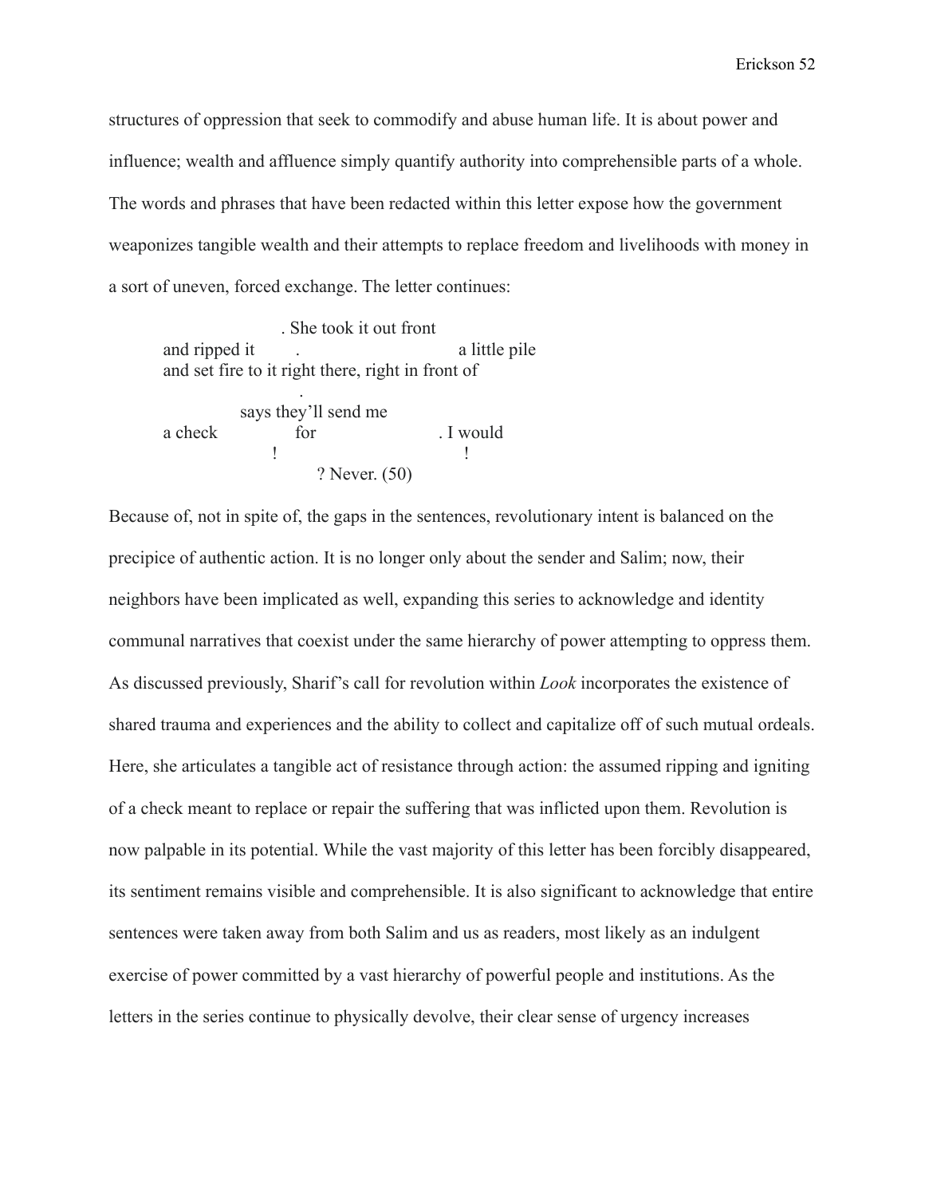structures of oppression that seek to commodify and abuse human life. It is about power and influence; wealth and affluence simply quantify authority into comprehensible parts of a whole. The words and phrases that have been redacted within this letter expose how the government weaponizes tangible wealth and their attempts to replace freedom and livelihoods with money in a sort of uneven, forced exchange. The letter continues:

> . She took it out front
> and ripped it . a little pile
> and set fire to it right there, right in front of
> .
> says they'll send me
> a check for . I would
> ! !
> ? Never. (50)

Because of, not in spite of, the gaps in the sentences, revolutionary intent is balanced on the precipice of authentic action. It is no longer only about the sender and Salim; now, their neighbors have been implicated as well, expanding this series to acknowledge and identity communal narratives that coexist under the same hierarchy of power attempting to oppress them. As discussed previously, Sharif's call for revolution within *Look* incorporates the existence of shared trauma and experiences and the ability to collect and capitalize off of such mutual ordeals. Here, she articulates a tangible act of resistance through action: the assumed ripping and igniting of a check meant to replace or repair the suffering that was inflicted upon them. Revolution is now palpable in its potential. While the vast majority of this letter has been forcibly disappeared, its sentiment remains visible and comprehensible. It is also significant to acknowledge that entire sentences were taken away from both Salim and us as readers, most likely as an indulgent exercise of power committed by a vast hierarchy of powerful people and institutions. As the letters in the series continue to physically devolve, their clear sense of urgency increases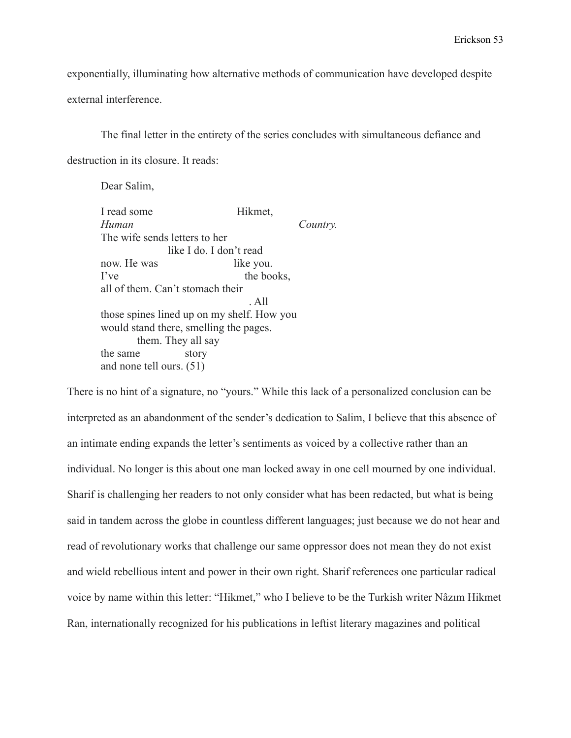exponentially, illuminating how alternative methods of communication have developed despite external interference.

The final letter in the entirety of the series concludes with simultaneous defiance and destruction in its closure. It reads:

> Dear Salim,
>
> I read some                    Hikmet,  
> *Human*                                        *Country.*  
> The wife sends letters to her  
>                 like I do. I don't read  
> now. He was                    like you.  
> I've                                    the books,  
> all of them. Can't stomach their  
>                                             . All  
> those spines lined up on my shelf. How you  
> would stand there, smelling the pages.  
>         them. They all say  
> the same            story  
> and none tell ours. (51)

There is no hint of a signature, no "yours." While this lack of a personalized conclusion can be interpreted as an abandonment of the sender's dedication to Salim, I believe that this absence of an intimate ending expands the letter's sentiments as voiced by a collective rather than an individual. No longer is this about one man locked away in one cell mourned by one individual. Sharif is challenging her readers to not only consider what has been redacted, but what is being said in tandem across the globe in countless different languages; just because we do not hear and read of revolutionary works that challenge our same oppressor does not mean they do not exist and wield rebellious intent and power in their own right. Sharif references one particular radical voice by name within this letter: "Hikmet," who I believe to be the Turkish writer Nâzım Hikmet Ran, internationally recognized for his publications in leftist literary magazines and political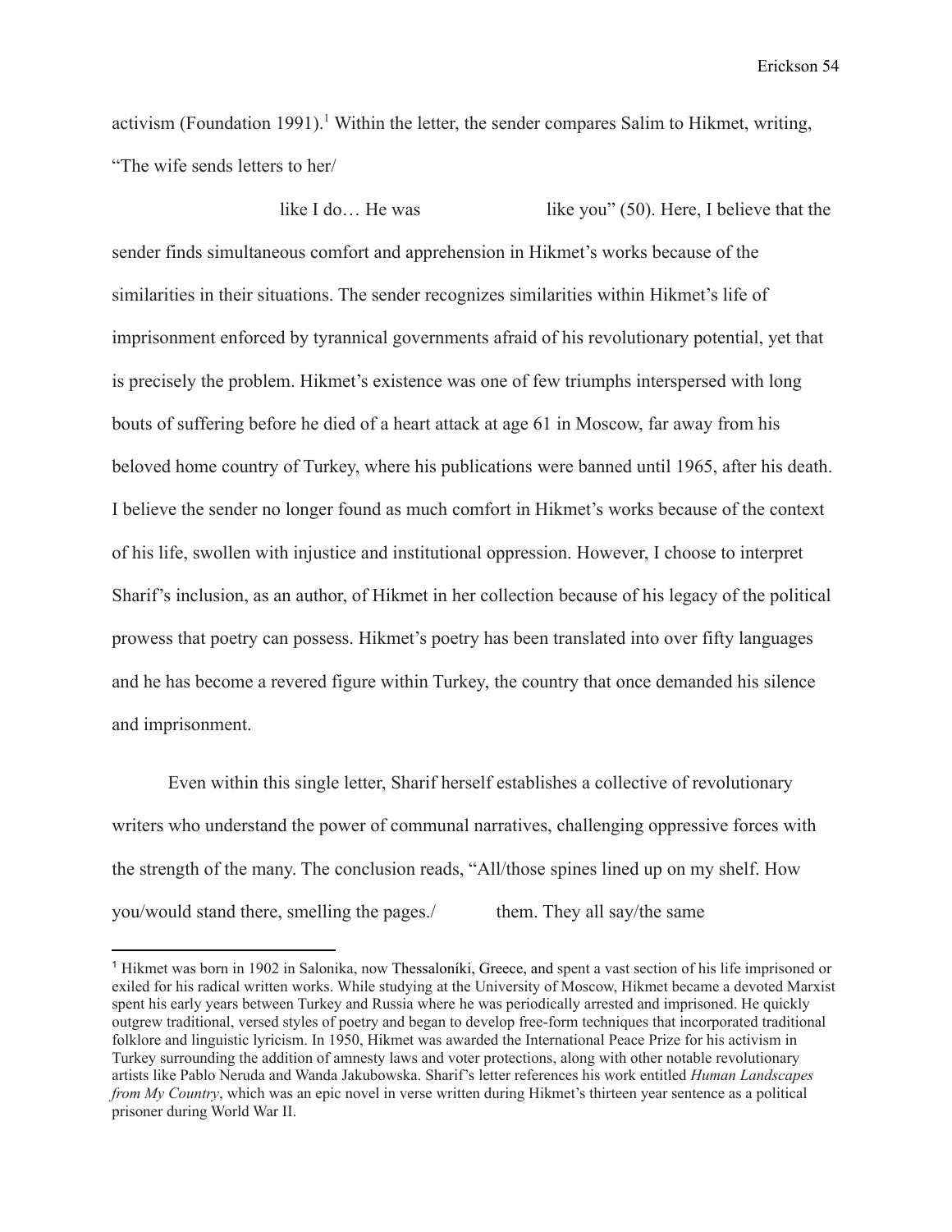activism (Foundation 1991).[1] Within the letter, the sender compares Salim to Hikmet, writing, "The wife sends letters to her/

like I do… He was like you" (50). Here, I believe that the sender finds simultaneous comfort and apprehension in Hikmet's works because of the similarities in their situations. The sender recognizes similarities within Hikmet's life of imprisonment enforced by tyrannical governments afraid of his revolutionary potential, yet that is precisely the problem. Hikmet's existence was one of few triumphs interspersed with long bouts of suffering before he died of a heart attack at age 61 in Moscow, far away from his beloved home country of Turkey, where his publications were banned until 1965, after his death. I believe the sender no longer found as much comfort in Hikmet's works because of the context of his life, swollen with injustice and institutional oppression. However, I choose to interpret Sharif's inclusion, as an author, of Hikmet in her collection because of his legacy of the political prowess that poetry can possess. Hikmet's poetry has been translated into over fifty languages and he has become a revered figure within Turkey, the country that once demanded his silence and imprisonment.

Even within this single letter, Sharif herself establishes a collective of revolutionary writers who understand the power of communal narratives, challenging oppressive forces with the strength of the many. The conclusion reads, "All/those spines lined up on my shelf. How you/would stand there, smelling the pages./ them. They all say/the same

---

[1] Hikmet was born in 1902 in Salonika, now Thessaloníki, Greece, and spent a vast section of his life imprisoned or exiled for his radical written works. While studying at the University of Moscow, Hikmet became a devoted Marxist spent his early years between Turkey and Russia where he was periodically arrested and imprisoned. He quickly outgrew traditional, versed styles of poetry and began to develop free-form techniques that incorporated traditional folklore and linguistic lyricism. In 1950, Hikmet was awarded the International Peace Prize for his activism in Turkey surrounding the addition of amnesty laws and voter protections, along with other notable revolutionary artists like Pablo Neruda and Wanda Jakubowska. Sharif's letter references his work entitled *Human Landscapes from My Country*, which was an epic novel in verse written during Hikmet's thirteen year sentence as a political prisoner during World War II.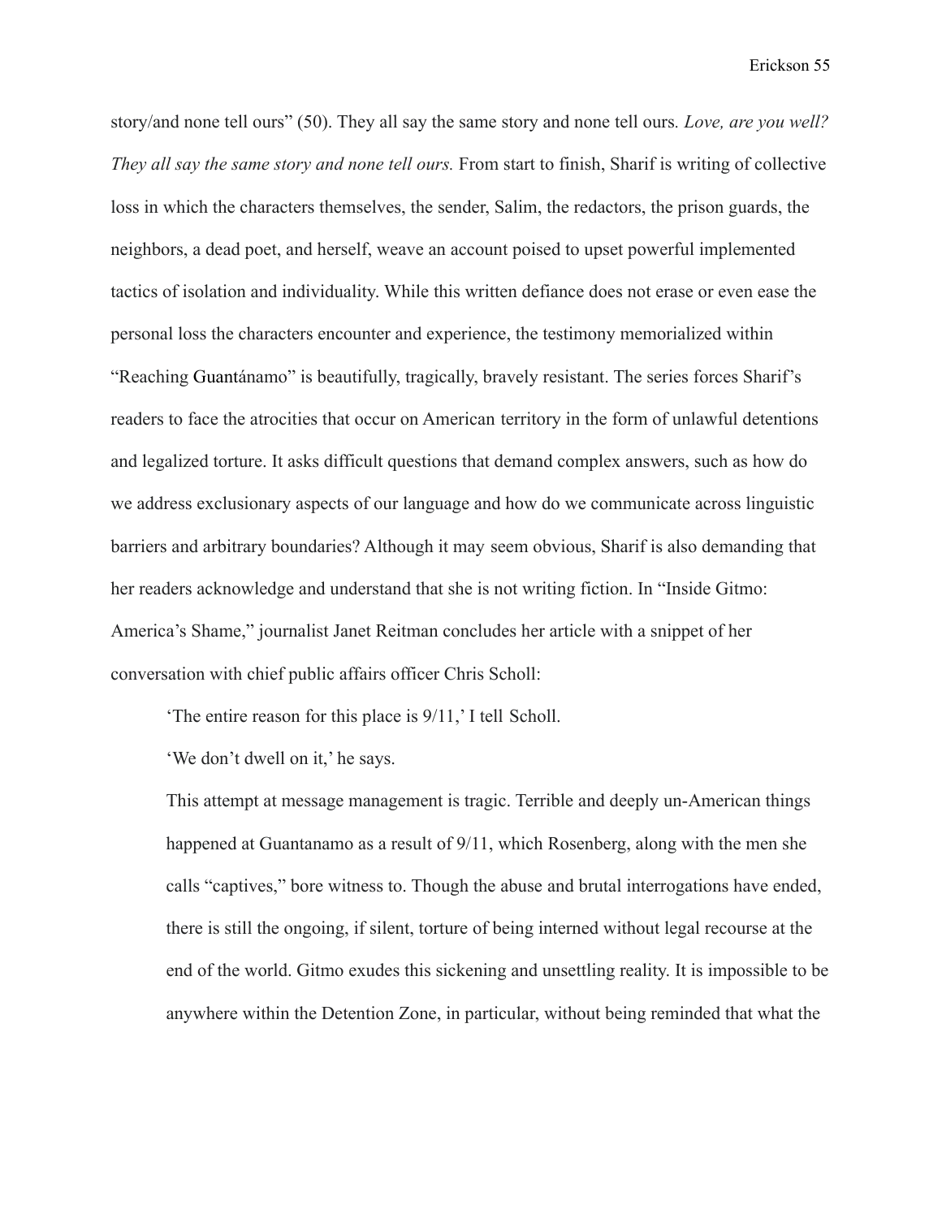story/and none tell ours" (50). They all say the same story and none tell ours. *Love, are you well? They all say the same story and none tell ours.* From start to finish, Sharif is writing of collective loss in which the characters themselves, the sender, Salim, the redactors, the prison guards, the neighbors, a dead poet, and herself, weave an account poised to upset powerful implemented tactics of isolation and individuality. While this written defiance does not erase or even ease the personal loss the characters encounter and experience, the testimony memorialized within "Reaching Guantánamo" is beautifully, tragically, bravely resistant. The series forces Sharif's readers to face the atrocities that occur on American territory in the form of unlawful detentions and legalized torture. It asks difficult questions that demand complex answers, such as how do we address exclusionary aspects of our language and how do we communicate across linguistic barriers and arbitrary boundaries? Although it may seem obvious, Sharif is also demanding that her readers acknowledge and understand that she is not writing fiction. In "Inside Gitmo: America's Shame," journalist Janet Reitman concludes her article with a snippet of her conversation with chief public affairs officer Chris Scholl:

> 'The entire reason for this place is 9/11,' I tell Scholl.
>
> 'We don't dwell on it,' he says.
>
> This attempt at message management is tragic. Terrible and deeply un-American things happened at Guantanamo as a result of 9/11, which Rosenberg, along with the men she calls "captives," bore witness to. Though the abuse and brutal interrogations have ended, there is still the ongoing, if silent, torture of being interned without legal recourse at the end of the world. Gitmo exudes this sickening and unsettling reality. It is impossible to be anywhere within the Detention Zone, in particular, without being reminded that what the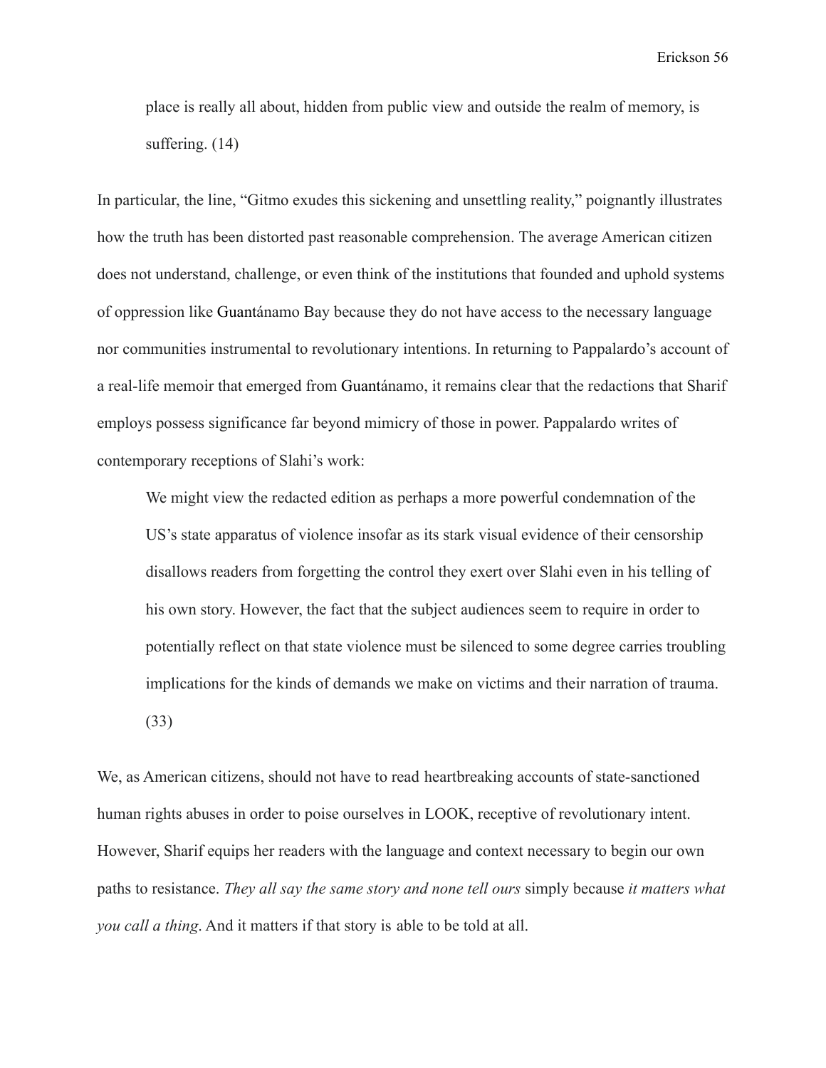> place is really all about, hidden from public view and outside the realm of memory, is suffering. (14)

In particular, the line, "Gitmo exudes this sickening and unsettling reality," poignantly illustrates how the truth has been distorted past reasonable comprehension. The average American citizen does not understand, challenge, or even think of the institutions that founded and uphold systems of oppression like Guantánamo Bay because they do not have access to the necessary language nor communities instrumental to revolutionary intentions. In returning to Pappalardo's account of a real-life memoir that emerged from Guantánamo, it remains clear that the redactions that Sharif employs possess significance far beyond mimicry of those in power. Pappalardo writes of contemporary receptions of Slahi's work:

> We might view the redacted edition as perhaps a more powerful condemnation of the US's state apparatus of violence insofar as its stark visual evidence of their censorship disallows readers from forgetting the control they exert over Slahi even in his telling of his own story. However, the fact that the subject audiences seem to require in order to potentially reflect on that state violence must be silenced to some degree carries troubling implications for the kinds of demands we make on victims and their narration of trauma. (33)

We, as American citizens, should not have to read heartbreaking accounts of state-sanctioned human rights abuses in order to poise ourselves in LOOK, receptive of revolutionary intent. However, Sharif equips her readers with the language and context necessary to begin our own paths to resistance. *They all say the same story and none tell ours* simply because *it matters what you call a thing*. And it matters if that story is able to be told at all.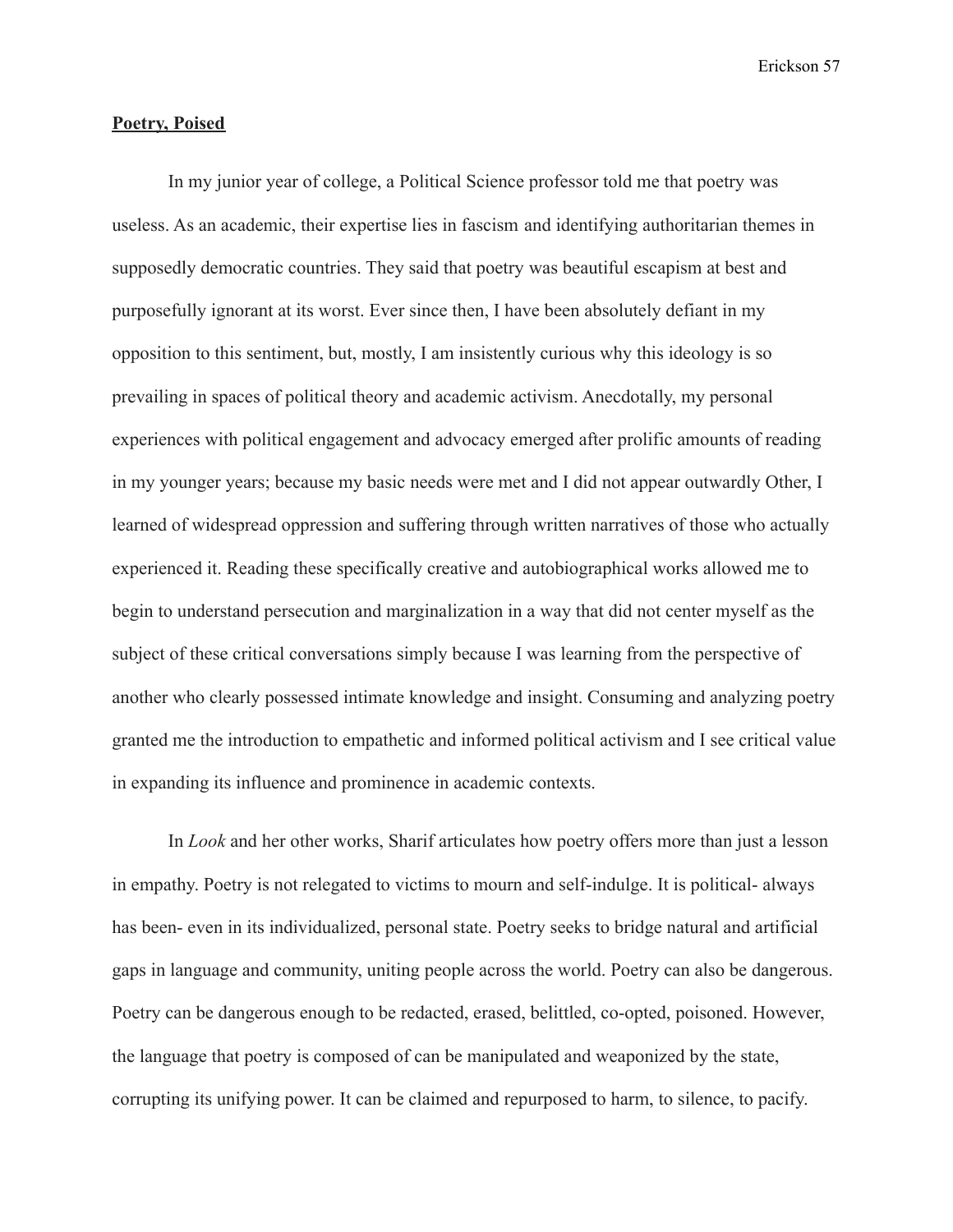**Poetry, Poised**

In my junior year of college, a Political Science professor told me that poetry was useless. As an academic, their expertise lies in fascism and identifying authoritarian themes in supposedly democratic countries. They said that poetry was beautiful escapism at best and purposefully ignorant at its worst. Ever since then, I have been absolutely defiant in my opposition to this sentiment, but, mostly, I am insistently curious why this ideology is so prevailing in spaces of political theory and academic activism. Anecdotally, my personal experiences with political engagement and advocacy emerged after prolific amounts of reading in my younger years; because my basic needs were met and I did not appear outwardly Other, I learned of widespread oppression and suffering through written narratives of those who actually experienced it. Reading these specifically creative and autobiographical works allowed me to begin to understand persecution and marginalization in a way that did not center myself as the subject of these critical conversations simply because I was learning from the perspective of another who clearly possessed intimate knowledge and insight. Consuming and analyzing poetry granted me the introduction to empathetic and informed political activism and I see critical value in expanding its influence and prominence in academic contexts.

In *Look* and her other works, Sharif articulates how poetry offers more than just a lesson in empathy. Poetry is not relegated to victims to mourn and self-indulge. It is political- always has been- even in its individualized, personal state. Poetry seeks to bridge natural and artificial gaps in language and community, uniting people across the world. Poetry can also be dangerous. Poetry can be dangerous enough to be redacted, erased, belittled, co-opted, poisoned. However, the language that poetry is composed of can be manipulated and weaponized by the state, corrupting its unifying power. It can be claimed and repurposed to harm, to silence, to pacify.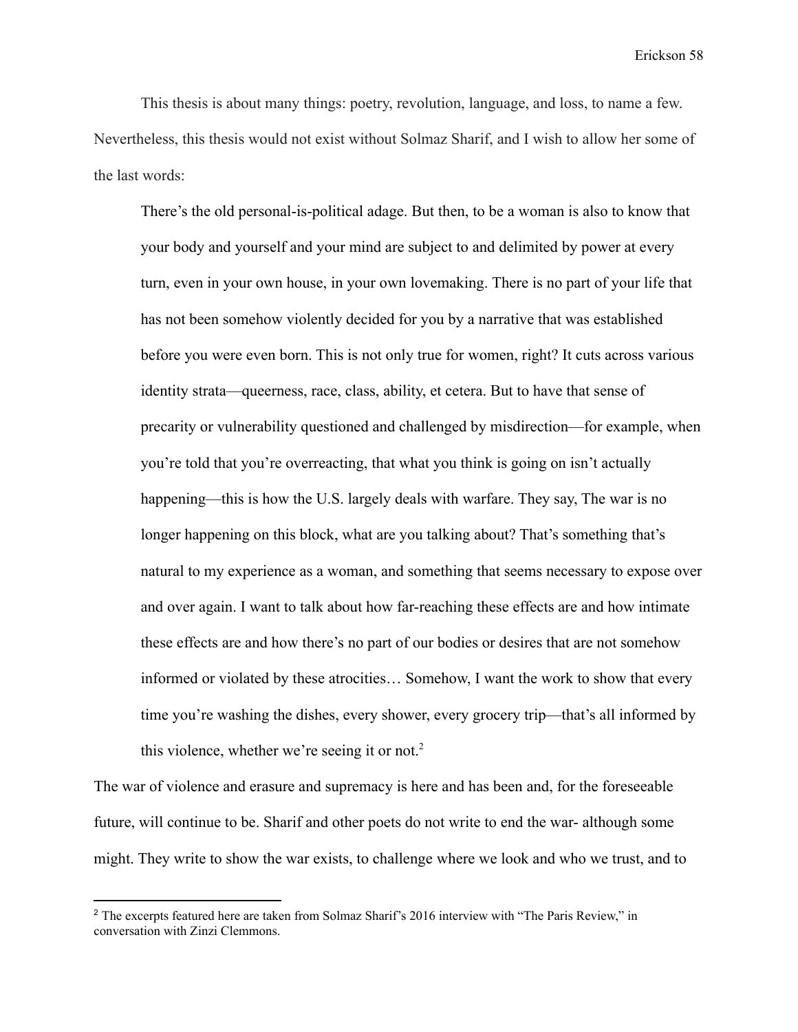This thesis is about many things: poetry, revolution, language, and loss, to name a few. Nevertheless, this thesis would not exist without Solmaz Sharif, and I wish to allow her some of the last words:

> There's the old personal-is-political adage. But then, to be a woman is also to know that your body and yourself and your mind are subject to and delimited by power at every turn, even in your own house, in your own lovemaking. There is no part of your life that has not been somehow violently decided for you by a narrative that was established before you were even born. This is not only true for women, right? It cuts across various identity strata—queerness, race, class, ability, et cetera. But to have that sense of precarity or vulnerability questioned and challenged by misdirection—for example, when you're told that you're overreacting, that what you think is going on isn't actually happening—this is how the U.S. largely deals with warfare. They say, The war is no longer happening on this block, what are you talking about? That's something that's natural to my experience as a woman, and something that seems necessary to expose over and over again. I want to talk about how far-reaching these effects are and how intimate these effects are and how there's no part of our bodies or desires that are not somehow informed or violated by these atrocities… Somehow, I want the work to show that every time you're washing the dishes, every shower, every grocery trip—that's all informed by this violence, whether we're seeing it or not.[2]

The war of violence and erasure and supremacy is here and has been and, for the foreseeable future, will continue to be. Sharif and other poets do not write to end the war- although some might. They write to show the war exists, to challenge where we look and who we trust, and to

---

[2] The excerpts featured here are taken from Solmaz Sharif's 2016 interview with "The Paris Review," in conversation with Zinzi Clemmons.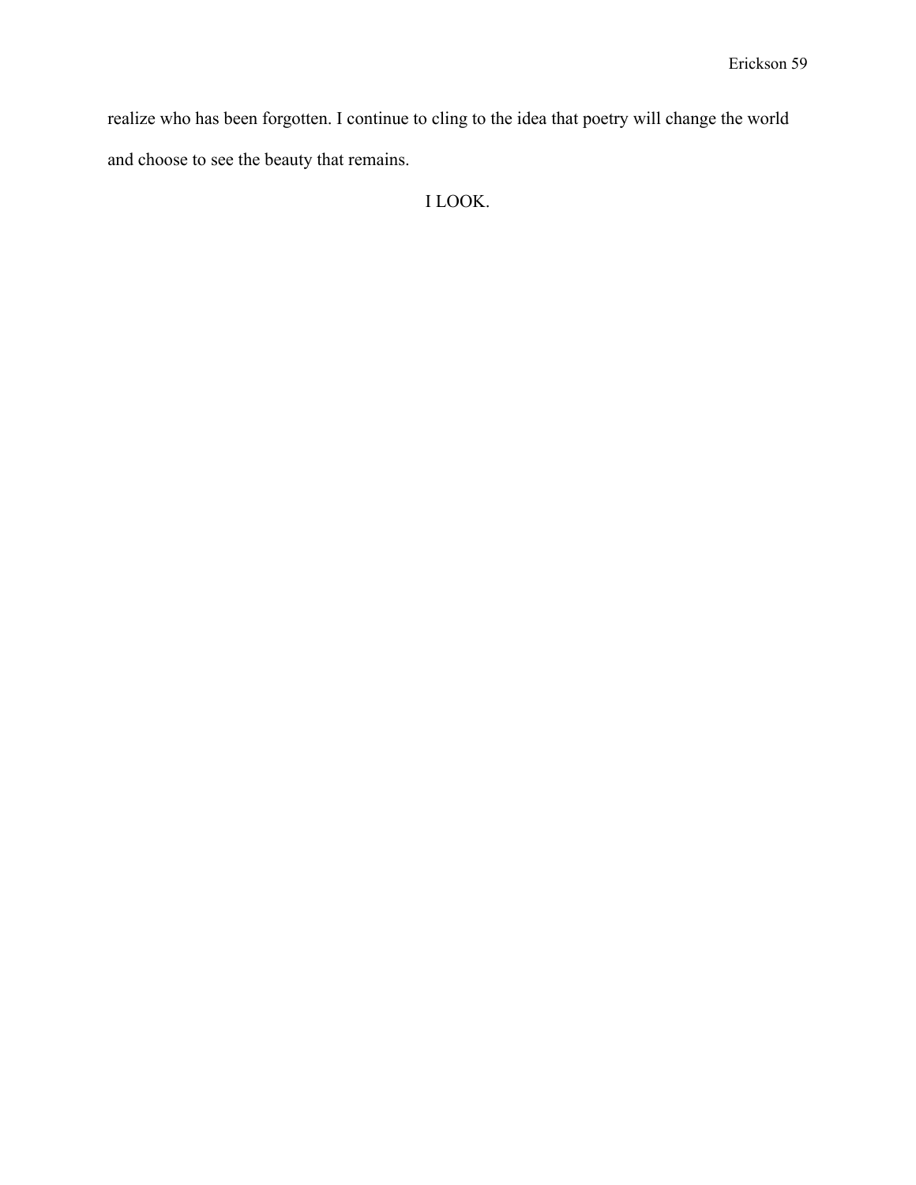realize who has been forgotten. I continue to cling to the idea that poetry will change the world and choose to see the beauty that remains.

I LOOK.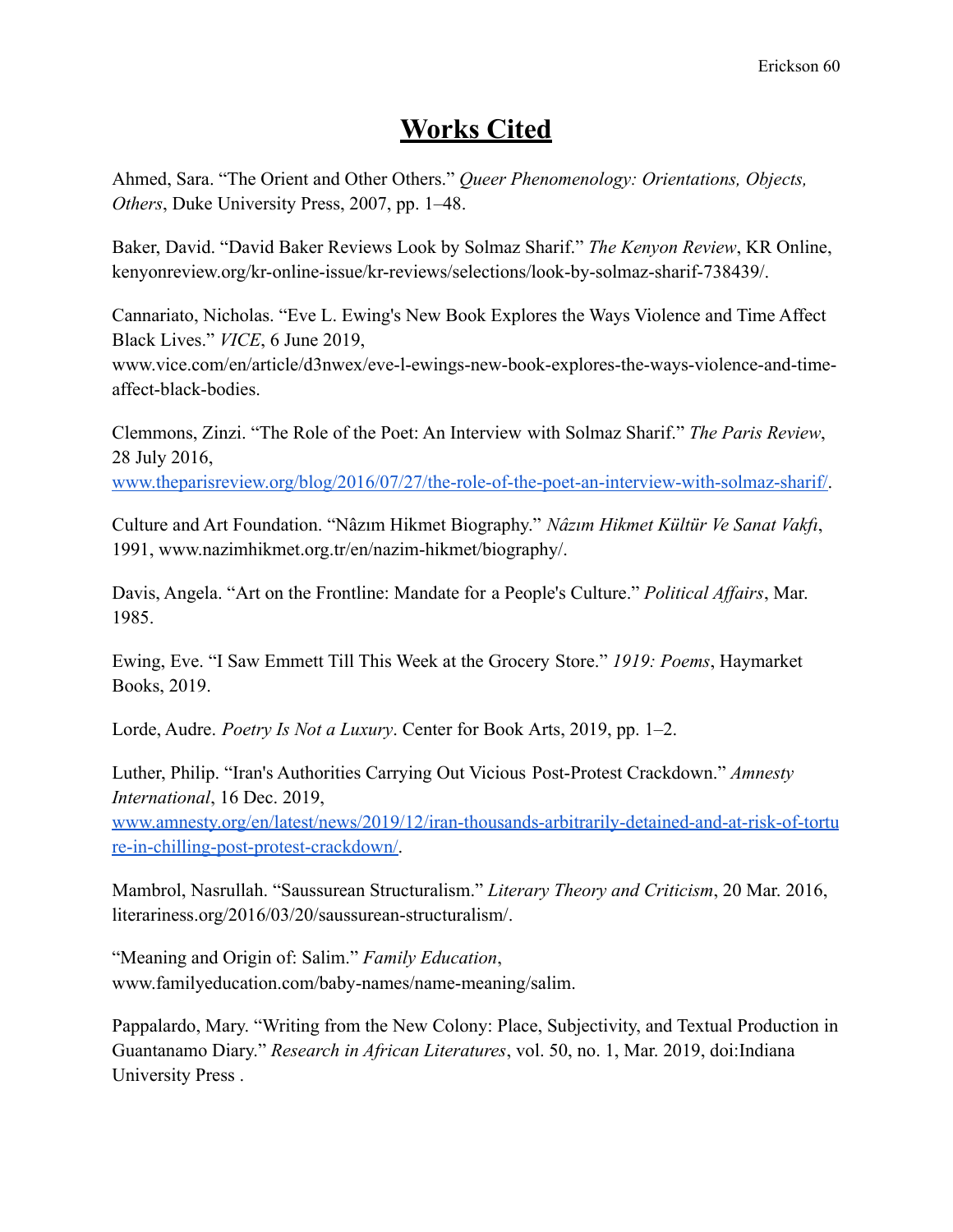# Works Cited

Ahmed, Sara. "The Orient and Other Others." *Queer Phenomenology: Orientations, Objects, Others*, Duke University Press, 2007, pp. 1–48.

Baker, David. "David Baker Reviews Look by Solmaz Sharif." *The Kenyon Review*, KR Online, kenyonreview.org/kr-online-issue/kr-reviews/selections/look-by-solmaz-sharif-738439/.

Cannariato, Nicholas. "Eve L. Ewing's New Book Explores the Ways Violence and Time Affect Black Lives." *VICE*, 6 June 2019, www.vice.com/en/article/d3nwex/eve-l-ewings-new-book-explores-the-ways-violence-and-time-affect-black-bodies.

Clemmons, Zinzi. "The Role of the Poet: An Interview with Solmaz Sharif." *The Paris Review*, 28 July 2016, [www.theparisreview.org/blog/2016/07/27/the-role-of-the-poet-an-interview-with-solmaz-sharif/](www.theparisreview.org/blog/2016/07/27/the-role-of-the-poet-an-interview-with-solmaz-sharif/).

Culture and Art Foundation. "Nâzım Hikmet Biography." *Nâzım Hikmet Kültür Ve Sanat Vakfı*, 1991, www.nazimhikmet.org.tr/en/nazim-hikmet/biography/.

Davis, Angela. "Art on the Frontline: Mandate for a People's Culture." *Political Affairs*, Mar. 1985.

Ewing, Eve. "I Saw Emmett Till This Week at the Grocery Store." *1919: Poems*, Haymarket Books, 2019.

Lorde, Audre. *Poetry Is Not a Luxury*. Center for Book Arts, 2019, pp. 1–2.

Luther, Philip. "Iran's Authorities Carrying Out Vicious Post-Protest Crackdown." *Amnesty International*, 16 Dec. 2019, [www.amnesty.org/en/latest/news/2019/12/iran-thousands-arbitrarily-detained-and-at-risk-of-torture-in-chilling-post-protest-crackdown/](www.amnesty.org/en/latest/news/2019/12/iran-thousands-arbitrarily-detained-and-at-risk-of-torture-in-chilling-post-protest-crackdown/).

Mambrol, Nasrullah. "Saussurean Structuralism." *Literary Theory and Criticism*, 20 Mar. 2016, literariness.org/2016/03/20/saussurean-structuralism/.

"Meaning and Origin of: Salim." *Family Education*, www.familyeducation.com/baby-names/name-meaning/salim.

Pappalardo, Mary. "Writing from the New Colony: Place, Subjectivity, and Textual Production in Guantanamo Diary." *Research in African Literatures*, vol. 50, no. 1, Mar. 2019, doi:Indiana University Press .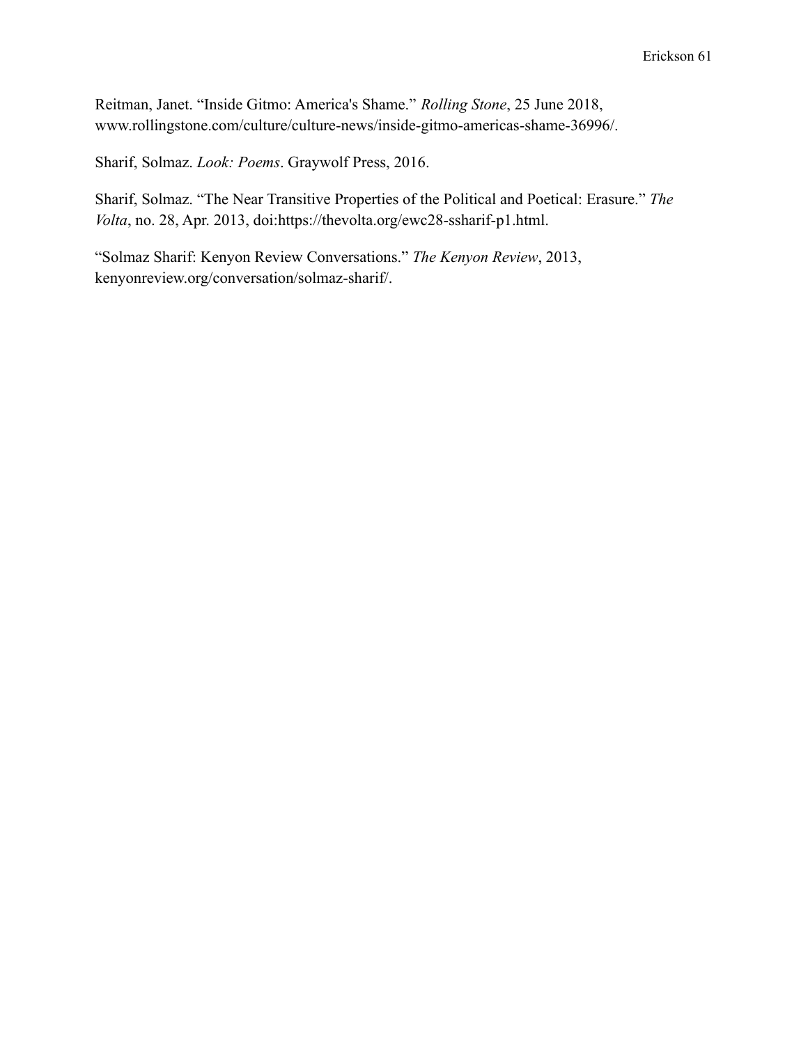Reitman, Janet. “Inside Gitmo: America's Shame.” *Rolling Stone*, 25 June 2018, www.rollingstone.com/culture/culture-news/inside-gitmo-americas-shame-36996/.

Sharif, Solmaz. *Look: Poems*. Graywolf Press, 2016.

Sharif, Solmaz. “The Near Transitive Properties of the Political and Poetical: Erasure.” *The Volta*, no. 28, Apr. 2013, doi:https://thevolta.org/ewc28-ssharif-p1.html.

“Solmaz Sharif: Kenyon Review Conversations.” *The Kenyon Review*, 2013, kenyonreview.org/conversation/solmaz-sharif/.